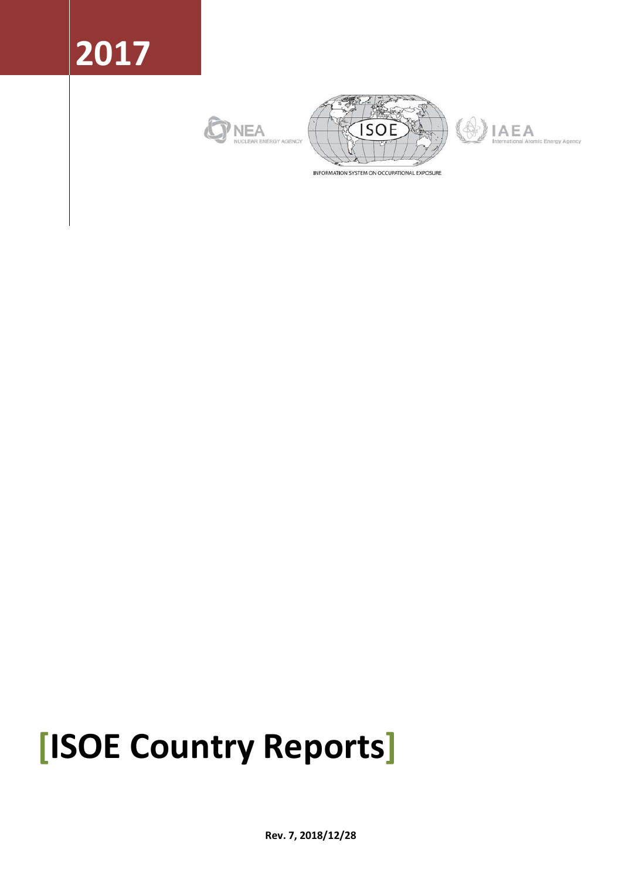# 2017

NEA NUCLEAR ENERGY AGENCY

ISOE

INFORMATION SYSTEM ON OCCUPATIONAL EXPOSURE

IAEA International Atomic Energy Agency

# [ISOE Country Reports]

**Rev. 7, 2018/12/28**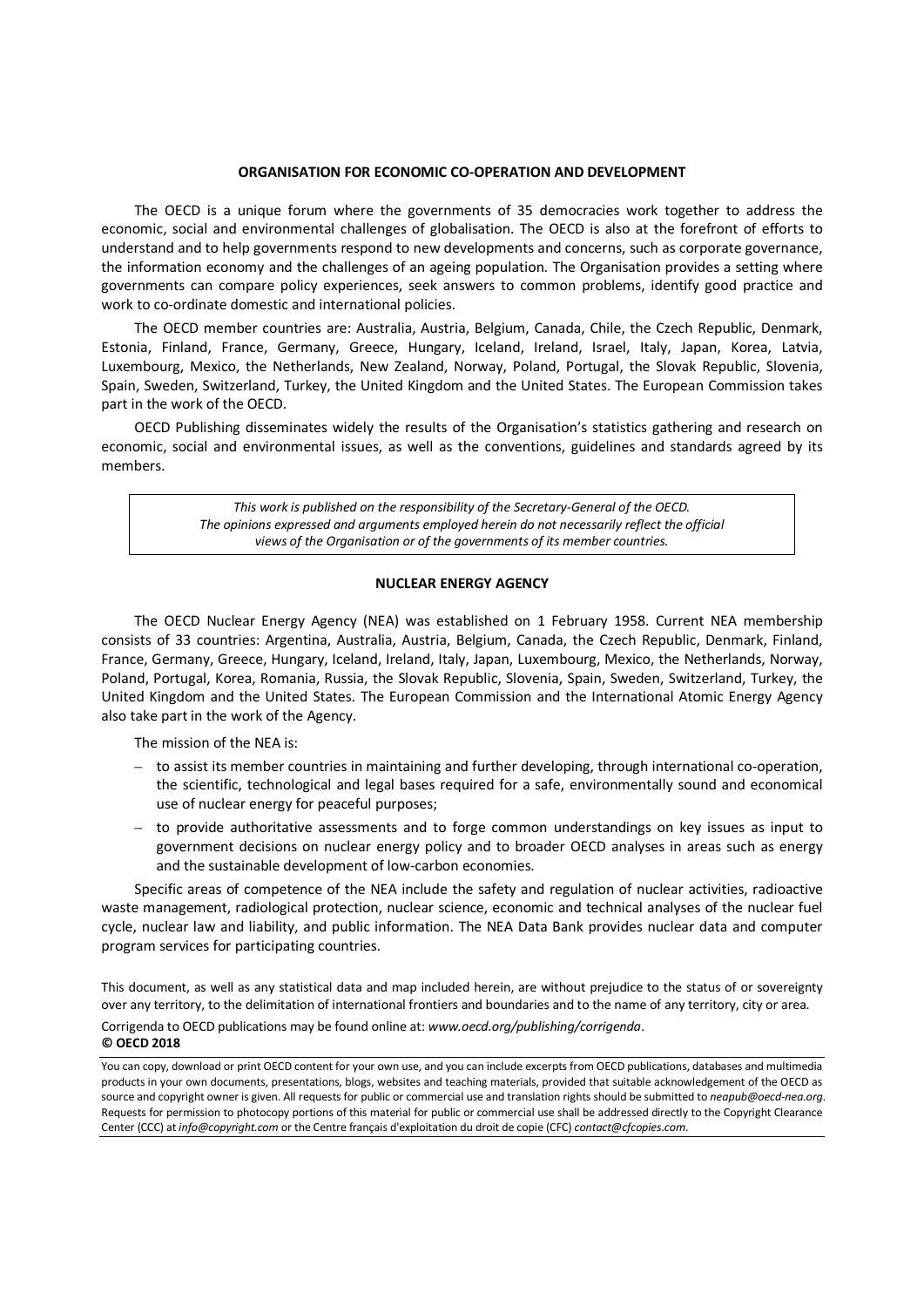**ORGANISATION FOR ECONOMIC CO-OPERATION AND DEVELOPMENT**

The OECD is a unique forum where the governments of 35 democracies work together to address the economic, social and environmental challenges of globalisation. The OECD is also at the forefront of efforts to understand and to help governments respond to new developments and concerns, such as corporate governance, the information economy and the challenges of an ageing population. The Organisation provides a setting where governments can compare policy experiences, seek answers to common problems, identify good practice and work to co-ordinate domestic and international policies.

The OECD member countries are: Australia, Austria, Belgium, Canada, Chile, the Czech Republic, Denmark, Estonia, Finland, France, Germany, Greece, Hungary, Iceland, Ireland, Israel, Italy, Japan, Korea, Latvia, Luxembourg, Mexico, the Netherlands, New Zealand, Norway, Poland, Portugal, the Slovak Republic, Slovenia, Spain, Sweden, Switzerland, Turkey, the United Kingdom and the United States. The European Commission takes part in the work of the OECD.

OECD Publishing disseminates widely the results of the Organisation's statistics gathering and research on economic, social and environmental issues, as well as the conventions, guidelines and standards agreed by its members.

*This work is published on the responsibility of the Secretary-General of the OECD. The opinions expressed and arguments employed herein do not necessarily reflect the official views of the Organisation or of the governments of its member countries.*

**NUCLEAR ENERGY AGENCY**

The OECD Nuclear Energy Agency (NEA) was established on 1 February 1958. Current NEA membership consists of 33 countries: Argentina, Australia, Austria, Belgium, Canada, the Czech Republic, Denmark, Finland, France, Germany, Greece, Hungary, Iceland, Ireland, Italy, Japan, Luxembourg, Mexico, the Netherlands, Norway, Poland, Portugal, Korea, Romania, Russia, the Slovak Republic, Slovenia, Spain, Sweden, Switzerland, Turkey, the United Kingdom and the United States. The European Commission and the International Atomic Energy Agency also take part in the work of the Agency.

The mission of the NEA is:

- to assist its member countries in maintaining and further developing, through international co-operation, the scientific, technological and legal bases required for a safe, environmentally sound and economical use of nuclear energy for peaceful purposes;
- to provide authoritative assessments and to forge common understandings on key issues as input to government decisions on nuclear energy policy and to broader OECD analyses in areas such as energy and the sustainable development of low-carbon economies.

Specific areas of competence of the NEA include the safety and regulation of nuclear activities, radioactive waste management, radiological protection, nuclear science, economic and technical analyses of the nuclear fuel cycle, nuclear law and liability, and public information. The NEA Data Bank provides nuclear data and computer program services for participating countries.

This document, as well as any statistical data and map included herein, are without prejudice to the status of or sovereignty over any territory, to the delimitation of international frontiers and boundaries and to the name of any territory, city or area.

Corrigenda to OECD publications may be found online at: *www.oecd.org/publishing/corrigenda*.

**© OECD 2018**

You can copy, download or print OECD content for your own use, and you can include excerpts from OECD publications, databases and multimedia products in your own documents, presentations, blogs, websites and teaching materials, provided that suitable acknowledgement of the OECD as source and copyright owner is given. All requests for public or commercial use and translation rights should be submitted to *neapub@oecd-nea.org*. Requests for permission to photocopy portions of this material for public or commercial use shall be addressed directly to the Copyright Clearance Center (CCC) at *info@copyright.com* or the Centre français d'exploitation du droit de copie (CFC) *contact@cfcopies.com*.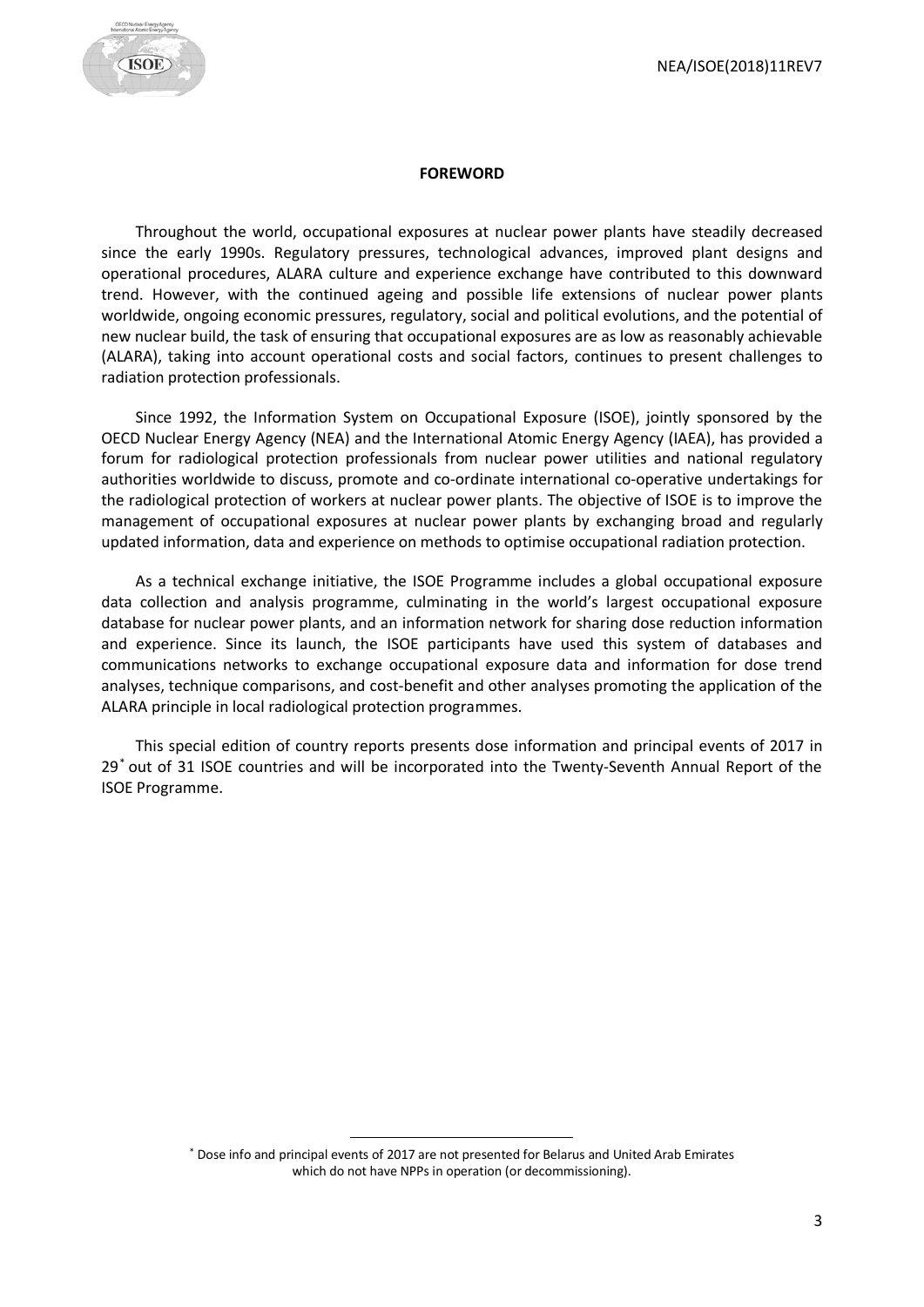## FOREWORD

Throughout the world, occupational exposures at nuclear power plants have steadily decreased since the early 1990s. Regulatory pressures, technological advances, improved plant designs and operational procedures, ALARA culture and experience exchange have contributed to this downward trend. However, with the continued ageing and possible life extensions of nuclear power plants worldwide, ongoing economic pressures, regulatory, social and political evolutions, and the potential of new nuclear build, the task of ensuring that occupational exposures are as low as reasonably achievable (ALARA), taking into account operational costs and social factors, continues to present challenges to radiation protection professionals.

Since 1992, the Information System on Occupational Exposure (ISOE), jointly sponsored by the OECD Nuclear Energy Agency (NEA) and the International Atomic Energy Agency (IAEA), has provided a forum for radiological protection professionals from nuclear power utilities and national regulatory authorities worldwide to discuss, promote and co-ordinate international co-operative undertakings for the radiological protection of workers at nuclear power plants. The objective of ISOE is to improve the management of occupational exposures at nuclear power plants by exchanging broad and regularly updated information, data and experience on methods to optimise occupational radiation protection.

As a technical exchange initiative, the ISOE Programme includes a global occupational exposure data collection and analysis programme, culminating in the world's largest occupational exposure database for nuclear power plants, and an information network for sharing dose reduction information and experience. Since its launch, the ISOE participants have used this system of databases and communications networks to exchange occupational exposure data and information for dose trend analyses, technique comparisons, and cost-benefit and other analyses promoting the application of the ALARA principle in local radiological protection programmes.

This special edition of country reports presents dose information and principal events of 2017 in 29[*] out of 31 ISOE countries and will be incorporated into the Twenty-Seventh Annual Report of the ISOE Programme.

[*] Dose info and principal events of 2017 are not presented for Belarus and United Arab Emirates which do not have NPPs in operation (or decommissioning).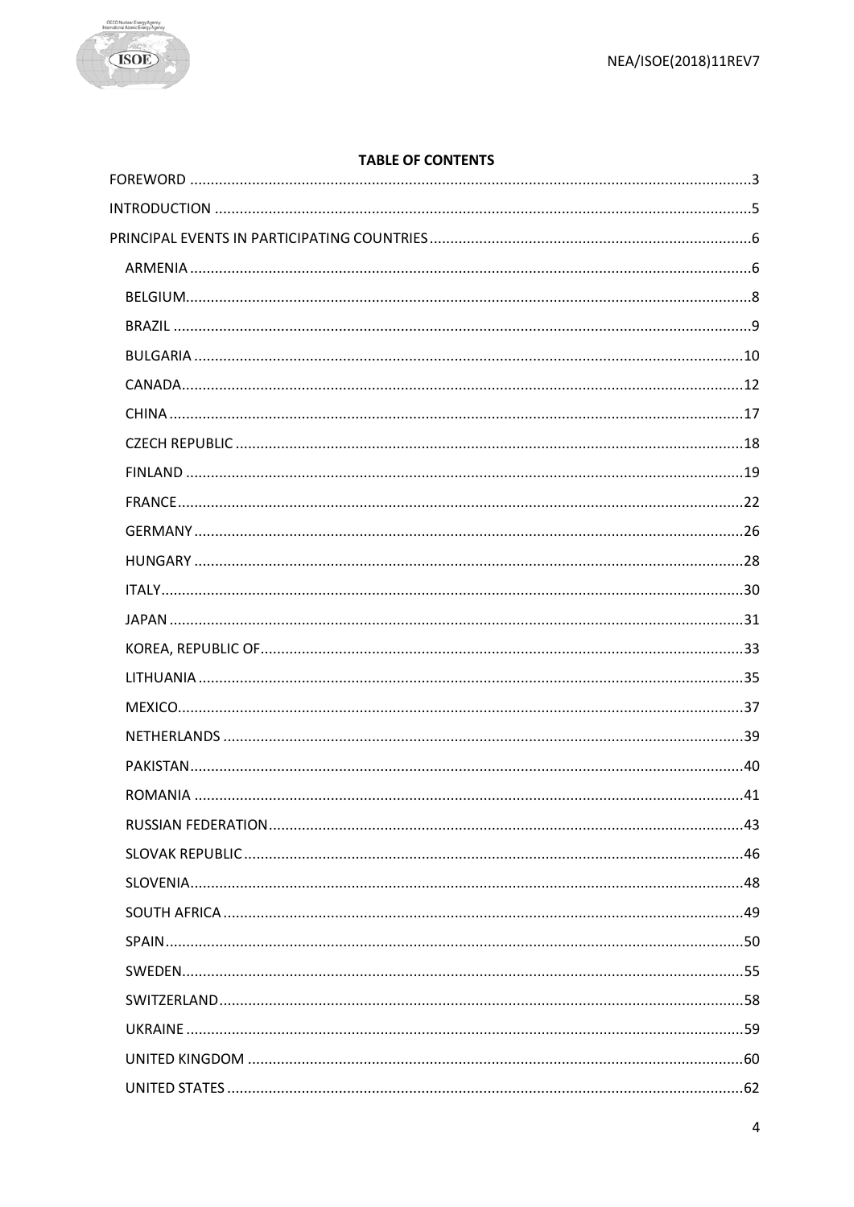**TABLE OF CONTENTS**

FOREWORD ..... 3

INTRODUCTION ..... 5

PRINCIPAL EVENTS IN PARTICIPATING COUNTRIES ..... 6

- ARMENIA ..... 6
- BELGIUM ..... 8
- BRAZIL ..... 9
- BULGARIA ..... 10
- CANADA ..... 12
- CHINA ..... 17
- CZECH REPUBLIC ..... 18
- FINLAND ..... 19
- FRANCE ..... 22
- GERMANY ..... 26
- HUNGARY ..... 28
- ITALY ..... 30
- JAPAN ..... 31
- KOREA, REPUBLIC OF ..... 33
- LITHUANIA ..... 35
- MEXICO ..... 37
- NETHERLANDS ..... 39
- PAKISTAN ..... 40
- ROMANIA ..... 41
- RUSSIAN FEDERATION ..... 43
- SLOVAK REPUBLIC ..... 46
- SLOVENIA ..... 48
- SOUTH AFRICA ..... 49
- SPAIN ..... 50
- SWEDEN ..... 55
- SWITZERLAND ..... 58
- UKRAINE ..... 59
- UNITED KINGDOM ..... 60
- UNITED STATES ..... 62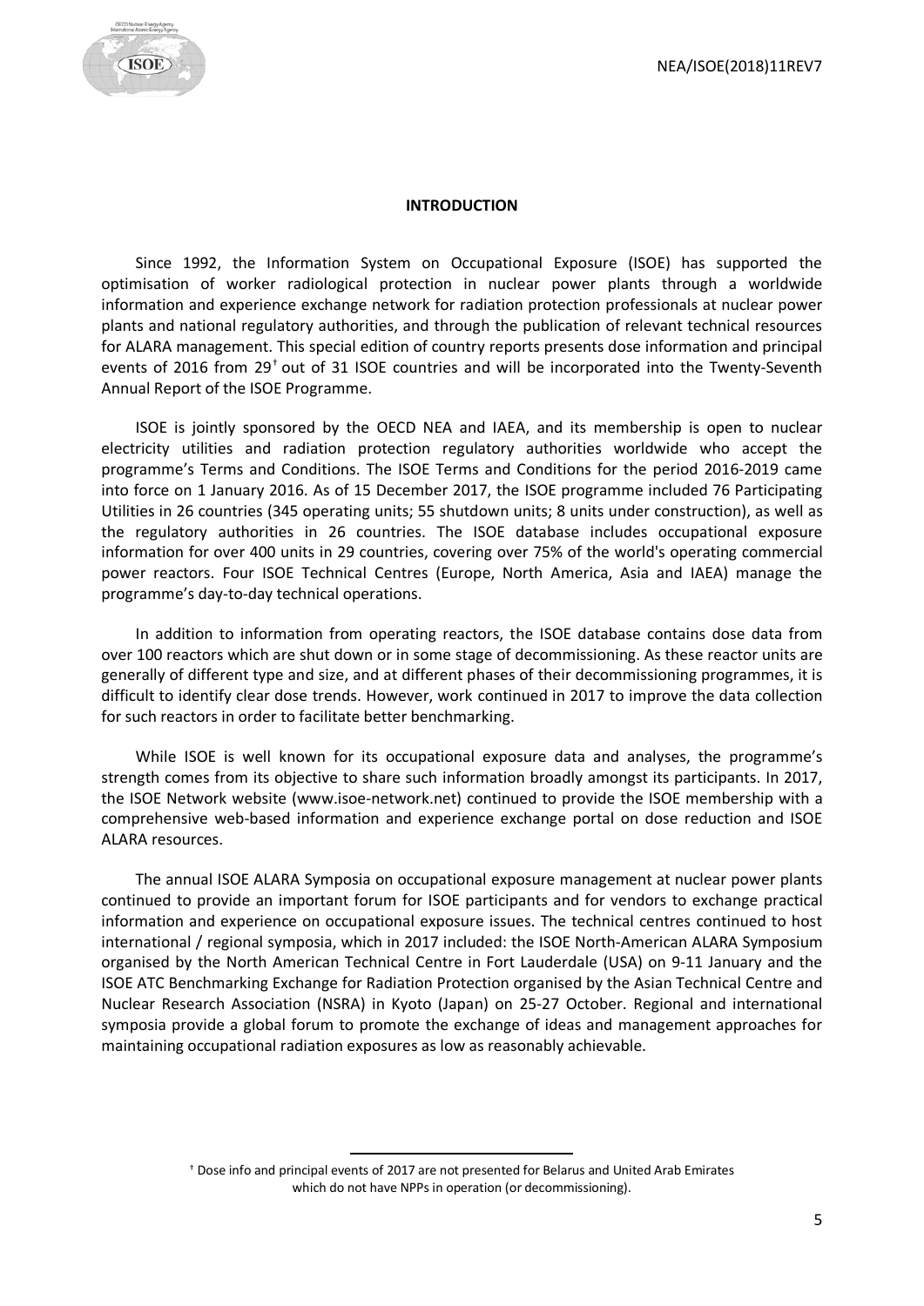## INTRODUCTION

Since 1992, the Information System on Occupational Exposure (ISOE) has supported the optimisation of worker radiological protection in nuclear power plants through a worldwide information and experience exchange network for radiation protection professionals at nuclear power plants and national regulatory authorities, and through the publication of relevant technical resources for ALARA management. This special edition of country reports presents dose information and principal events of 2016 from 29[†] out of 31 ISOE countries and will be incorporated into the Twenty-Seventh Annual Report of the ISOE Programme.

ISOE is jointly sponsored by the OECD NEA and IAEA, and its membership is open to nuclear electricity utilities and radiation protection regulatory authorities worldwide who accept the programme's Terms and Conditions. The ISOE Terms and Conditions for the period 2016-2019 came into force on 1 January 2016. As of 15 December 2017, the ISOE programme included 76 Participating Utilities in 26 countries (345 operating units; 55 shutdown units; 8 units under construction), as well as the regulatory authorities in 26 countries. The ISOE database includes occupational exposure information for over 400 units in 29 countries, covering over 75% of the world's operating commercial power reactors. Four ISOE Technical Centres (Europe, North America, Asia and IAEA) manage the programme's day-to-day technical operations.

In addition to information from operating reactors, the ISOE database contains dose data from over 100 reactors which are shut down or in some stage of decommissioning. As these reactor units are generally of different type and size, and at different phases of their decommissioning programmes, it is difficult to identify clear dose trends. However, work continued in 2017 to improve the data collection for such reactors in order to facilitate better benchmarking.

While ISOE is well known for its occupational exposure data and analyses, the programme's strength comes from its objective to share such information broadly amongst its participants. In 2017, the ISOE Network website (www.isoe-network.net) continued to provide the ISOE membership with a comprehensive web-based information and experience exchange portal on dose reduction and ISOE ALARA resources.

The annual ISOE ALARA Symposia on occupational exposure management at nuclear power plants continued to provide an important forum for ISOE participants and for vendors to exchange practical information and experience on occupational exposure issues. The technical centres continued to host international / regional symposia, which in 2017 included: the ISOE North-American ALARA Symposium organised by the North American Technical Centre in Fort Lauderdale (USA) on 9-11 January and the ISOE ATC Benchmarking Exchange for Radiation Protection organised by the Asian Technical Centre and Nuclear Research Association (NSRA) in Kyoto (Japan) on 25-27 October. Regional and international symposia provide a global forum to promote the exchange of ideas and management approaches for maintaining occupational radiation exposures as low as reasonably achievable.

---

[†] Dose info and principal events of 2017 are not presented for Belarus and United Arab Emirates which do not have NPPs in operation (or decommissioning).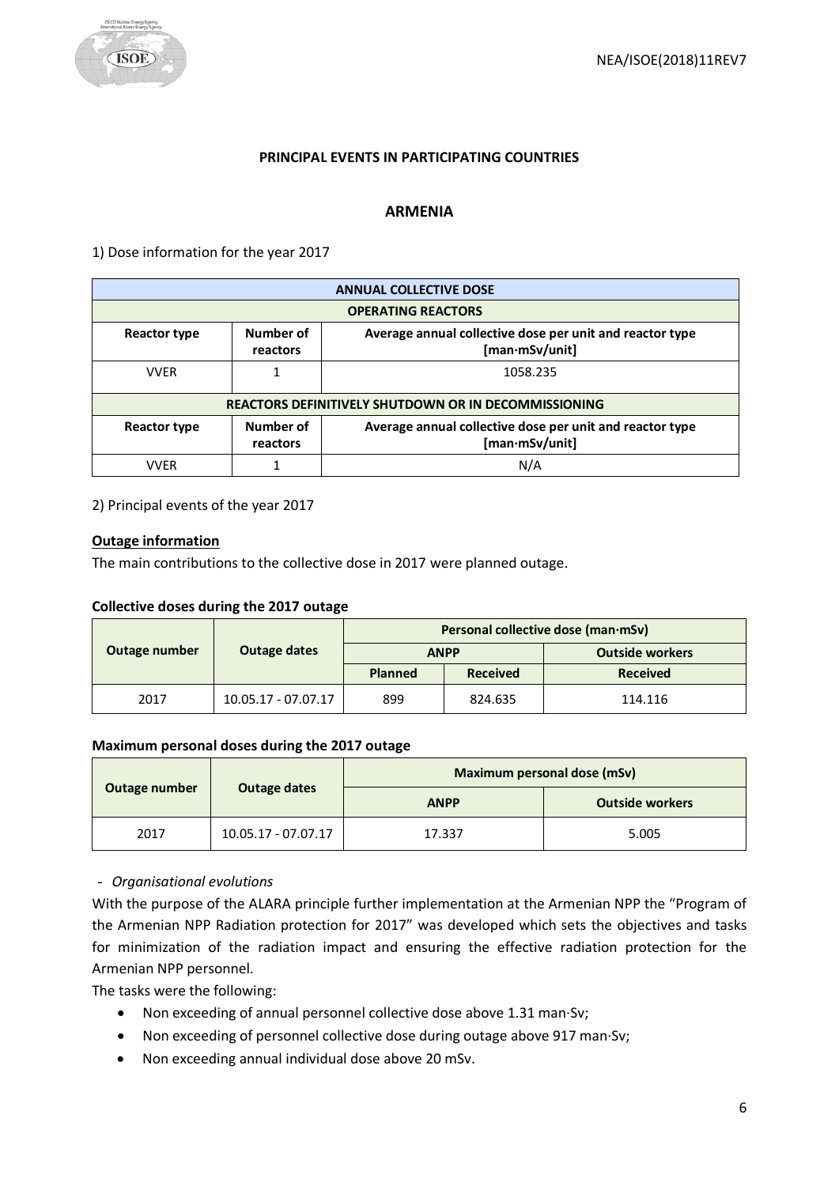## PRINCIPAL EVENTS IN PARTICIPATING COUNTRIES

### ARMENIA

1) Dose information for the year 2017

| ANNUAL COLLECTIVE DOSE | | |
|---|---|---|
| **OPERATING REACTORS** | | |
| **Reactor type** | **Number of reactors** | **Average annual collective dose per unit and reactor type [man·mSv/unit]** |
| VVER | 1 | 1058.235 |
| **REACTORS DEFINITIVELY SHUTDOWN OR IN DECOMMISSIONING** | | |
| **Reactor type** | **Number of reactors** | **Average annual collective dose per unit and reactor type [man·mSv/unit]** |
| VVER | 1 | N/A |

2) Principal events of the year 2017

**Outage information**

The main contributions to the collective dose in 2017 were planned outage.

**Collective doses during the 2017 outage**

| Outage number | Outage dates | Personal collective dose (man·mSv) | | |
|---|---|---|---|---|
| | | ANPP | | Outside workers |
| | | Planned | Received | Received |
| 2017 | 10.05.17 - 07.07.17 | 899 | 824.635 | 114.116 |

**Maximum personal doses during the 2017 outage**

| Outage number | Outage dates | Maximum personal dose (mSv) | |
|---|---|---|---|
| | | ANPP | Outside workers |
| 2017 | 10.05.17 - 07.07.17 | 17.337 | 5.005 |

- *Organisational evolutions*

With the purpose of the ALARA principle further implementation at the Armenian NPP the "Program of the Armenian NPP Radiation protection for 2017" was developed which sets the objectives and tasks for minimization of the radiation impact and ensuring the effective radiation protection for the Armenian NPP personnel.

The tasks were the following:

- Non exceeding of annual personnel collective dose above 1.31 man·Sv;
- Non exceeding of personnel collective dose during outage above 917 man·Sv;
- Non exceeding annual individual dose above 20 mSv.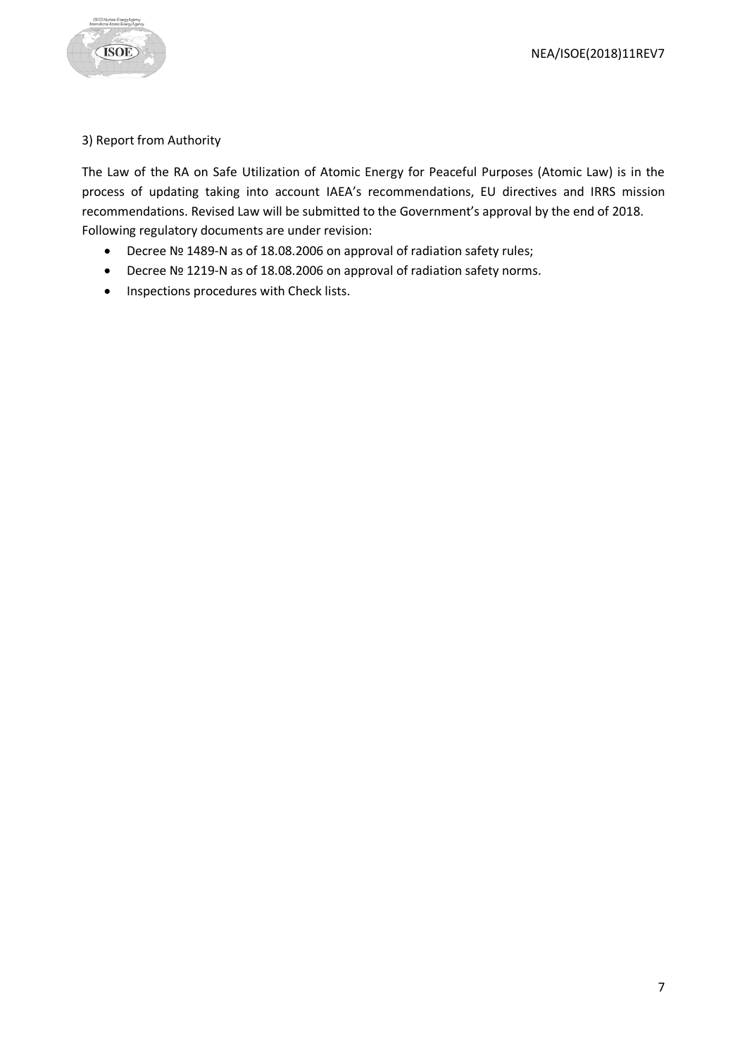3) Report from Authority

The Law of the RA on Safe Utilization of Atomic Energy for Peaceful Purposes (Atomic Law) is in the process of updating taking into account IAEA's recommendations, EU directives and IRRS mission recommendations. Revised Law will be submitted to the Government's approval by the end of 2018. Following regulatory documents are under revision:

- Decree № 1489-N as of 18.08.2006 on approval of radiation safety rules;
- Decree № 1219-N as of 18.08.2006 on approval of radiation safety norms.
- Inspections procedures with Check lists.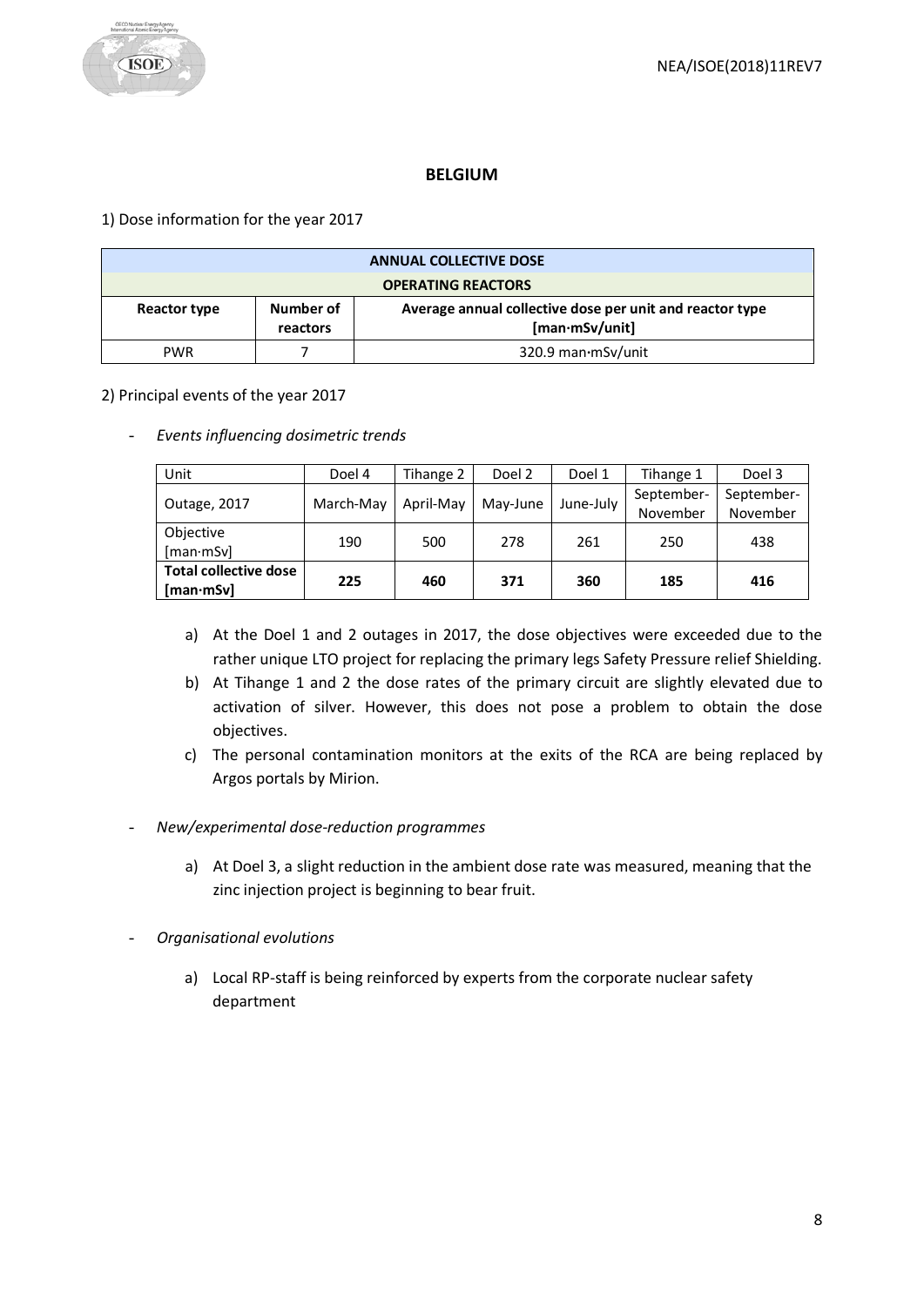## BELGIUM

1) Dose information for the year 2017

| ANNUAL COLLECTIVE DOSE | | |
|---|---|---|
| **OPERATING REACTORS** | | |
| **Reactor type** | **Number of reactors** | **Average annual collective dose per unit and reactor type [man·mSv/unit]** |
| PWR | 7 | 320.9 man·mSv/unit |

2) Principal events of the year 2017

- *Events influencing dosimetric trends*

| Unit | Doel 4 | Tihange 2 | Doel 2 | Doel 1 | Tihange 1 | Doel 3 |
|---|---|---|---|---|---|---|
| Outage, 2017 | March-May | April-May | May-June | June-July | September-November | September-November |
| Objective [man·mSv] | 190 | 500 | 278 | 261 | 250 | 438 |
| **Total collective dose [man·mSv]** | **225** | **460** | **371** | **360** | **185** | **416** |

a) At the Doel 1 and 2 outages in 2017, the dose objectives were exceeded due to the rather unique LTO project for replacing the primary legs Safety Pressure relief Shielding.

b) At Tihange 1 and 2 the dose rates of the primary circuit are slightly elevated due to activation of silver. However, this does not pose a problem to obtain the dose objectives.

c) The personal contamination monitors at the exits of the RCA are being replaced by Argos portals by Mirion.

- *New/experimental dose-reduction programmes*

a) At Doel 3, a slight reduction in the ambient dose rate was measured, meaning that the zinc injection project is beginning to bear fruit.

- *Organisational evolutions*

a) Local RP-staff is being reinforced by experts from the corporate nuclear safety department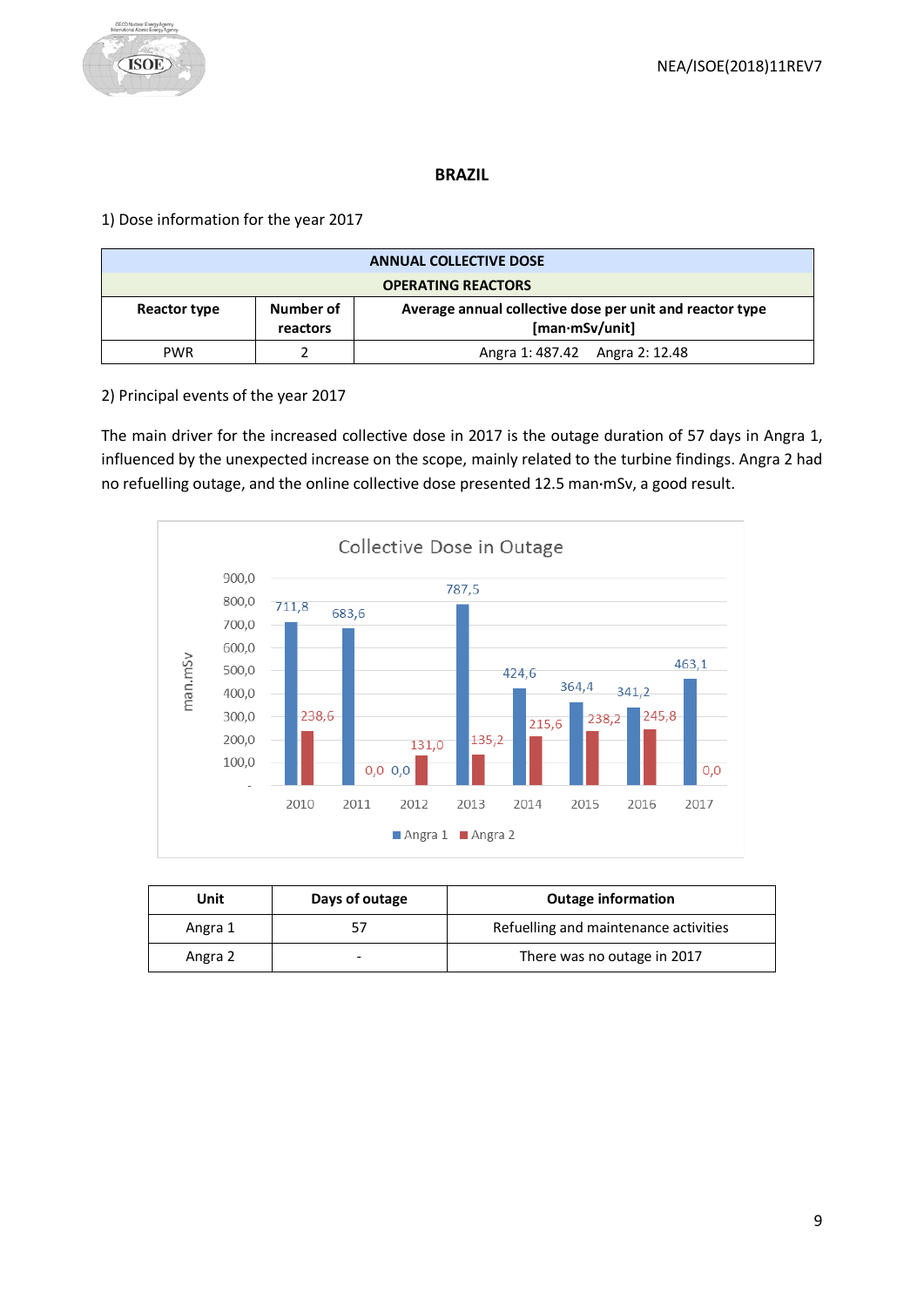# BRAZIL

1) Dose information for the year 2017

| ANNUAL COLLECTIVE DOSE | | |
|---|---|---|
| OPERATING REACTORS | | |
| Reactor type | Number of reactors | Average annual collective dose per unit and reactor type [man·mSv/unit] |
| PWR | 2 | Angra 1: 487.42 Angra 2: 12.48 |

2) Principal events of the year 2017

The main driver for the increased collective dose in 2017 is the outage duration of 57 days in Angra 1, influenced by the unexpected increase on the scope, mainly related to the turbine findings. Angra 2 had no refuelling outage, and the online collective dose presented 12.5 man·mSv, a good result.

Collective Dose in Outage

| Year | Angra 1 (man.mSv) | Angra 2 (man.mSv) |
|---|---|---|
| 2010 | 711,8 | 238,6 |
| 2011 | 683,6 | 0,0 |
| 2012 | 0,0 | 131,0 |
| 2013 | 787,5 | 135,2 |
| 2014 | 424,6 | 215,6 |
| 2015 | 364,4 | 238,2 |
| 2016 | 341,2 | 245,8 |
| 2017 | 463,1 | 0,0 |

| Unit | Days of outage | Outage information |
|---|---|---|
| Angra 1 | 57 | Refuelling and maintenance activities |
| Angra 2 | - | There was no outage in 2017 |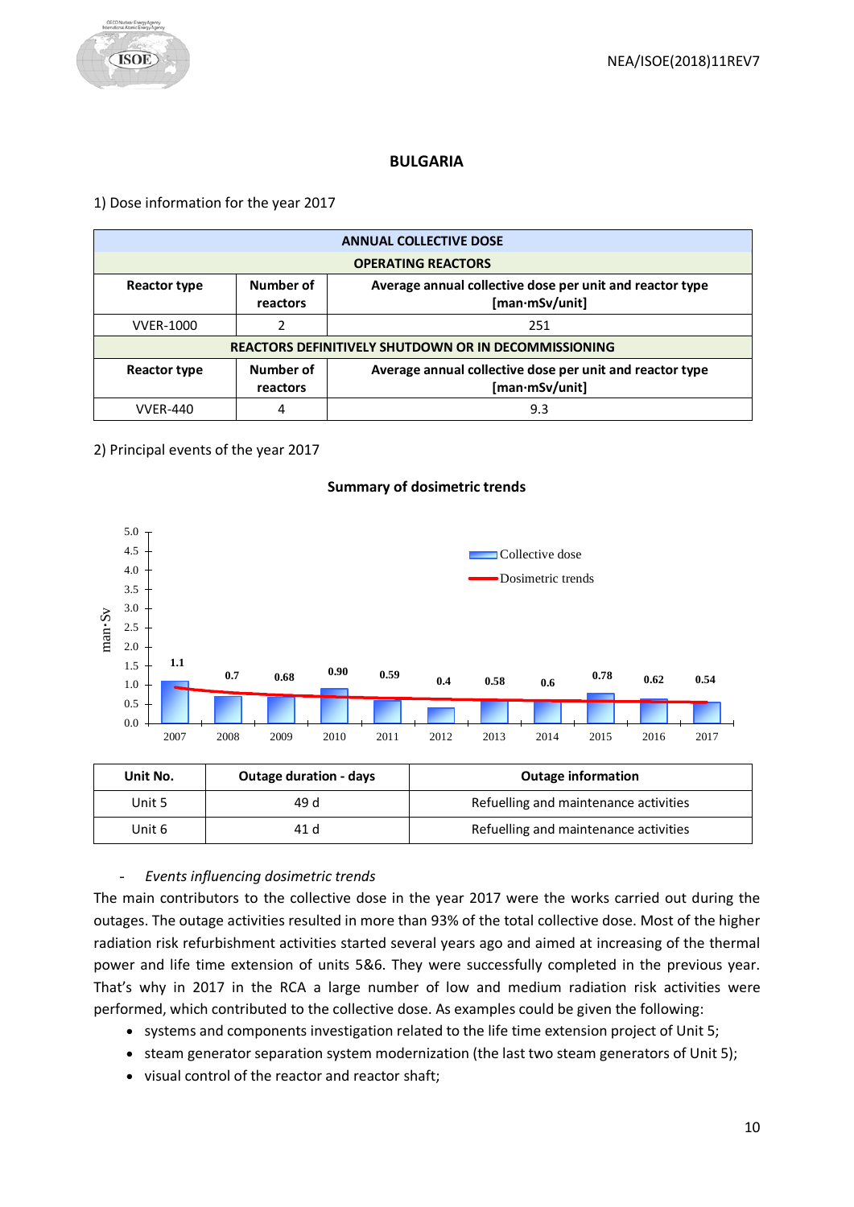## BULGARIA

1) Dose information for the year 2017

| ANNUAL COLLECTIVE DOSE | | |
|---|---|---|
| **OPERATING REACTORS** | | |
| **Reactor type** | **Number of reactors** | **Average annual collective dose per unit and reactor type [man·mSv/unit]** |
| VVER-1000 | 2 | 251 |
| **REACTORS DEFINITIVELY SHUTDOWN OR IN DECOMMISSIONING** | | |
| **Reactor type** | **Number of reactors** | **Average annual collective dose per unit and reactor type [man·mSv/unit]** |
| VVER-440 | 4 | 9.3 |

2) Principal events of the year 2017

**Summary of dosimetric trends**

| Year | Collective dose (man·Sv) |
|---|---|
| 2007 | 1.1 |
| 2008 | 0.7 |
| 2009 | 0.68 |
| 2010 | 0.90 |
| 2011 | 0.59 |
| 2012 | 0.4 |
| 2013 | 0.58 |
| 2014 | 0.6 |
| 2015 | 0.78 |
| 2016 | 0.62 |
| 2017 | 0.54 |

| Unit No. | Outage duration - days | Outage information |
|---|---|---|
| Unit 5 | 49 d | Refuelling and maintenance activities |
| Unit 6 | 41 d | Refuelling and maintenance activities |

- *Events influencing dosimetric trends*

The main contributors to the collective dose in the year 2017 were the works carried out during the outages. The outage activities resulted in more than 93% of the total collective dose. Most of the higher radiation risk refurbishment activities started several years ago and aimed at increasing of the thermal power and life time extension of units 5&6. They were successfully completed in the previous year. That's why in 2017 in the RCA a large number of low and medium radiation risk activities were performed, which contributed to the collective dose. As examples could be given the following:

- systems and components investigation related to the life time extension project of Unit 5;
- steam generator separation system modernization (the last two steam generators of Unit 5);
- visual control of the reactor and reactor shaft;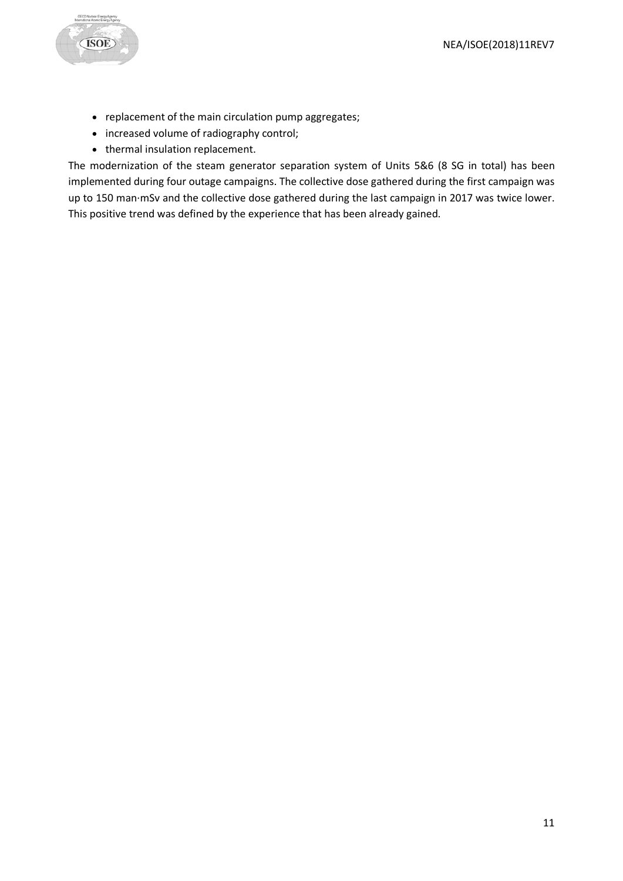- replacement of the main circulation pump aggregates;
- increased volume of radiography control;
- thermal insulation replacement.

The modernization of the steam generator separation system of Units 5&6 (8 SG in total) has been implemented during four outage campaigns. The collective dose gathered during the first campaign was up to 150 man·mSv and the collective dose gathered during the last campaign in 2017 was twice lower. This positive trend was defined by the experience that has been already gained.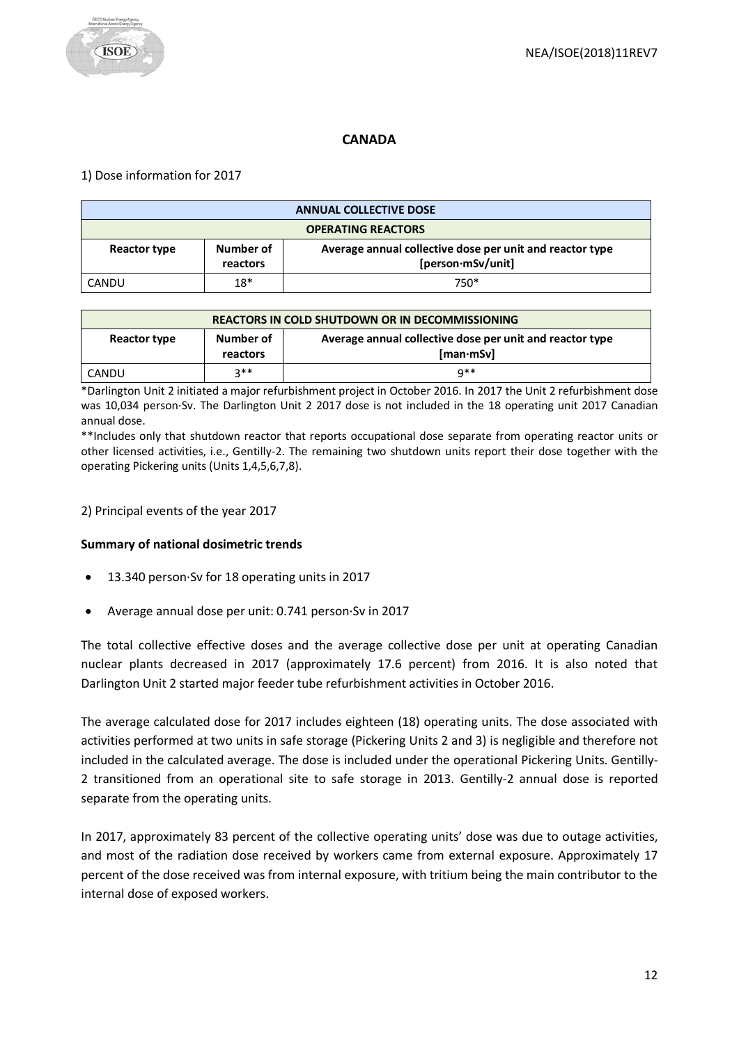## CANADA

1) Dose information for 2017

| ANNUAL COLLECTIVE DOSE | | |
|---|---|---|
| **OPERATING REACTORS** | | |
| **Reactor type** | **Number of reactors** | **Average annual collective dose per unit and reactor type [person·mSv/unit]** |
| CANDU | 18* | 750* |

| REACTORS IN COLD SHUTDOWN OR IN DECOMMISSIONING | | |
|---|---|---|
| **Reactor type** | **Number of reactors** | **Average annual collective dose per unit and reactor type [man·mSv]** |
| CANDU | 3** | 9** |

*Darlington Unit 2 initiated a major refurbishment project in October 2016. In 2017 the Unit 2 refurbishment dose was 10,034 person·Sv. The Darlington Unit 2 2017 dose is not included in the 18 operating unit 2017 Canadian annual dose.

**Includes only that shutdown reactor that reports occupational dose separate from operating reactor units or other licensed activities, i.e., Gentilly-2. The remaining two shutdown units report their dose together with the operating Pickering units (Units 1,4,5,6,7,8).

2) Principal events of the year 2017

**Summary of national dosimetric trends**

- 13.340 person·Sv for 18 operating units in 2017
- Average annual dose per unit: 0.741 person·Sv in 2017

The total collective effective doses and the average collective dose per unit at operating Canadian nuclear plants decreased in 2017 (approximately 17.6 percent) from 2016. It is also noted that Darlington Unit 2 started major feeder tube refurbishment activities in October 2016.

The average calculated dose for 2017 includes eighteen (18) operating units. The dose associated with activities performed at two units in safe storage (Pickering Units 2 and 3) is negligible and therefore not included in the calculated average. The dose is included under the operational Pickering Units. Gentilly-2 transitioned from an operational site to safe storage in 2013. Gentilly-2 annual dose is reported separate from the operating units.

In 2017, approximately 83 percent of the collective operating units' dose was due to outage activities, and most of the radiation dose received by workers came from external exposure. Approximately 17 percent of the dose received was from internal exposure, with tritium being the main contributor to the internal dose of exposed workers.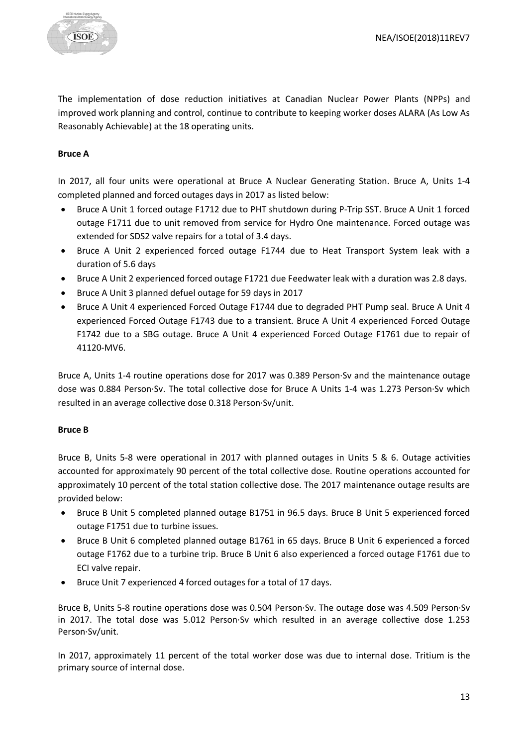The implementation of dose reduction initiatives at Canadian Nuclear Power Plants (NPPs) and improved work planning and control, continue to contribute to keeping worker doses ALARA (As Low As Reasonably Achievable) at the 18 operating units.

**Bruce A**

In 2017, all four units were operational at Bruce A Nuclear Generating Station. Bruce A, Units 1-4 completed planned and forced outages days in 2017 as listed below:

- Bruce A Unit 1 forced outage F1712 due to PHT shutdown during P-Trip SST. Bruce A Unit 1 forced outage F1711 due to unit removed from service for Hydro One maintenance. Forced outage was extended for SDS2 valve repairs for a total of 3.4 days.
- Bruce A Unit 2 experienced forced outage F1744 due to Heat Transport System leak with a duration of 5.6 days
- Bruce A Unit 2 experienced forced outage F1721 due Feedwater leak with a duration was 2.8 days.
- Bruce A Unit 3 planned defuel outage for 59 days in 2017
- Bruce A Unit 4 experienced Forced Outage F1744 due to degraded PHT Pump seal. Bruce A Unit 4 experienced Forced Outage F1743 due to a transient. Bruce A Unit 4 experienced Forced Outage F1742 due to a SBG outage. Bruce A Unit 4 experienced Forced Outage F1761 due to repair of 41120-MV6.

Bruce A, Units 1-4 routine operations dose for 2017 was 0.389 Person·Sv and the maintenance outage dose was 0.884 Person·Sv. The total collective dose for Bruce A Units 1-4 was 1.273 Person·Sv which resulted in an average collective dose 0.318 Person·Sv/unit.

**Bruce B**

Bruce B, Units 5-8 were operational in 2017 with planned outages in Units 5 & 6. Outage activities accounted for approximately 90 percent of the total collective dose. Routine operations accounted for approximately 10 percent of the total station collective dose. The 2017 maintenance outage results are provided below:

- Bruce B Unit 5 completed planned outage B1751 in 96.5 days. Bruce B Unit 5 experienced forced outage F1751 due to turbine issues.
- Bruce B Unit 6 completed planned outage B1761 in 65 days. Bruce B Unit 6 experienced a forced outage F1762 due to a turbine trip. Bruce B Unit 6 also experienced a forced outage F1761 due to ECI valve repair.
- Bruce Unit 7 experienced 4 forced outages for a total of 17 days.

Bruce B, Units 5-8 routine operations dose was 0.504 Person·Sv. The outage dose was 4.509 Person·Sv in 2017. The total dose was 5.012 Person·Sv which resulted in an average collective dose 1.253 Person·Sv/unit.

In 2017, approximately 11 percent of the total worker dose was due to internal dose. Tritium is the primary source of internal dose.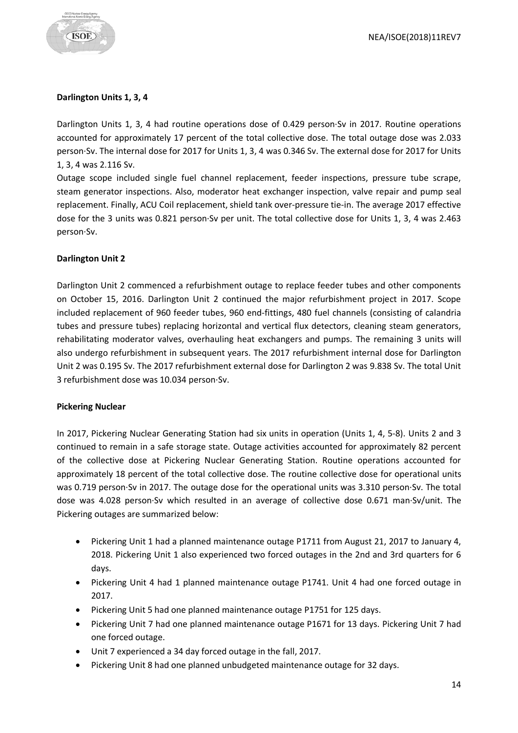**Darlington Units 1, 3, 4**

Darlington Units 1, 3, 4 had routine operations dose of 0.429 person·Sv in 2017. Routine operations accounted for approximately 17 percent of the total collective dose. The total outage dose was 2.033 person·Sv. The internal dose for 2017 for Units 1, 3, 4 was 0.346 Sv. The external dose for 2017 for Units 1, 3, 4 was 2.116 Sv.

Outage scope included single fuel channel replacement, feeder inspections, pressure tube scrape, steam generator inspections. Also, moderator heat exchanger inspection, valve repair and pump seal replacement. Finally, ACU Coil replacement, shield tank over-pressure tie-in. The average 2017 effective dose for the 3 units was 0.821 person·Sv per unit. The total collective dose for Units 1, 3, 4 was 2.463 person·Sv.

**Darlington Unit 2**

Darlington Unit 2 commenced a refurbishment outage to replace feeder tubes and other components on October 15, 2016. Darlington Unit 2 continued the major refurbishment project in 2017. Scope included replacement of 960 feeder tubes, 960 end-fittings, 480 fuel channels (consisting of calandria tubes and pressure tubes) replacing horizontal and vertical flux detectors, cleaning steam generators, rehabilitating moderator valves, overhauling heat exchangers and pumps. The remaining 3 units will also undergo refurbishment in subsequent years. The 2017 refurbishment internal dose for Darlington Unit 2 was 0.195 Sv. The 2017 refurbishment external dose for Darlington 2 was 9.838 Sv. The total Unit 3 refurbishment dose was 10.034 person·Sv.

**Pickering Nuclear**

In 2017, Pickering Nuclear Generating Station had six units in operation (Units 1, 4, 5-8). Units 2 and 3 continued to remain in a safe storage state. Outage activities accounted for approximately 82 percent of the collective dose at Pickering Nuclear Generating Station. Routine operations accounted for approximately 18 percent of the total collective dose. The routine collective dose for operational units was 0.719 person·Sv in 2017. The outage dose for the operational units was 3.310 person·Sv. The total dose was 4.028 person·Sv which resulted in an average of collective dose 0.671 man·Sv/unit. The Pickering outages are summarized below:

- Pickering Unit 1 had a planned maintenance outage P1711 from August 21, 2017 to January 4, 2018. Pickering Unit 1 also experienced two forced outages in the 2nd and 3rd quarters for 6 days.
- Pickering Unit 4 had 1 planned maintenance outage P1741. Unit 4 had one forced outage in 2017.
- Pickering Unit 5 had one planned maintenance outage P1751 for 125 days.
- Pickering Unit 7 had one planned maintenance outage P1671 for 13 days. Pickering Unit 7 had one forced outage.
- Unit 7 experienced a 34 day forced outage in the fall, 2017.
- Pickering Unit 8 had one planned unbudgeted maintenance outage for 32 days.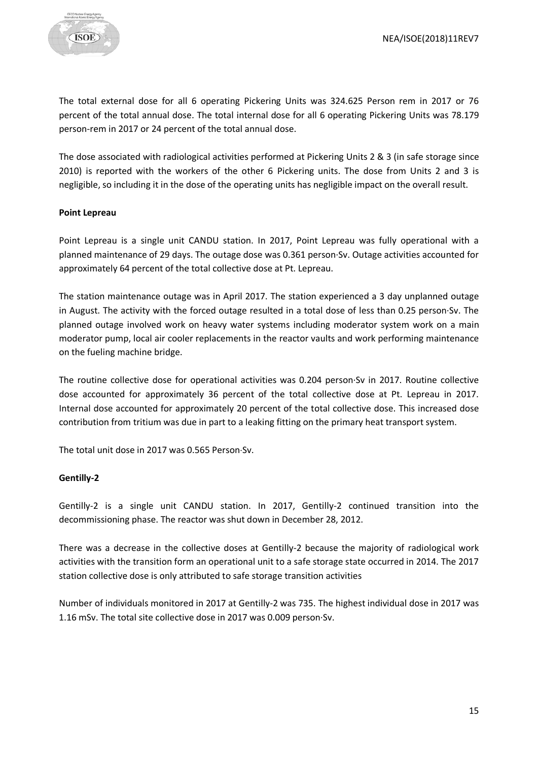The total external dose for all 6 operating Pickering Units was 324.625 Person rem in 2017 or 76 percent of the total annual dose. The total internal dose for all 6 operating Pickering Units was 78.179 person-rem in 2017 or 24 percent of the total annual dose.

The dose associated with radiological activities performed at Pickering Units 2 & 3 (in safe storage since 2010) is reported with the workers of the other 6 Pickering units. The dose from Units 2 and 3 is negligible, so including it in the dose of the operating units has negligible impact on the overall result.

**Point Lepreau**

Point Lepreau is a single unit CANDU station. In 2017, Point Lepreau was fully operational with a planned maintenance of 29 days. The outage dose was 0.361 person·Sv. Outage activities accounted for approximately 64 percent of the total collective dose at Pt. Lepreau.

The station maintenance outage was in April 2017. The station experienced a 3 day unplanned outage in August. The activity with the forced outage resulted in a total dose of less than 0.25 person·Sv. The planned outage involved work on heavy water systems including moderator system work on a main moderator pump, local air cooler replacements in the reactor vaults and work performing maintenance on the fueling machine bridge.

The routine collective dose for operational activities was 0.204 person·Sv in 2017. Routine collective dose accounted for approximately 36 percent of the total collective dose at Pt. Lepreau in 2017. Internal dose accounted for approximately 20 percent of the total collective dose. This increased dose contribution from tritium was due in part to a leaking fitting on the primary heat transport system.

The total unit dose in 2017 was 0.565 Person·Sv.

**Gentilly-2**

Gentilly-2 is a single unit CANDU station. In 2017, Gentilly-2 continued transition into the decommissioning phase. The reactor was shut down in December 28, 2012.

There was a decrease in the collective doses at Gentilly-2 because the majority of radiological work activities with the transition form an operational unit to a safe storage state occurred in 2014. The 2017 station collective dose is only attributed to safe storage transition activities

Number of individuals monitored in 2017 at Gentilly-2 was 735. The highest individual dose in 2017 was 1.16 mSv. The total site collective dose in 2017 was 0.009 person·Sv.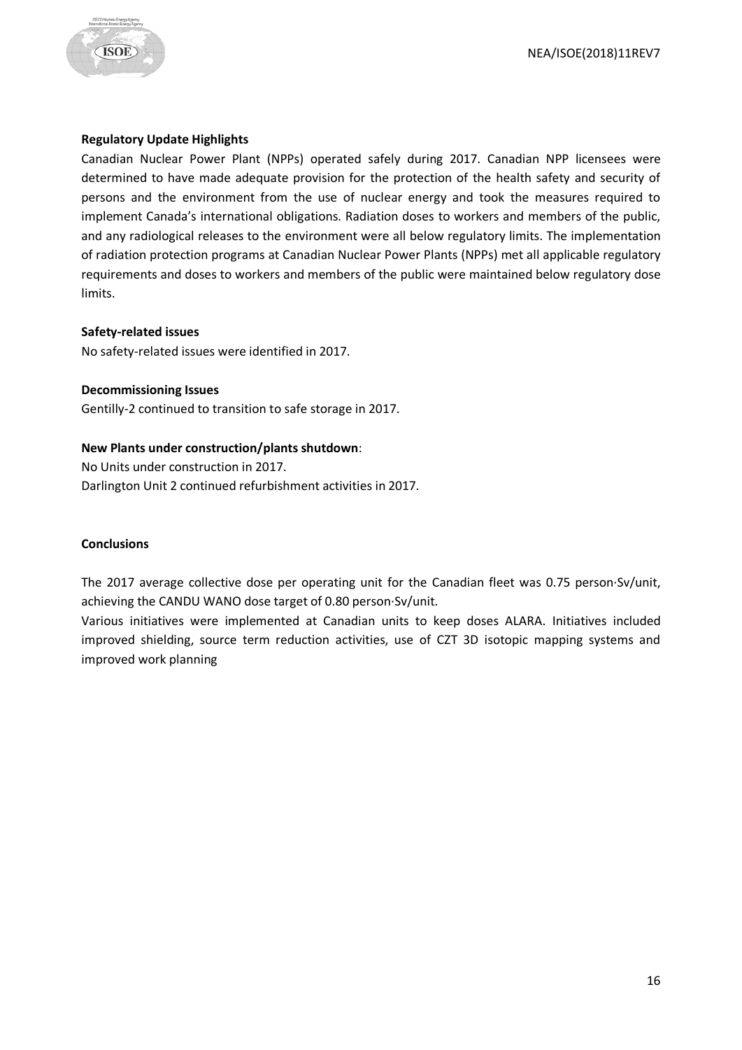**Regulatory Update Highlights**

Canadian Nuclear Power Plant (NPPs) operated safely during 2017. Canadian NPP licensees were determined to have made adequate provision for the protection of the health safety and security of persons and the environment from the use of nuclear energy and took the measures required to implement Canada's international obligations. Radiation doses to workers and members of the public, and any radiological releases to the environment were all below regulatory limits. The implementation of radiation protection programs at Canadian Nuclear Power Plants (NPPs) met all applicable regulatory requirements and doses to workers and members of the public were maintained below regulatory dose limits.

**Safety-related issues**

No safety-related issues were identified in 2017.

**Decommissioning Issues**

Gentilly-2 continued to transition to safe storage in 2017.

**New Plants under construction/plants shutdown**:

No Units under construction in 2017.
Darlington Unit 2 continued refurbishment activities in 2017.

**Conclusions**

The 2017 average collective dose per operating unit for the Canadian fleet was 0.75 person·Sv/unit, achieving the CANDU WANO dose target of 0.80 person·Sv/unit.

Various initiatives were implemented at Canadian units to keep doses ALARA. Initiatives included improved shielding, source term reduction activities, use of CZT 3D isotopic mapping systems and improved work planning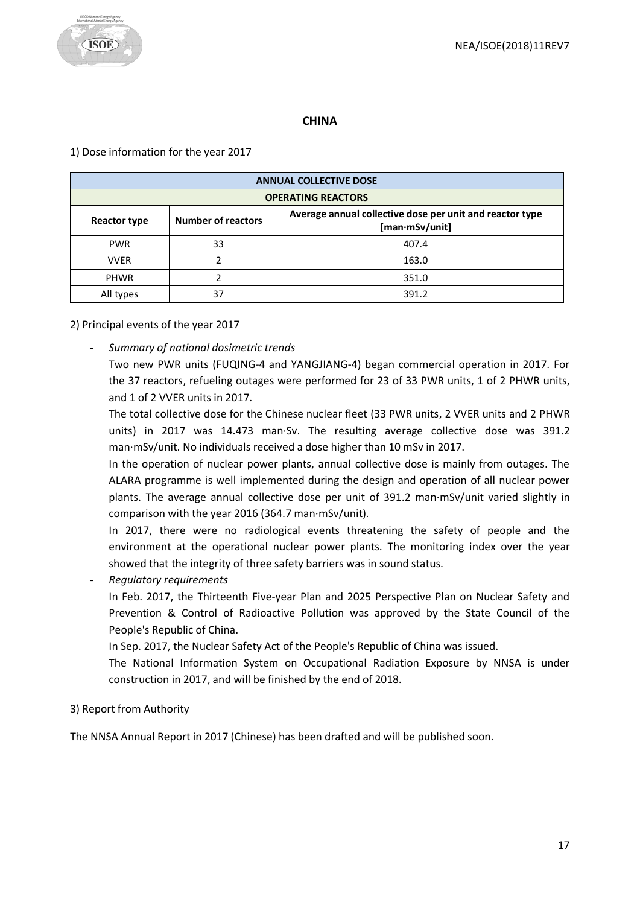# CHINA

1) Dose information for the year 2017

| ANNUAL COLLECTIVE DOSE | | |
|---|---|---|
| **OPERATING REACTORS** | | |
| **Reactor type** | **Number of reactors** | **Average annual collective dose per unit and reactor type [man·mSv/unit]** |
| PWR | 33 | 407.4 |
| VVER | 2 | 163.0 |
| PHWR | 2 | 351.0 |
| All types | 37 | 391.2 |

2) Principal events of the year 2017

- *Summary of national dosimetric trends*

  Two new PWR units (FUQING-4 and YANGJIANG-4) began commercial operation in 2017. For the 37 reactors, refueling outages were performed for 23 of 33 PWR units, 1 of 2 PHWR units, and 1 of 2 VVER units in 2017.

  The total collective dose for the Chinese nuclear fleet (33 PWR units, 2 VVER units and 2 PHWR units) in 2017 was 14.473 man·Sv. The resulting average collective dose was 391.2 man·mSv/unit. No individuals received a dose higher than 10 mSv in 2017.

  In the operation of nuclear power plants, annual collective dose is mainly from outages. The ALARA programme is well implemented during the design and operation of all nuclear power plants. The average annual collective dose per unit of 391.2 man·mSv/unit varied slightly in comparison with the year 2016 (364.7 man·mSv/unit).

  In 2017, there were no radiological events threatening the safety of people and the environment at the operational nuclear power plants. The monitoring index over the year showed that the integrity of three safety barriers was in sound status.

- *Regulatory requirements*

  In Feb. 2017, the Thirteenth Five-year Plan and 2025 Perspective Plan on Nuclear Safety and Prevention & Control of Radioactive Pollution was approved by the State Council of the People's Republic of China.

  In Sep. 2017, the Nuclear Safety Act of the People's Republic of China was issued.

  The National Information System on Occupational Radiation Exposure by NNSA is under construction in 2017, and will be finished by the end of 2018.

3) Report from Authority

The NNSA Annual Report in 2017 (Chinese) has been drafted and will be published soon.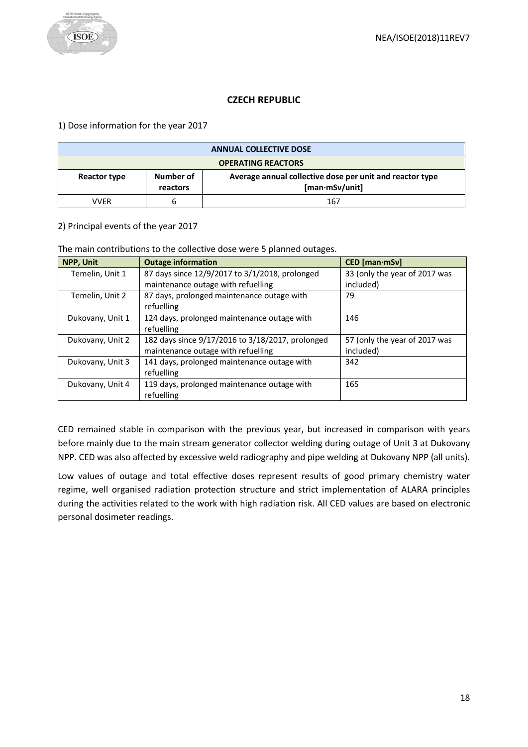## CZECH REPUBLIC

1) Dose information for the year 2017

| ANNUAL COLLECTIVE DOSE | | |
|---|---|---|
| **OPERATING REACTORS** | | |
| **Reactor type** | **Number of reactors** | **Average annual collective dose per unit and reactor type [man·mSv/unit]** |
| VVER | 6 | 167 |

2) Principal events of the year 2017

The main contributions to the collective dose were 5 planned outages.

| NPP, Unit | Outage information | CED [man·mSv] |
|---|---|---|
| Temelin, Unit 1 | 87 days since 12/9/2017 to 3/1/2018, prolonged maintenance outage with refuelling | 33 (only the year of 2017 was included) |
| Temelin, Unit 2 | 87 days, prolonged maintenance outage with refuelling | 79 |
| Dukovany, Unit 1 | 124 days, prolonged maintenance outage with refuelling | 146 |
| Dukovany, Unit 2 | 182 days since 9/17/2016 to 3/18/2017, prolonged maintenance outage with refuelling | 57 (only the year of 2017 was included) |
| Dukovany, Unit 3 | 141 days, prolonged maintenance outage with refuelling | 342 |
| Dukovany, Unit 4 | 119 days, prolonged maintenance outage with refuelling | 165 |

CED remained stable in comparison with the previous year, but increased in comparison with years before mainly due to the main stream generator collector welding during outage of Unit 3 at Dukovany NPP. CED was also affected by excessive weld radiography and pipe welding at Dukovany NPP (all units).

Low values of outage and total effective doses represent results of good primary chemistry water regime, well organised radiation protection structure and strict implementation of ALARA principles during the activities related to the work with high radiation risk. All CED values are based on electronic personal dosimeter readings.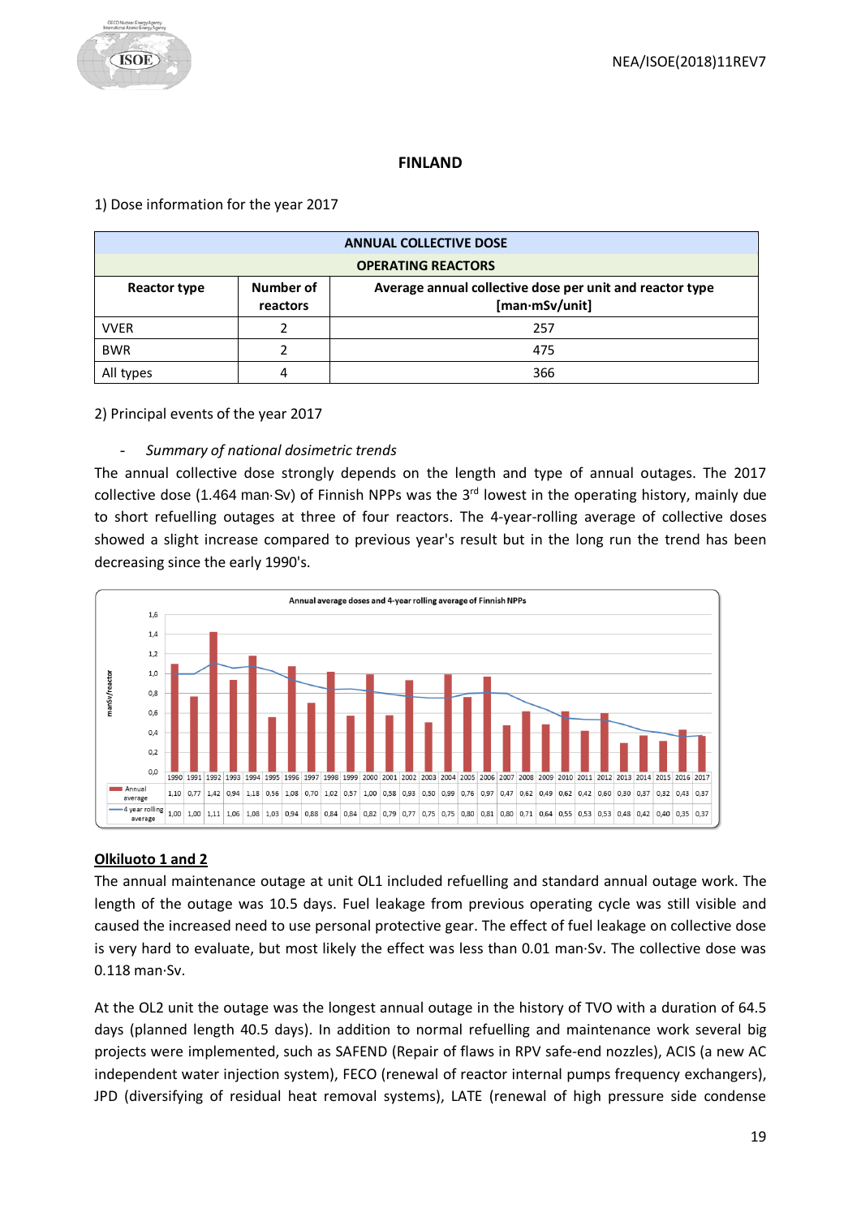# FINLAND

1) Dose information for the year 2017

| ANNUAL COLLECTIVE DOSE | | |
|---|---|---|
| **OPERATING REACTORS** | | |
| **Reactor type** | **Number of reactors** | **Average annual collective dose per unit and reactor type [man·mSv/unit]** |
| VVER | 2 | 257 |
| BWR | 2 | 475 |
| All types | 4 | 366 |

2) Principal events of the year 2017

- *Summary of national dosimetric trends*

The annual collective dose strongly depends on the length and type of annual outages. The 2017 collective dose (1.464 man·Sv) of Finnish NPPs was the 3[rd] lowest in the operating history, mainly due to short refuelling outages at three of four reactors. The 4-year-rolling average of collective doses showed a slight increase compared to previous year's result but in the long run the trend has been decreasing since the early 1990's.

**Annual average doses and 4-year rolling average of Finnish NPPs** (manSv/reactor)

| | 1990 | 1991 | 1992 | 1993 | 1994 | 1995 | 1996 | 1997 | 1998 | 1999 | 2000 | 2001 | 2002 | 2003 | 2004 | 2005 | 2006 | 2007 | 2008 | 2009 | 2010 | 2011 | 2012 | 2013 | 2014 | 2015 | 2016 | 2017 |
|---|---|---|---|---|---|---|---|---|---|---|---|---|---|---|---|---|---|---|---|---|---|---|---|---|---|---|---|---|
| Annual average | 1,10 | 0,77 | 1,42 | 0,94 | 1,18 | 0,56 | 1,08 | 0,70 | 1,02 | 0,57 | 1,00 | 0,58 | 0,93 | 0,50 | 0,99 | 0,76 | 0,97 | 0,47 | 0,62 | 0,49 | 0,62 | 0,42 | 0,60 | 0,30 | 0,37 | 0,32 | 0,43 | 0,37 |
| 4 year rolling average | 1,00 | 1,00 | 1,11 | 1,06 | 1,08 | 1,03 | 0,94 | 0,88 | 0,84 | 0,84 | 0,82 | 0,79 | 0,77 | 0,75 | 0,75 | 0,80 | 0,81 | 0,80 | 0,71 | 0,64 | 0,55 | 0,53 | 0,53 | 0,48 | 0,42 | 0,40 | 0,35 | 0,37 |

## Olkiluoto 1 and 2

The annual maintenance outage at unit OL1 included refuelling and standard annual outage work. The length of the outage was 10.5 days. Fuel leakage from previous operating cycle was still visible and caused the increased need to use personal protective gear. The effect of fuel leakage on collective dose is very hard to evaluate, but most likely the effect was less than 0.01 man·Sv. The collective dose was 0.118 man·Sv.

At the OL2 unit the outage was the longest annual outage in the history of TVO with a duration of 64.5 days (planned length 40.5 days). In addition to normal refuelling and maintenance work several big projects were implemented, such as SAFEND (Repair of flaws in RPV safe-end nozzles), ACIS (a new AC independent water injection system), FECO (renewal of reactor internal pumps frequency exchangers), JPD (diversifying of residual heat removal systems), LATE (renewal of high pressure side condense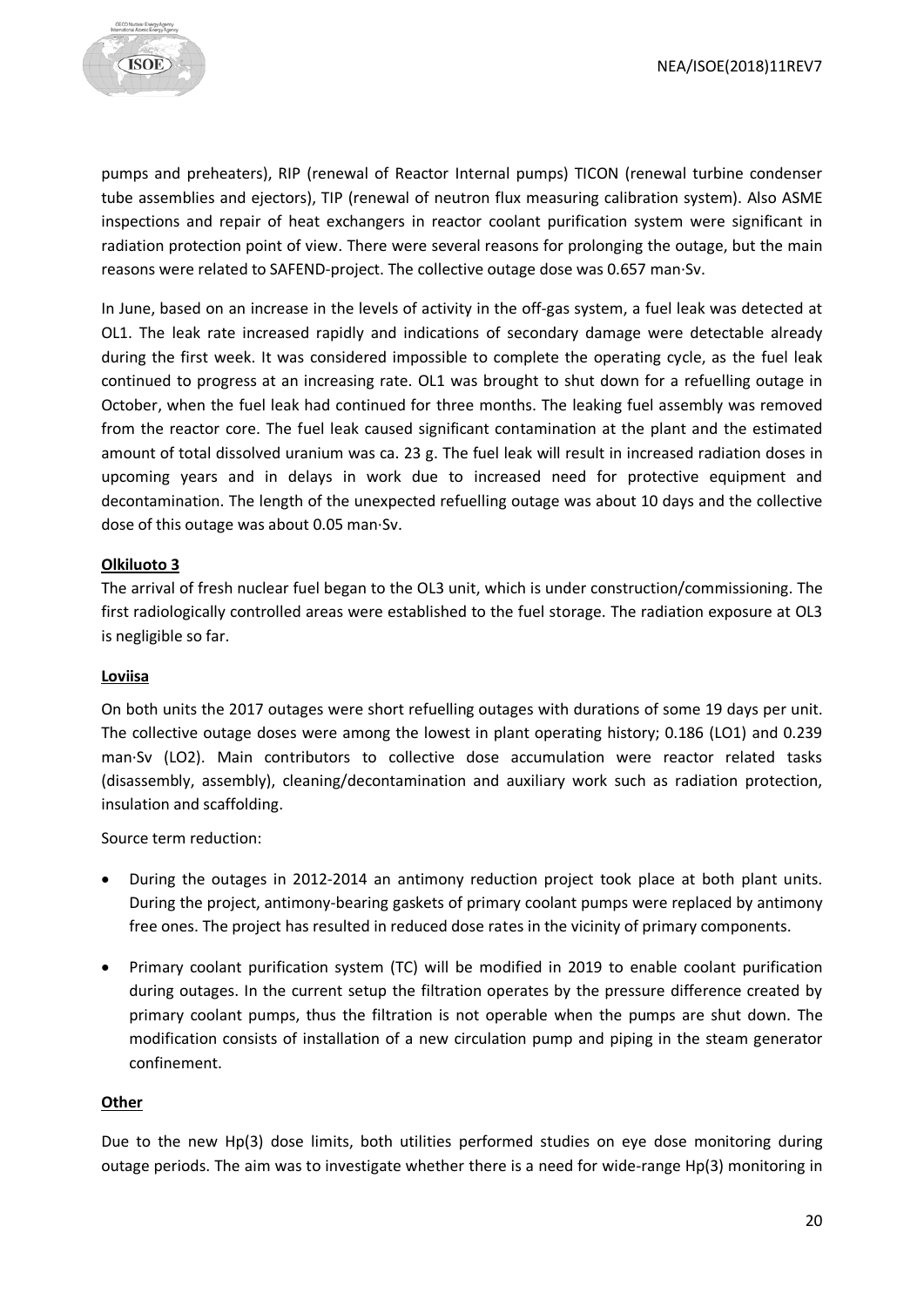pumps and preheaters), RIP (renewal of Reactor Internal pumps) TICON (renewal turbine condenser tube assemblies and ejectors), TIP (renewal of neutron flux measuring calibration system). Also ASME inspections and repair of heat exchangers in reactor coolant purification system were significant in radiation protection point of view. There were several reasons for prolonging the outage, but the main reasons were related to SAFEND-project. The collective outage dose was 0.657 man·Sv.

In June, based on an increase in the levels of activity in the off-gas system, a fuel leak was detected at OL1. The leak rate increased rapidly and indications of secondary damage were detectable already during the first week. It was considered impossible to complete the operating cycle, as the fuel leak continued to progress at an increasing rate. OL1 was brought to shut down for a refuelling outage in October, when the fuel leak had continued for three months. The leaking fuel assembly was removed from the reactor core. The fuel leak caused significant contamination at the plant and the estimated amount of total dissolved uranium was ca. 23 g. The fuel leak will result in increased radiation doses in upcoming years and in delays in work due to increased need for protective equipment and decontamination. The length of the unexpected refuelling outage was about 10 days and the collective dose of this outage was about 0.05 man·Sv.

**Olkiluoto 3**

The arrival of fresh nuclear fuel began to the OL3 unit, which is under construction/commissioning. The first radiologically controlled areas were established to the fuel storage. The radiation exposure at OL3 is negligible so far.

**Loviisa**

On both units the 2017 outages were short refuelling outages with durations of some 19 days per unit. The collective outage doses were among the lowest in plant operating history; 0.186 (LO1) and 0.239 man·Sv (LO2). Main contributors to collective dose accumulation were reactor related tasks (disassembly, assembly), cleaning/decontamination and auxiliary work such as radiation protection, insulation and scaffolding.

Source term reduction:

- During the outages in 2012-2014 an antimony reduction project took place at both plant units. During the project, antimony-bearing gaskets of primary coolant pumps were replaced by antimony free ones. The project has resulted in reduced dose rates in the vicinity of primary components.
- Primary coolant purification system (TC) will be modified in 2019 to enable coolant purification during outages. In the current setup the filtration operates by the pressure difference created by primary coolant pumps, thus the filtration is not operable when the pumps are shut down. The modification consists of installation of a new circulation pump and piping in the steam generator confinement.

**Other**

Due to the new Hp(3) dose limits, both utilities performed studies on eye dose monitoring during outage periods. The aim was to investigate whether there is a need for wide-range Hp(3) monitoring in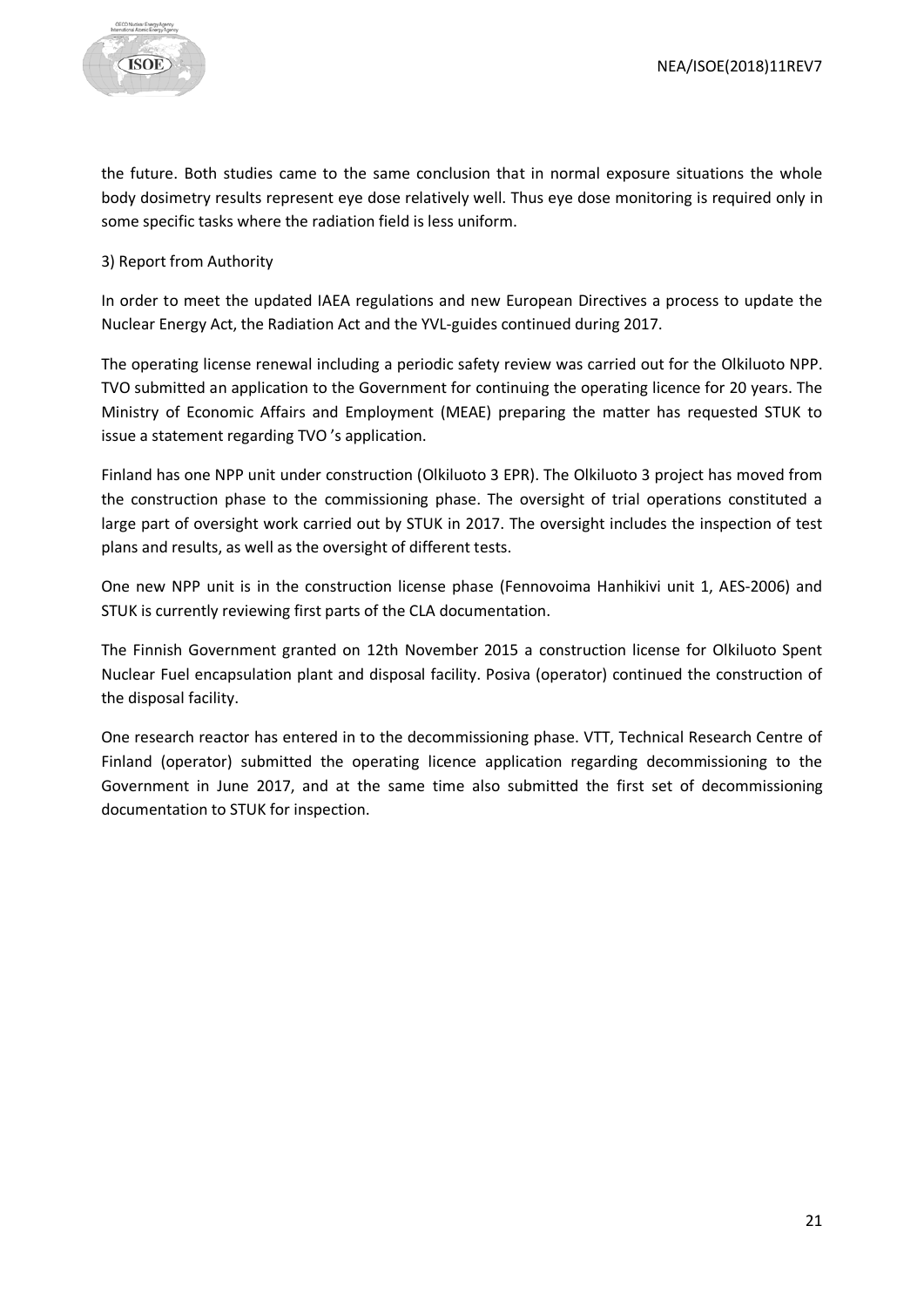the future. Both studies came to the same conclusion that in normal exposure situations the whole body dosimetry results represent eye dose relatively well. Thus eye dose monitoring is required only in some specific tasks where the radiation field is less uniform.

3) Report from Authority

In order to meet the updated IAEA regulations and new European Directives a process to update the Nuclear Energy Act, the Radiation Act and the YVL-guides continued during 2017.

The operating license renewal including a periodic safety review was carried out for the Olkiluoto NPP. TVO submitted an application to the Government for continuing the operating licence for 20 years. The Ministry of Economic Affairs and Employment (MEAE) preparing the matter has requested STUK to issue a statement regarding TVO 's application.

Finland has one NPP unit under construction (Olkiluoto 3 EPR). The Olkiluoto 3 project has moved from the construction phase to the commissioning phase. The oversight of trial operations constituted a large part of oversight work carried out by STUK in 2017. The oversight includes the inspection of test plans and results, as well as the oversight of different tests.

One new NPP unit is in the construction license phase (Fennovoima Hanhikivi unit 1, AES-2006) and STUK is currently reviewing first parts of the CLA documentation.

The Finnish Government granted on 12th November 2015 a construction license for Olkiluoto Spent Nuclear Fuel encapsulation plant and disposal facility. Posiva (operator) continued the construction of the disposal facility.

One research reactor has entered in to the decommissioning phase. VTT, Technical Research Centre of Finland (operator) submitted the operating licence application regarding decommissioning to the Government in June 2017, and at the same time also submitted the first set of decommissioning documentation to STUK for inspection.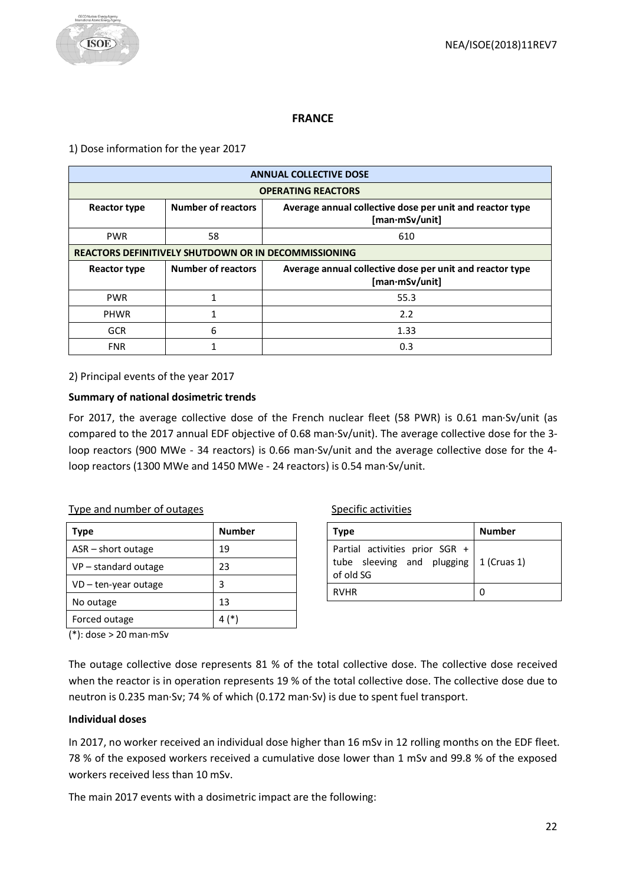## FRANCE

1) Dose information for the year 2017

| ANNUAL COLLECTIVE DOSE | | |
|---|---|---|
| **OPERATING REACTORS** | | |
| **Reactor type** | **Number of reactors** | **Average annual collective dose per unit and reactor type [man·mSv/unit]** |
| PWR | 58 | 610 |
| **REACTORS DEFINITIVELY SHUTDOWN OR IN DECOMMISSIONING** | | |
| **Reactor type** | **Number of reactors** | **Average annual collective dose per unit and reactor type [man·mSv/unit]** |
| PWR | 1 | 55.3 |
| PHWR | 1 | 2.2 |
| GCR | 6 | 1.33 |
| FNR | 1 | 0.3 |

2) Principal events of the year 2017

**Summary of national dosimetric trends**

For 2017, the average collective dose of the French nuclear fleet (58 PWR) is 0.61 man·Sv/unit (as compared to the 2017 annual EDF objective of 0.68 man·Sv/unit). The average collective dose for the 3-loop reactors (900 MWe - 34 reactors) is 0.66 man·Sv/unit and the average collective dose for the 4-loop reactors (1300 MWe and 1450 MWe - 24 reactors) is 0.54 man·Sv/unit.

Type and number of outages

| **Type** | **Number** |
|---|---|
| ASR – short outage | 19 |
| VP – standard outage | 23 |
| VD – ten-year outage | 3 |
| No outage | 13 |
| Forced outage | 4 (*) |

(*): dose > 20 man·mSv

Specific activities

| **Type** | **Number** |
|---|---|
| Partial activities prior SGR + tube sleeving and plugging of old SG | 1 (Cruas 1) |
| RVHR | 0 |

The outage collective dose represents 81 % of the total collective dose. The collective dose received when the reactor is in operation represents 19 % of the total collective dose. The collective dose due to neutron is 0.235 man·Sv; 74 % of which (0.172 man·Sv) is due to spent fuel transport.

**Individual doses**

In 2017, no worker received an individual dose higher than 16 mSv in 12 rolling months on the EDF fleet. 78 % of the exposed workers received a cumulative dose lower than 1 mSv and 99.8 % of the exposed workers received less than 10 mSv.

The main 2017 events with a dosimetric impact are the following: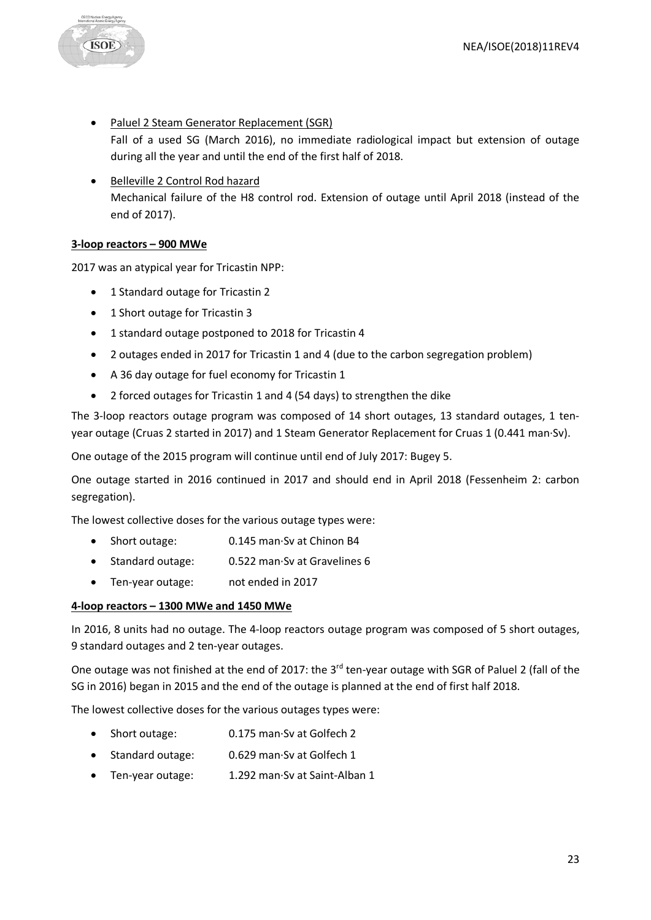- <u>Paluel 2 Steam Generator Replacement (SGR)</u>
  Fall of a used SG (March 2016), no immediate radiological impact but extension of outage during all the year and until the end of the first half of 2018.

- <u>Belleville 2 Control Rod hazard</u>
  Mechanical failure of the H8 control rod. Extension of outage until April 2018 (instead of the end of 2017).

**<u>3-loop reactors – 900 MWe</u>**

2017 was an atypical year for Tricastin NPP:

- 1 Standard outage for Tricastin 2
- 1 Short outage for Tricastin 3
- 1 standard outage postponed to 2018 for Tricastin 4
- 2 outages ended in 2017 for Tricastin 1 and 4 (due to the carbon segregation problem)
- A 36 day outage for fuel economy for Tricastin 1
- 2 forced outages for Tricastin 1 and 4 (54 days) to strengthen the dike

The 3-loop reactors outage program was composed of 14 short outages, 13 standard outages, 1 ten-year outage (Cruas 2 started in 2017) and 1 Steam Generator Replacement for Cruas 1 (0.441 man·Sv).

One outage of the 2015 program will continue until end of July 2017: Bugey 5.

One outage started in 2016 continued in 2017 and should end in April 2018 (Fessenheim 2: carbon segregation).

The lowest collective doses for the various outage types were:

- Short outage: 0.145 man·Sv at Chinon B4
- Standard outage: 0.522 man·Sv at Gravelines 6
- Ten-year outage: not ended in 2017

**<u>4-loop reactors – 1300 MWe and 1450 MWe</u>**

In 2016, 8 units had no outage. The 4-loop reactors outage program was composed of 5 short outages, 9 standard outages and 2 ten-year outages.

One outage was not finished at the end of 2017: the 3rd ten-year outage with SGR of Paluel 2 (fall of the SG in 2016) began in 2015 and the end of the outage is planned at the end of first half 2018.

The lowest collective doses for the various outages types were:

- Short outage: 0.175 man·Sv at Golfech 2
- Standard outage: 0.629 man·Sv at Golfech 1
- Ten-year outage: 1.292 man·Sv at Saint-Alban 1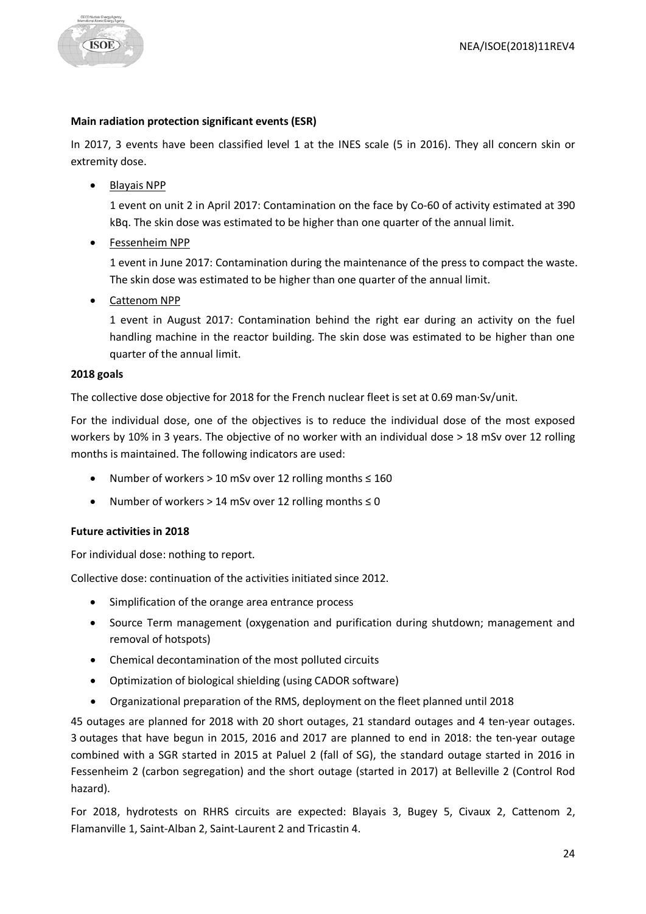**Main radiation protection significant events (ESR)**

In 2017, 3 events have been classified level 1 at the INES scale (5 in 2016). They all concern skin or extremity dose.

- Blayais NPP

  1 event on unit 2 in April 2017: Contamination on the face by Co-60 of activity estimated at 390 kBq. The skin dose was estimated to be higher than one quarter of the annual limit.

- Fessenheim NPP

  1 event in June 2017: Contamination during the maintenance of the press to compact the waste. The skin dose was estimated to be higher than one quarter of the annual limit.

- Cattenom NPP

  1 event in August 2017: Contamination behind the right ear during an activity on the fuel handling machine in the reactor building. The skin dose was estimated to be higher than one quarter of the annual limit.

**2018 goals**

The collective dose objective for 2018 for the French nuclear fleet is set at 0.69 man·Sv/unit.

For the individual dose, one of the objectives is to reduce the individual dose of the most exposed workers by 10% in 3 years. The objective of no worker with an individual dose > 18 mSv over 12 rolling months is maintained. The following indicators are used:

- Number of workers > 10 mSv over 12 rolling months ≤ 160
- Number of workers > 14 mSv over 12 rolling months ≤ 0

**Future activities in 2018**

For individual dose: nothing to report.

Collective dose: continuation of the activities initiated since 2012.

- Simplification of the orange area entrance process
- Source Term management (oxygenation and purification during shutdown; management and removal of hotspots)
- Chemical decontamination of the most polluted circuits
- Optimization of biological shielding (using CADOR software)
- Organizational preparation of the RMS, deployment on the fleet planned until 2018

45 outages are planned for 2018 with 20 short outages, 21 standard outages and 4 ten-year outages. 3 outages that have begun in 2015, 2016 and 2017 are planned to end in 2018: the ten-year outage combined with a SGR started in 2015 at Paluel 2 (fall of SG), the standard outage started in 2016 in Fessenheim 2 (carbon segregation) and the short outage (started in 2017) at Belleville 2 (Control Rod hazard).

For 2018, hydrotests on RHRS circuits are expected: Blayais 3, Bugey 5, Civaux 2, Cattenom 2, Flamanville 1, Saint-Alban 2, Saint-Laurent 2 and Tricastin 4.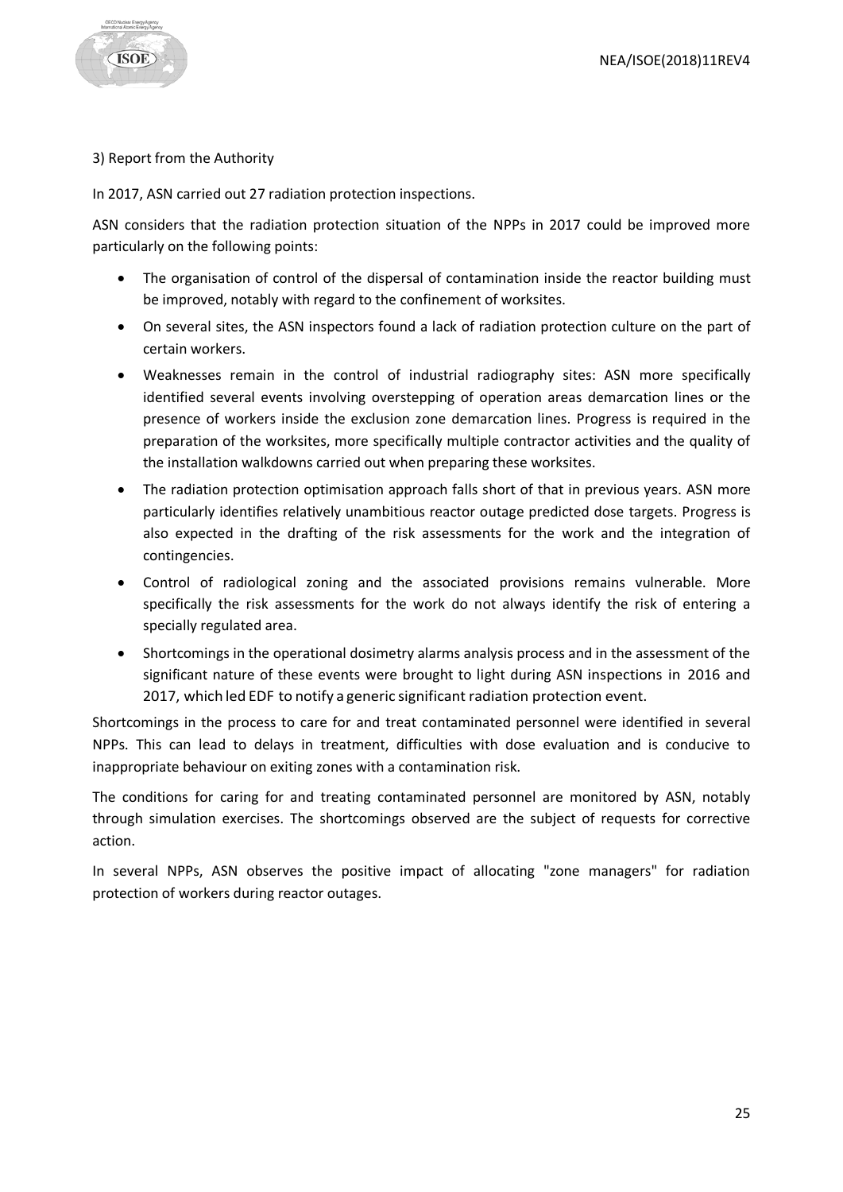3) Report from the Authority

In 2017, ASN carried out 27 radiation protection inspections.

ASN considers that the radiation protection situation of the NPPs in 2017 could be improved more particularly on the following points:

- The organisation of control of the dispersal of contamination inside the reactor building must be improved, notably with regard to the confinement of worksites.
- On several sites, the ASN inspectors found a lack of radiation protection culture on the part of certain workers.
- Weaknesses remain in the control of industrial radiography sites: ASN more specifically identified several events involving overstepping of operation areas demarcation lines or the presence of workers inside the exclusion zone demarcation lines. Progress is required in the preparation of the worksites, more specifically multiple contractor activities and the quality of the installation walkdowns carried out when preparing these worksites.
- The radiation protection optimisation approach falls short of that in previous years. ASN more particularly identifies relatively unambitious reactor outage predicted dose targets. Progress is also expected in the drafting of the risk assessments for the work and the integration of contingencies.
- Control of radiological zoning and the associated provisions remains vulnerable. More specifically the risk assessments for the work do not always identify the risk of entering a specially regulated area.
- Shortcomings in the operational dosimetry alarms analysis process and in the assessment of the significant nature of these events were brought to light during ASN inspections in 2016 and 2017, which led EDF to notify a generic significant radiation protection event.

Shortcomings in the process to care for and treat contaminated personnel were identified in several NPPs. This can lead to delays in treatment, difficulties with dose evaluation and is conducive to inappropriate behaviour on exiting zones with a contamination risk.

The conditions for caring for and treating contaminated personnel are monitored by ASN, notably through simulation exercises. The shortcomings observed are the subject of requests for corrective action.

In several NPPs, ASN observes the positive impact of allocating "zone managers" for radiation protection of workers during reactor outages.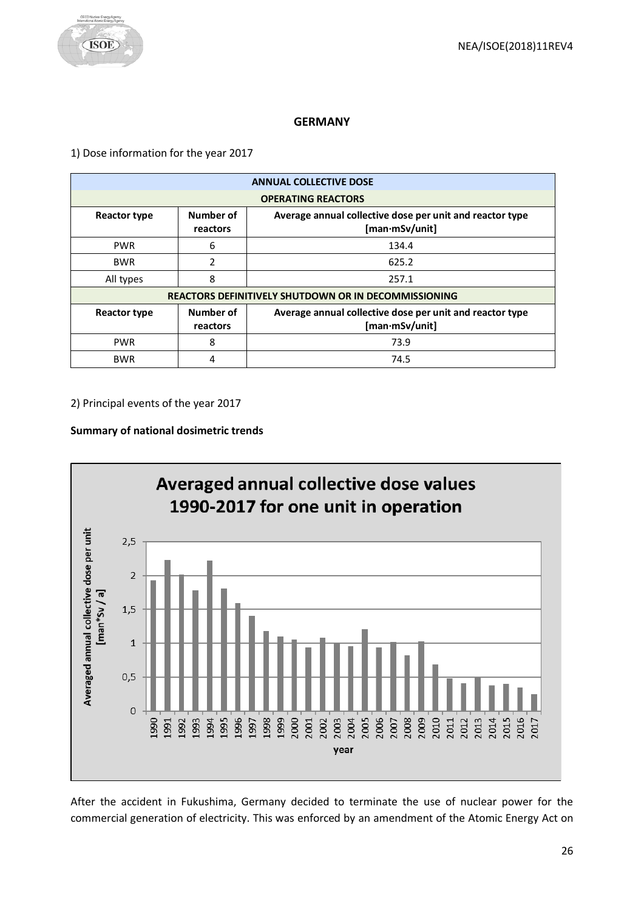## GERMANY

1) Dose information for the year 2017

| ANNUAL COLLECTIVE DOSE | | |
|---|---|---|
| **OPERATING REACTORS** | | |
| **Reactor type** | **Number of reactors** | **Average annual collective dose per unit and reactor type [man·mSv/unit]** |
| PWR | 6 | 134.4 |
| BWR | 2 | 625.2 |
| All types | 8 | 257.1 |
| **REACTORS DEFINITIVELY SHUTDOWN OR IN DECOMMISSIONING** | | |
| **Reactor type** | **Number of reactors** | **Average annual collective dose per unit and reactor type [man·mSv/unit]** |
| PWR | 8 | 73.9 |
| BWR | 4 | 74.5 |

2) Principal events of the year 2017

**Summary of national dosimetric trends**

After the accident in Fukushima, Germany decided to terminate the use of nuclear power for the commercial generation of electricity. This was enforced by an amendment of the Atomic Energy Act on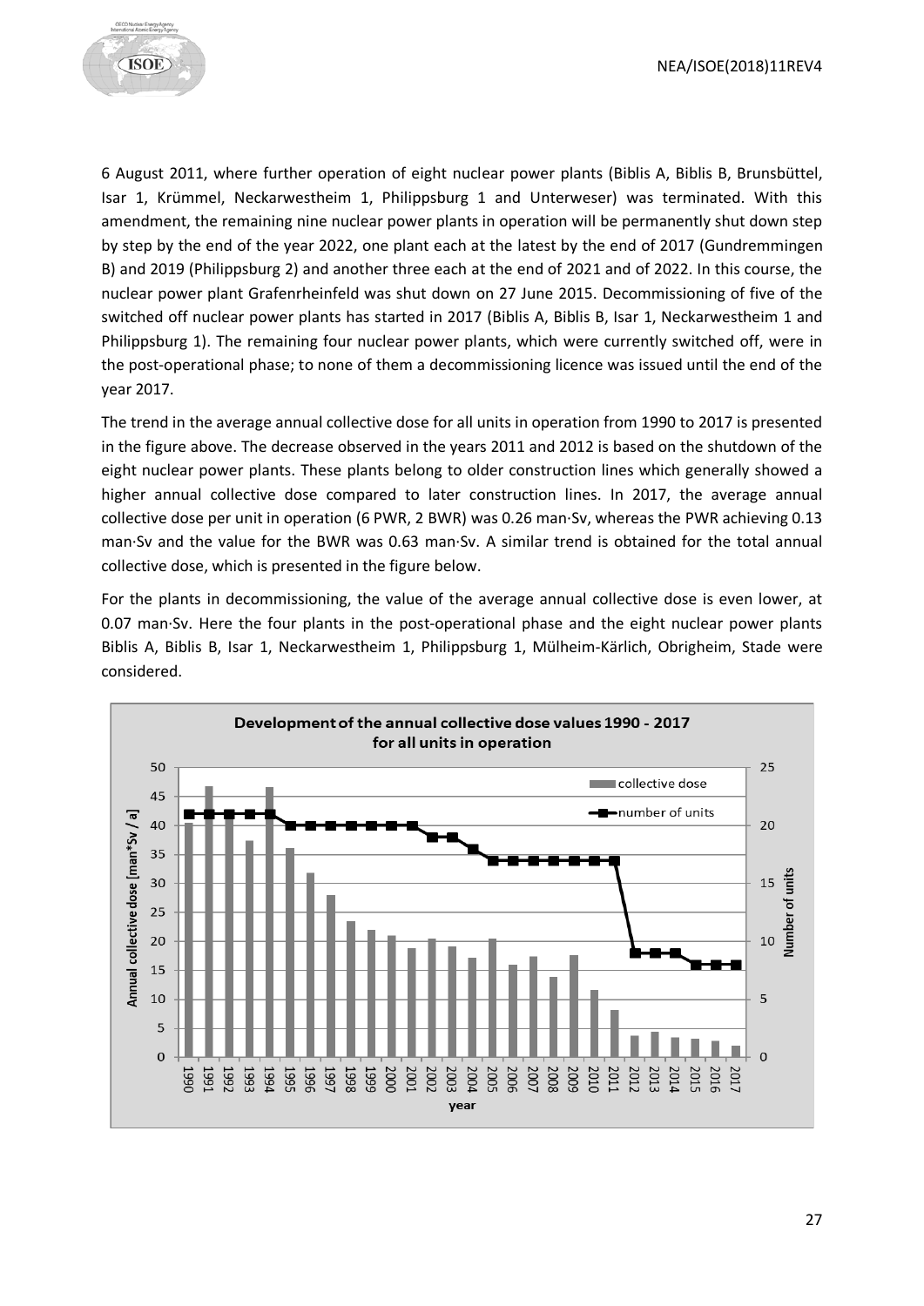6 August 2011, where further operation of eight nuclear power plants (Biblis A, Biblis B, Brunsbüttel, Isar 1, Krümmel, Neckarwestheim 1, Philippsburg 1 and Unterweser) was terminated. With this amendment, the remaining nine nuclear power plants in operation will be permanently shut down step by step by the end of the year 2022, one plant each at the latest by the end of 2017 (Gundremmingen B) and 2019 (Philippsburg 2) and another three each at the end of 2021 and of 2022. In this course, the nuclear power plant Grafenrheinfeld was shut down on 27 June 2015. Decommissioning of five of the switched off nuclear power plants has started in 2017 (Biblis A, Biblis B, Isar 1, Neckarwestheim 1 and Philippsburg 1). The remaining four nuclear power plants, which were currently switched off, were in the post-operational phase; to none of them a decommissioning licence was issued until the end of the year 2017.

The trend in the average annual collective dose for all units in operation from 1990 to 2017 is presented in the figure above. The decrease observed in the years 2011 and 2012 is based on the shutdown of the eight nuclear power plants. These plants belong to older construction lines which generally showed a higher annual collective dose compared to later construction lines. In 2017, the average annual collective dose per unit in operation (6 PWR, 2 BWR) was 0.26 man·Sv, whereas the PWR achieving 0.13 man·Sv and the value for the BWR was 0.63 man·Sv. A similar trend is obtained for the total annual collective dose, which is presented in the figure below.

For the plants in decommissioning, the value of the average annual collective dose is even lower, at 0.07 man·Sv. Here the four plants in the post-operational phase and the eight nuclear power plants Biblis A, Biblis B, Isar 1, Neckarwestheim 1, Philippsburg 1, Mülheim-Kärlich, Obrigheim, Stade were considered.

**Development of the annual collective dose values 1990 - 2017 for all units in operation**

Legend: collective dose; number of units

Left axis: Annual collective dose [man*Sv / a] (0–50); Right axis: Number of units (0–25); x-axis: year (1990–2017)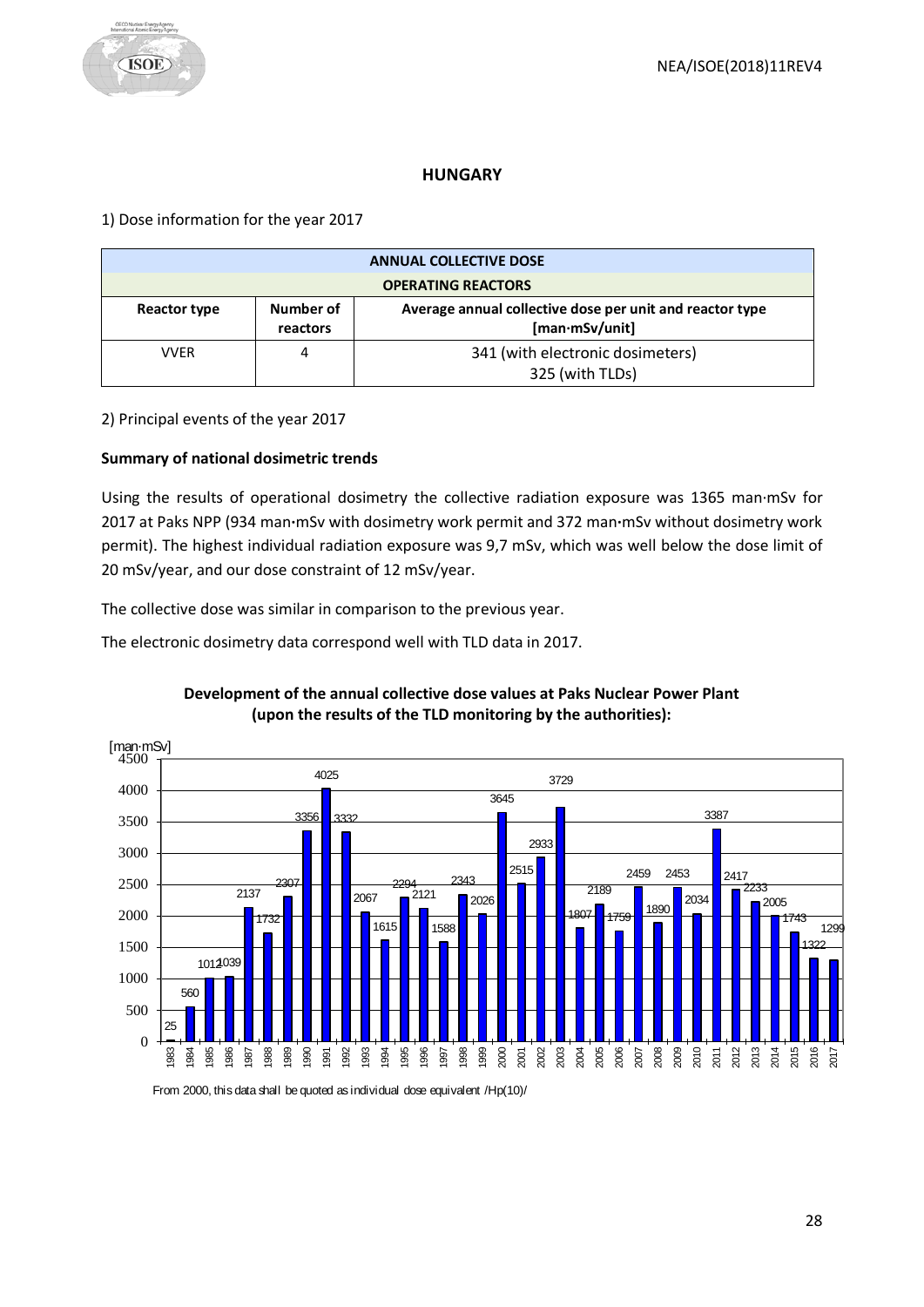## HUNGARY

1) Dose information for the year 2017

| ANNUAL COLLECTIVE DOSE | | |
|---|---|---|
| **OPERATING REACTORS** | | |
| **Reactor type** | **Number of reactors** | **Average annual collective dose per unit and reactor type [man·mSv/unit]** |
| VVER | 4 | 341 (with electronic dosimeters)<br>325 (with TLDs) |

2) Principal events of the year 2017

**Summary of national dosimetric trends**

Using the results of operational dosimetry the collective radiation exposure was 1365 man·mSv for 2017 at Paks NPP (934 man·mSv with dosimetry work permit and 372 man·mSv without dosimetry work permit). The highest individual radiation exposure was 9,7 mSv, which was well below the dose limit of 20 mSv/year, and our dose constraint of 12 mSv/year.

The collective dose was similar in comparison to the previous year.

The electronic dosimetry data correspond well with TLD data in 2017.

**Development of the annual collective dose values at Paks Nuclear Power Plant (upon the results of the TLD monitoring by the authorities):**

| Year | [man·mSv] |
|---|---|
| 1983 | 25 |
| 1984 | 560 |
| 1985 | 1012 |
| 1986 | 1039 |
| 1987 | 2137 |
| 1988 | 1732 |
| 1989 | 2307 |
| 1990 | 3356 |
| 1991 | 4025 |
| 1992 | 3332 |
| 1993 | 2067 |
| 1994 | 1615 |
| 1995 | 2294 |
| 1996 | 2121 |
| 1997 | 1588 |
| 1998 | 2343 |
| 1999 | 2026 |
| 2000 | 3645 |
| 2001 | 2515 |
| 2002 | 2933 |
| 2003 | 3729 |
| 2004 | 1807 |
| 2005 | 2189 |
| 2006 | 1759 |
| 2007 | 2459 |
| 2008 | 1890 |
| 2009 | 2453 |
| 2010 | 2034 |
| 2011 | 3387 |
| 2012 | 2417 |
| 2013 | 2233 |
| 2014 | 2005 |
| 2015 | 1743 |
| 2016 | 1322 |
| 2017 | 1299 |

From 2000, this data shall be quoted as individual dose equivalent /Hp(10)/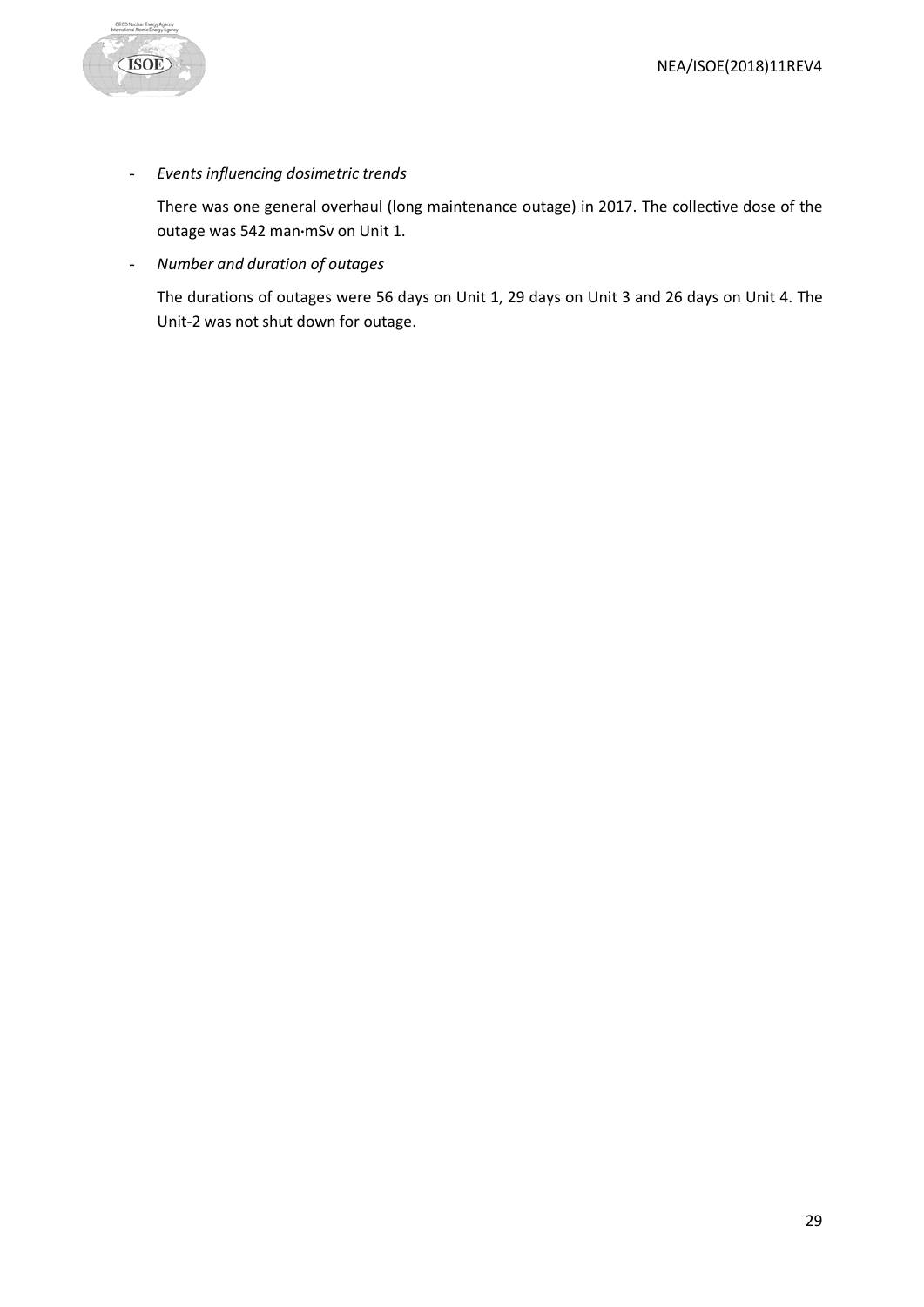- *Events influencing dosimetric trends*

  There was one general overhaul (long maintenance outage) in 2017. The collective dose of the outage was 542 man·mSv on Unit 1.

- *Number and duration of outages*

  The durations of outages were 56 days on Unit 1, 29 days on Unit 3 and 26 days on Unit 4. The Unit-2 was not shut down for outage.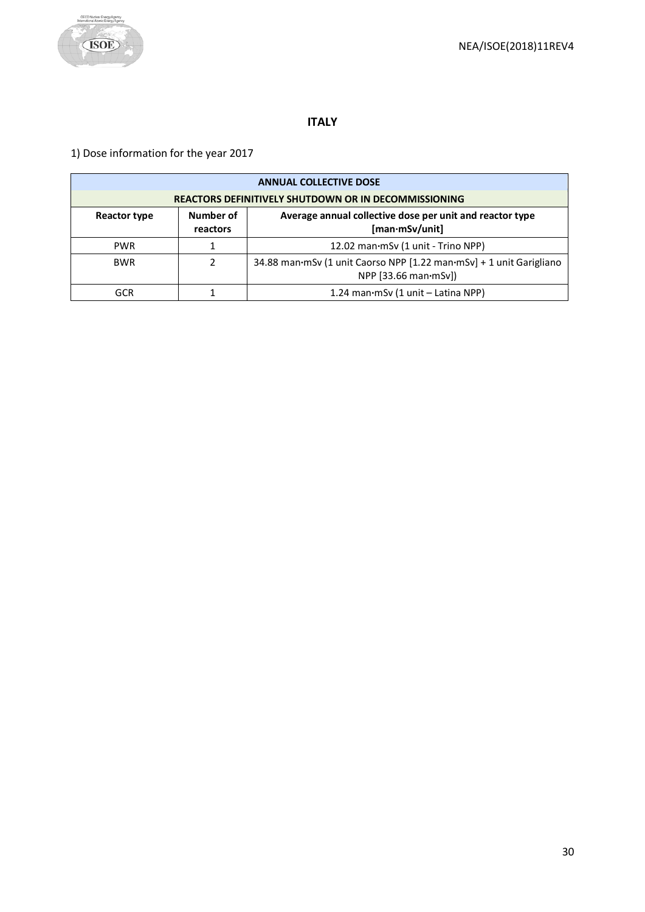## ITALY

1) Dose information for the year 2017

| ANNUAL COLLECTIVE DOSE | | |
|---|---|---|
| **REACTORS DEFINITIVELY SHUTDOWN OR IN DECOMMISSIONING** | | |
| **Reactor type** | **Number of reactors** | **Average annual collective dose per unit and reactor type [man·mSv/unit]** |
| PWR | 1 | 12.02 man·mSv (1 unit - Trino NPP) |
| BWR | 2 | 34.88 man·mSv (1 unit Caorso NPP [1.22 man·mSv] + 1 unit Garigliano NPP [33.66 man·mSv]) |
| GCR | 1 | 1.24 man·mSv (1 unit – Latina NPP) |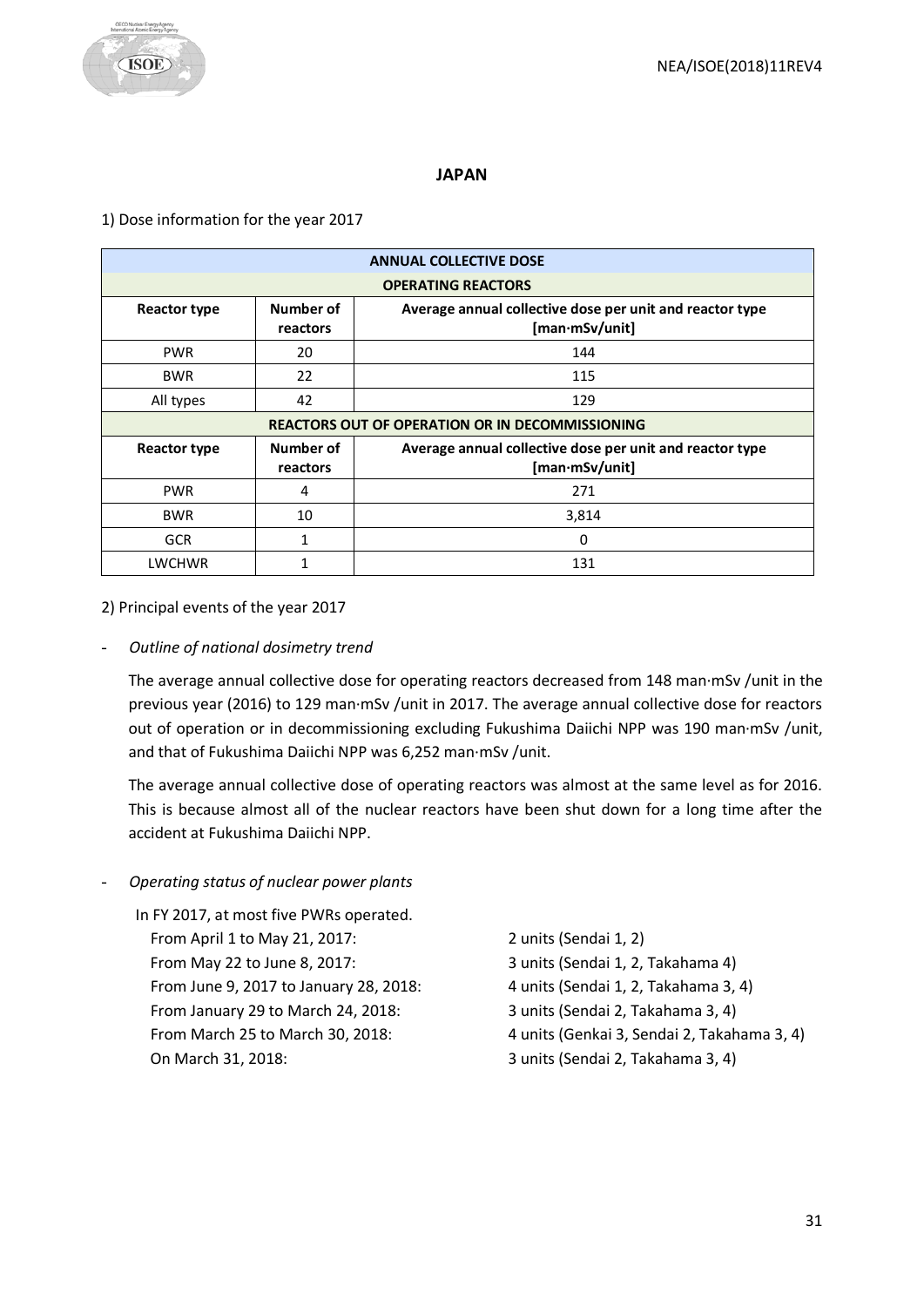## JAPAN

1) Dose information for the year 2017

| ANNUAL COLLECTIVE DOSE | | |
|---|---|---|
| **OPERATING REACTORS** | | |
| **Reactor type** | **Number of reactors** | **Average annual collective dose per unit and reactor type [man·mSv/unit]** |
| PWR | 20 | 144 |
| BWR | 22 | 115 |
| All types | 42 | 129 |
| **REACTORS OUT OF OPERATION OR IN DECOMMISSIONING** | | |
| **Reactor type** | **Number of reactors** | **Average annual collective dose per unit and reactor type [man·mSv/unit]** |
| PWR | 4 | 271 |
| BWR | 10 | 3,814 |
| GCR | 1 | 0 |
| LWCHWR | 1 | 131 |

2) Principal events of the year 2017

- *Outline of national dosimetry trend*

  The average annual collective dose for operating reactors decreased from 148 man·mSv /unit in the previous year (2016) to 129 man·mSv /unit in 2017. The average annual collective dose for reactors out of operation or in decommissioning excluding Fukushima Daiichi NPP was 190 man·mSv /unit, and that of Fukushima Daiichi NPP was 6,252 man·mSv /unit.

  The average annual collective dose of operating reactors was almost at the same level as for 2016. This is because almost all of the nuclear reactors have been shut down for a long time after the accident at Fukushima Daiichi NPP.

- *Operating status of nuclear power plants*

  In FY 2017, at most five PWRs operated.

  From April 1 to May 21, 2017: 2 units (Sendai 1, 2)
  From May 22 to June 8, 2017: 3 units (Sendai 1, 2, Takahama 4)
  From June 9, 2017 to January 28, 2018: 4 units (Sendai 1, 2, Takahama 3, 4)
  From January 29 to March 24, 2018: 3 units (Sendai 2, Takahama 3, 4)
  From March 25 to March 30, 2018: 4 units (Genkai 3, Sendai 2, Takahama 3, 4)
  On March 31, 2018: 3 units (Sendai 2, Takahama 3, 4)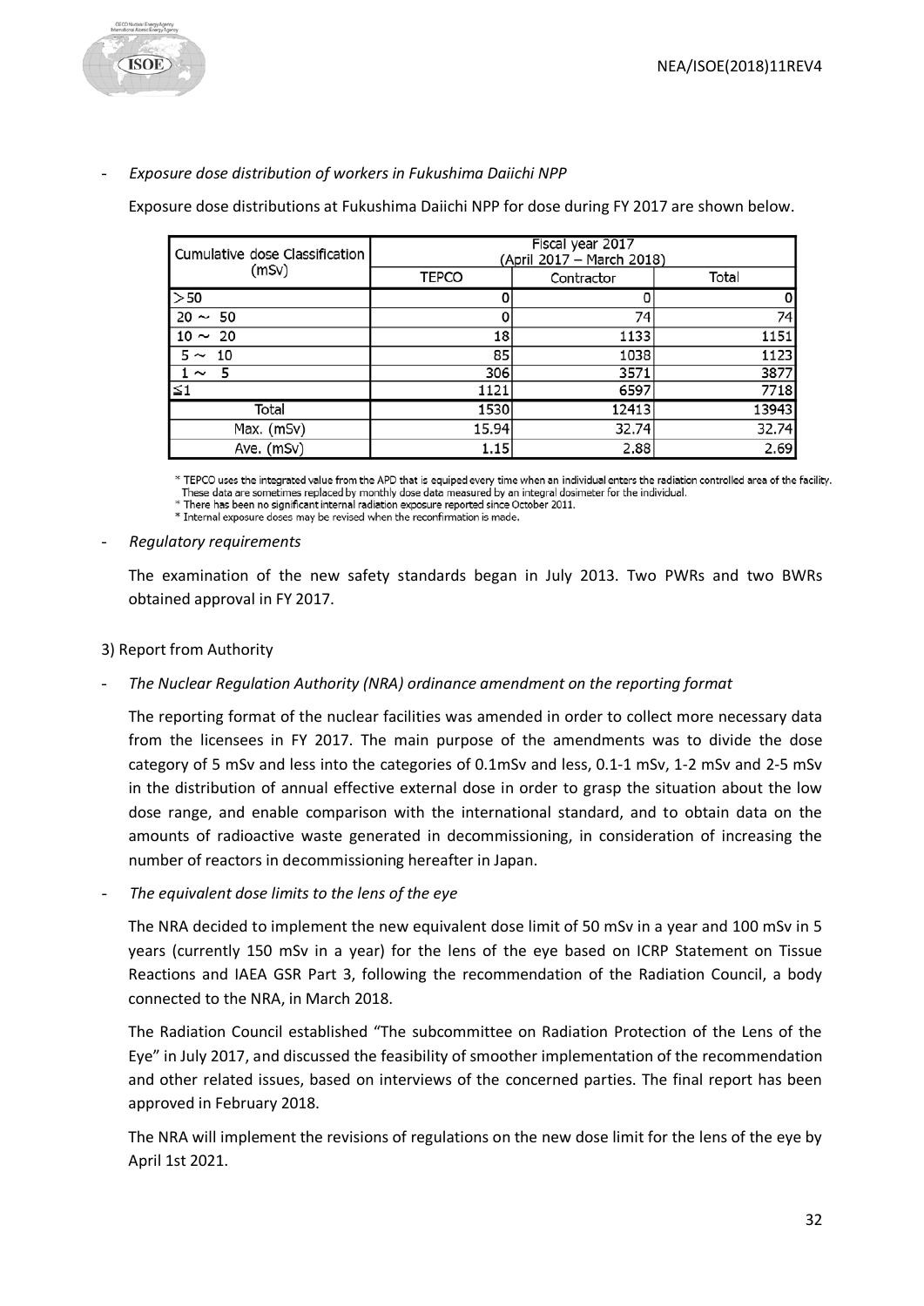- *Exposure dose distribution of workers in Fukushima Daiichi NPP*

Exposure dose distributions at Fukushima Daiichi NPP for dose during FY 2017 are shown below.

| Cumulative dose Classification (mSv) | Fiscal year 2017 (April 2017 – March 2018) | | |
|---|---|---|---|
| | TEPCO | Contractor | Total |
| >50 | 0 | 0 | 0 |
| 20 ~ 50 | 0 | 74 | 74 |
| 10 ~ 20 | 18 | 1133 | 1151 |
| 5 ~ 10 | 85 | 1038 | 1123 |
| 1 ~ 5 | 306 | 3571 | 3877 |
| ≦1 | 1121 | 6597 | 7718 |
| Total | 1530 | 12413 | 13943 |
| Max. (mSv) | 15.94 | 32.74 | 32.74 |
| Ave. (mSv) | 1.15 | 2.88 | 2.69 |

\* TEPCO uses the integrated value from the APD that is equiped every time when an individual enters the radiation controlled area of the facility. These data are sometimes replaced by monthly dose data measured by an integral dosimeter for the individual.
\* There has been no significant internal radiation exposure reported since October 2011.
\* Internal exposure doses may be revised when the reconfirmation is made.

- *Regulatory requirements*

The examination of the new safety standards began in July 2013. Two PWRs and two BWRs obtained approval in FY 2017.

3) Report from Authority

- *The Nuclear Regulation Authority (NRA) ordinance amendment on the reporting format*

The reporting format of the nuclear facilities was amended in order to collect more necessary data from the licensees in FY 2017. The main purpose of the amendments was to divide the dose category of 5 mSv and less into the categories of 0.1mSv and less, 0.1-1 mSv, 1-2 mSv and 2-5 mSv in the distribution of annual effective external dose in order to grasp the situation about the low dose range, and enable comparison with the international standard, and to obtain data on the amounts of radioactive waste generated in decommissioning, in consideration of increasing the number of reactors in decommissioning hereafter in Japan.

- *The equivalent dose limits to the lens of the eye*

The NRA decided to implement the new equivalent dose limit of 50 mSv in a year and 100 mSv in 5 years (currently 150 mSv in a year) for the lens of the eye based on ICRP Statement on Tissue Reactions and IAEA GSR Part 3, following the recommendation of the Radiation Council, a body connected to the NRA, in March 2018.

The Radiation Council established "The subcommittee on Radiation Protection of the Lens of the Eye" in July 2017, and discussed the feasibility of smoother implementation of the recommendation and other related issues, based on interviews of the concerned parties. The final report has been approved in February 2018.

The NRA will implement the revisions of regulations on the new dose limit for the lens of the eye by April 1st 2021.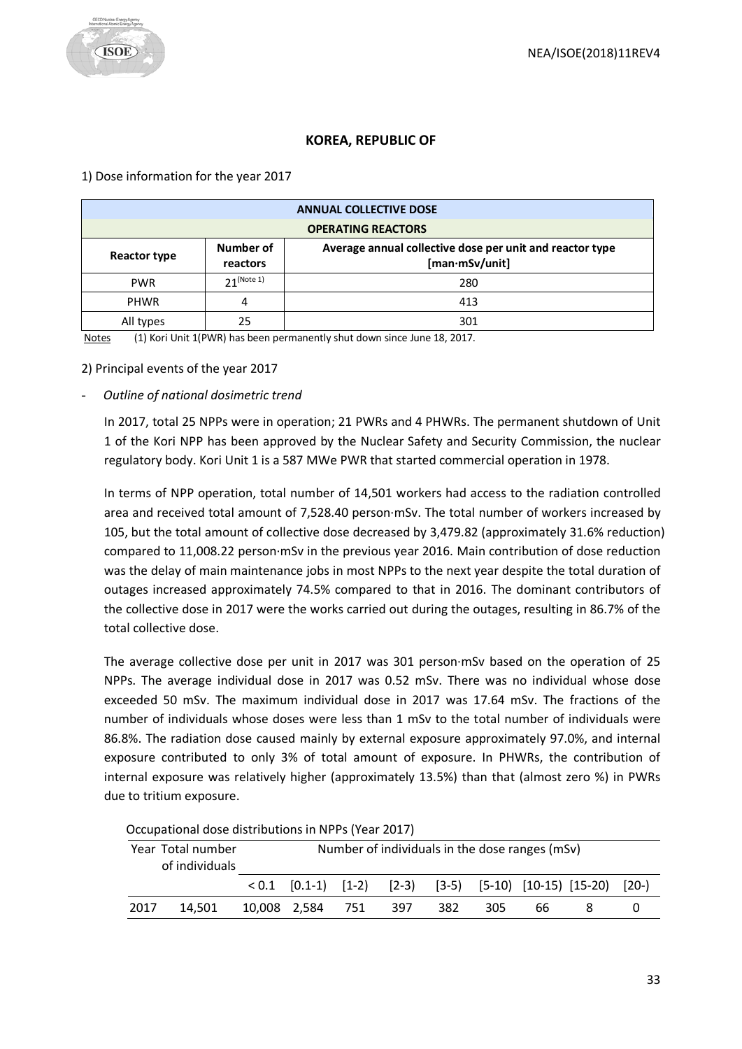## KOREA, REPUBLIC OF

1) Dose information for the year 2017

| ANNUAL COLLECTIVE DOSE | | |
|---|---|---|
| **OPERATING REACTORS** | | |
| **Reactor type** | **Number of reactors** | **Average annual collective dose per unit and reactor type [man·mSv/unit]** |
| PWR | 21 (Note 1) | 280 |
| PHWR | 4 | 413 |
| All types | 25 | 301 |

Notes (1) Kori Unit 1(PWR) has been permanently shut down since June 18, 2017.

2) Principal events of the year 2017

- *Outline of national dosimetric trend*

In 2017, total 25 NPPs were in operation; 21 PWRs and 4 PHWRs. The permanent shutdown of Unit 1 of the Kori NPP has been approved by the Nuclear Safety and Security Commission, the nuclear regulatory body. Kori Unit 1 is a 587 MWe PWR that started commercial operation in 1978.

In terms of NPP operation, total number of 14,501 workers had access to the radiation controlled area and received total amount of 7,528.40 person·mSv. The total number of workers increased by 105, but the total amount of collective dose decreased by 3,479.82 (approximately 31.6% reduction) compared to 11,008.22 person·mSv in the previous year 2016. Main contribution of dose reduction was the delay of main maintenance jobs in most NPPs to the next year despite the total duration of outages increased approximately 74.5% compared to that in 2016. The dominant contributors of the collective dose in 2017 were the works carried out during the outages, resulting in 86.7% of the total collective dose.

The average collective dose per unit in 2017 was 301 person·mSv based on the operation of 25 NPPs. The average individual dose in 2017 was 0.52 mSv. There was no individual whose dose exceeded 50 mSv. The maximum individual dose in 2017 was 17.64 mSv. The fractions of the number of individuals whose doses were less than 1 mSv to the total number of individuals were 86.8%. The radiation dose caused mainly by external exposure approximately 97.0%, and internal exposure contributed to only 3% of total amount of exposure. In PHWRs, the contribution of internal exposure was relatively higher (approximately 13.5%) than that (almost zero %) in PWRs due to tritium exposure.

Occupational dose distributions in NPPs (Year 2017)

| Year | Total number of individuals | Number of individuals in the dose ranges (mSv) | | | | | | | | |
|---|---|---|---|---|---|---|---|---|---|---|
| | | < 0.1 | [0.1-1) | [1-2) | [2-3) | [3-5) | [5-10) | [10-15) | [15-20) | [20-) |
| 2017 | 14,501 | 10,008 | 2,584 | 751 | 397 | 382 | 305 | 66 | 8 | 0 |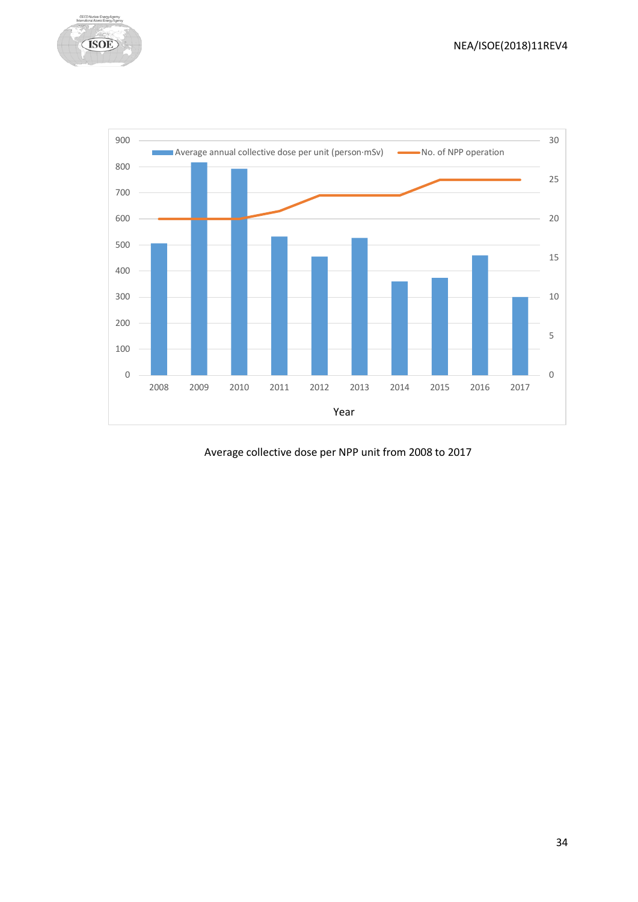Average collective dose per NPP unit from 2008 to 2017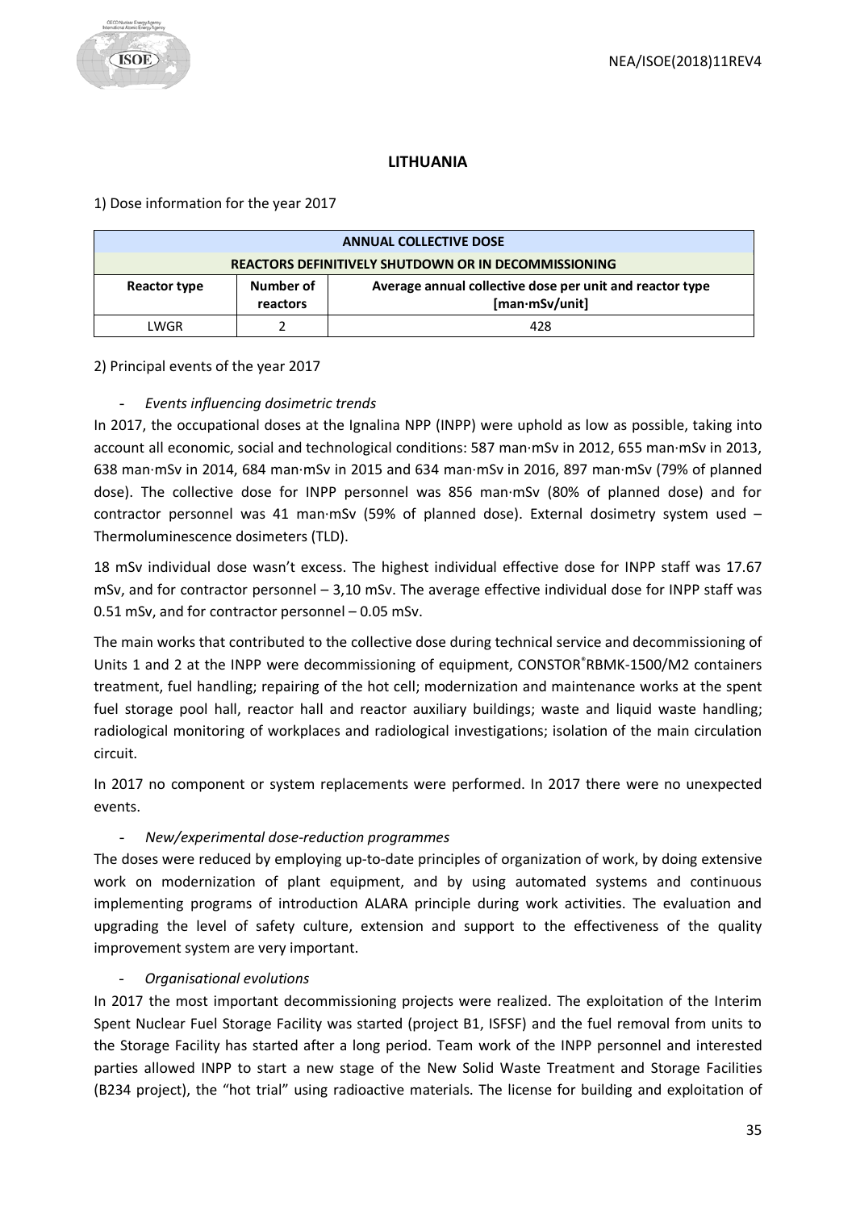## LITHUANIA

1) Dose information for the year 2017

| ANNUAL COLLECTIVE DOSE | | |
|---|---|---|
| REACTORS DEFINITIVELY SHUTDOWN OR IN DECOMMISSIONING | | |
| **Reactor type** | **Number of reactors** | **Average annual collective dose per unit and reactor type [man·mSv/unit]** |
| LWGR | 2 | 428 |

2) Principal events of the year 2017

- *Events influencing dosimetric trends*

In 2017, the occupational doses at the Ignalina NPP (INPP) were uphold as low as possible, taking into account all economic, social and technological conditions: 587 man·mSv in 2012, 655 man·mSv in 2013, 638 man·mSv in 2014, 684 man·mSv in 2015 and 634 man·mSv in 2016, 897 man·mSv (79% of planned dose). The collective dose for INPP personnel was 856 man·mSv (80% of planned dose) and for contractor personnel was 41 man·mSv (59% of planned dose). External dosimetry system used – Thermoluminescence dosimeters (TLD).

18 mSv individual dose wasn't excess. The highest individual effective dose for INPP staff was 17.67 mSv, and for contractor personnel – 3,10 mSv. The average effective individual dose for INPP staff was 0.51 mSv, and for contractor personnel – 0.05 mSv.

The main works that contributed to the collective dose during technical service and decommissioning of Units 1 and 2 at the INPP were decommissioning of equipment, CONSTOR®RBMK-1500/M2 containers treatment, fuel handling; repairing of the hot cell; modernization and maintenance works at the spent fuel storage pool hall, reactor hall and reactor auxiliary buildings; waste and liquid waste handling; radiological monitoring of workplaces and radiological investigations; isolation of the main circulation circuit.

In 2017 no component or system replacements were performed. In 2017 there were no unexpected events.

- *New/experimental dose-reduction programmes*

The doses were reduced by employing up-to-date principles of organization of work, by doing extensive work on modernization of plant equipment, and by using automated systems and continuous implementing programs of introduction ALARA principle during work activities. The evaluation and upgrading the level of safety culture, extension and support to the effectiveness of the quality improvement system are very important.

- *Organisational evolutions*

In 2017 the most important decommissioning projects were realized. The exploitation of the Interim Spent Nuclear Fuel Storage Facility was started (project B1, ISFSF) and the fuel removal from units to the Storage Facility has started after a long period. Team work of the INPP personnel and interested parties allowed INPP to start a new stage of the New Solid Waste Treatment and Storage Facilities (B234 project), the "hot trial" using radioactive materials. The license for building and exploitation of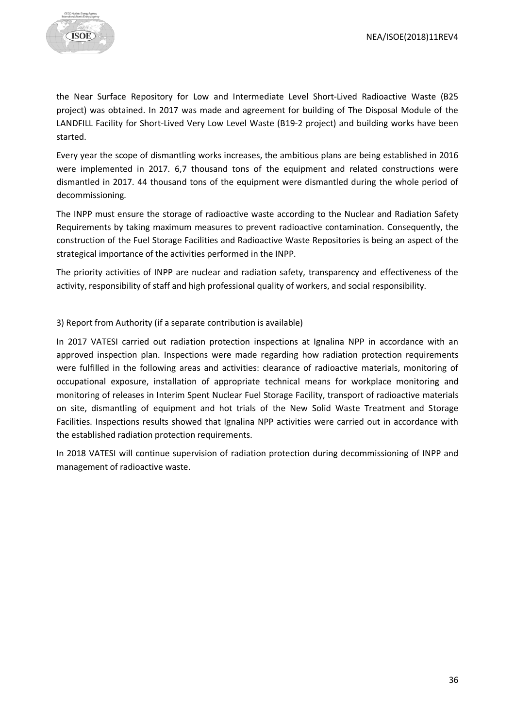the Near Surface Repository for Low and Intermediate Level Short-Lived Radioactive Waste (B25 project) was obtained. In 2017 was made and agreement for building of The Disposal Module of the LANDFILL Facility for Short-Lived Very Low Level Waste (B19-2 project) and building works have been started.

Every year the scope of dismantling works increases, the ambitious plans are being established in 2016 were implemented in 2017. 6,7 thousand tons of the equipment and related constructions were dismantled in 2017. 44 thousand tons of the equipment were dismantled during the whole period of decommissioning.

The INPP must ensure the storage of radioactive waste according to the Nuclear and Radiation Safety Requirements by taking maximum measures to prevent radioactive contamination. Consequently, the construction of the Fuel Storage Facilities and Radioactive Waste Repositories is being an aspect of the strategical importance of the activities performed in the INPP.

The priority activities of INPP are nuclear and radiation safety, transparency and effectiveness of the activity, responsibility of staff and high professional quality of workers, and social responsibility.

3) Report from Authority (if a separate contribution is available)

In 2017 VATESI carried out radiation protection inspections at Ignalina NPP in accordance with an approved inspection plan. Inspections were made regarding how radiation protection requirements were fulfilled in the following areas and activities: clearance of radioactive materials, monitoring of occupational exposure, installation of appropriate technical means for workplace monitoring and monitoring of releases in Interim Spent Nuclear Fuel Storage Facility, transport of radioactive materials on site, dismantling of equipment and hot trials of the New Solid Waste Treatment and Storage Facilities. Inspections results showed that Ignalina NPP activities were carried out in accordance with the established radiation protection requirements.

In 2018 VATESI will continue supervision of radiation protection during decommissioning of INPP and management of radioactive waste.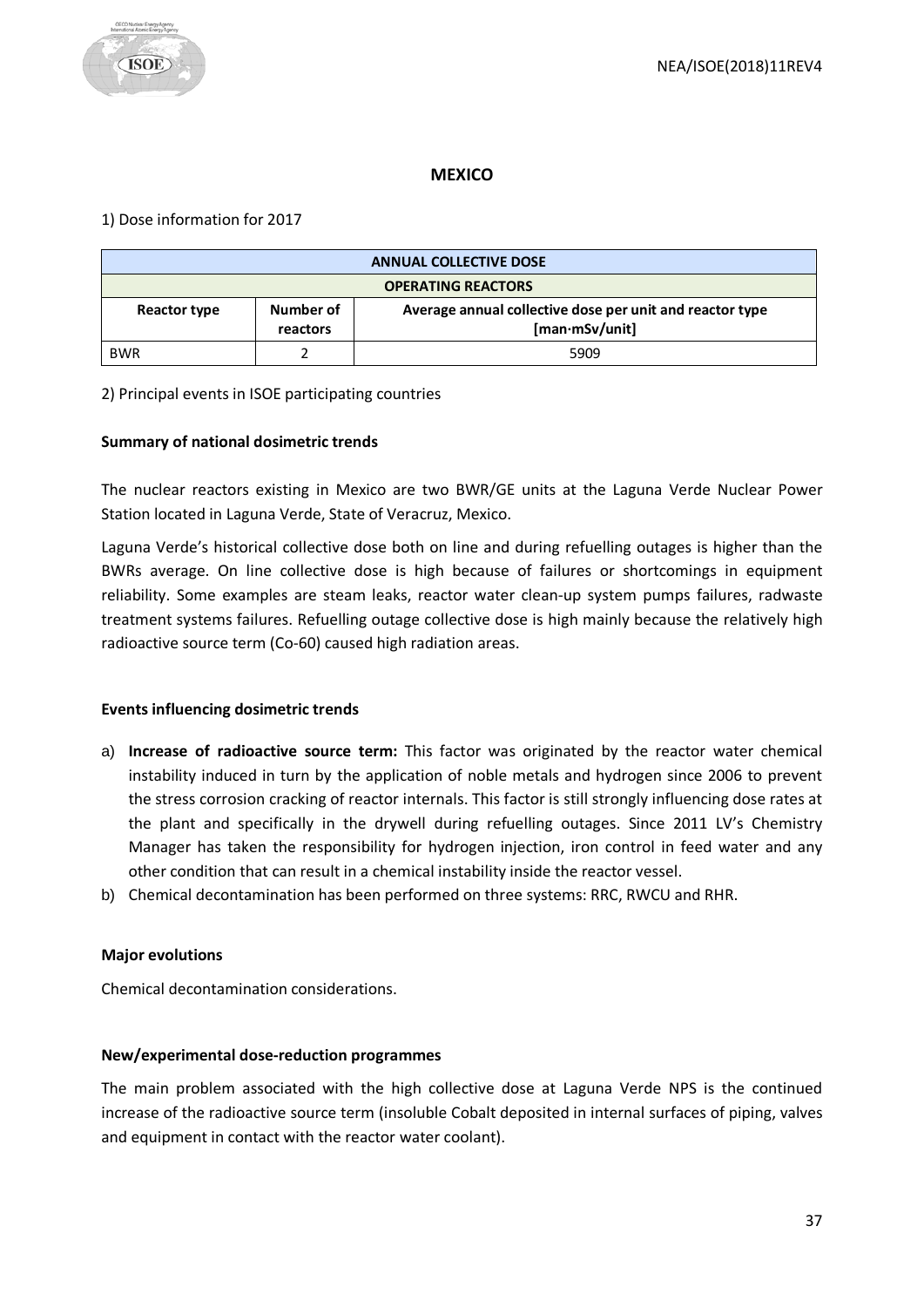## MEXICO

1) Dose information for 2017

| ANNUAL COLLECTIVE DOSE | | |
|---|---|---|
| OPERATING REACTORS | | |
| Reactor type | Number of reactors | Average annual collective dose per unit and reactor type [man·mSv/unit] |
| BWR | 2 | 5909 |

2) Principal events in ISOE participating countries

**Summary of national dosimetric trends**

The nuclear reactors existing in Mexico are two BWR/GE units at the Laguna Verde Nuclear Power Station located in Laguna Verde, State of Veracruz, Mexico.

Laguna Verde's historical collective dose both on line and during refuelling outages is higher than the BWRs average. On line collective dose is high because of failures or shortcomings in equipment reliability. Some examples are steam leaks, reactor water clean-up system pumps failures, radwaste treatment systems failures. Refuelling outage collective dose is high mainly because the relatively high radioactive source term (Co-60) caused high radiation areas.

**Events influencing dosimetric trends**

a) **Increase of radioactive source term:** This factor was originated by the reactor water chemical instability induced in turn by the application of noble metals and hydrogen since 2006 to prevent the stress corrosion cracking of reactor internals. This factor is still strongly influencing dose rates at the plant and specifically in the drywell during refuelling outages. Since 2011 LV's Chemistry Manager has taken the responsibility for hydrogen injection, iron control in feed water and any other condition that can result in a chemical instability inside the reactor vessel.
b) Chemical decontamination has been performed on three systems: RRC, RWCU and RHR.

**Major evolutions**

Chemical decontamination considerations.

**New/experimental dose-reduction programmes**

The main problem associated with the high collective dose at Laguna Verde NPS is the continued increase of the radioactive source term (insoluble Cobalt deposited in internal surfaces of piping, valves and equipment in contact with the reactor water coolant).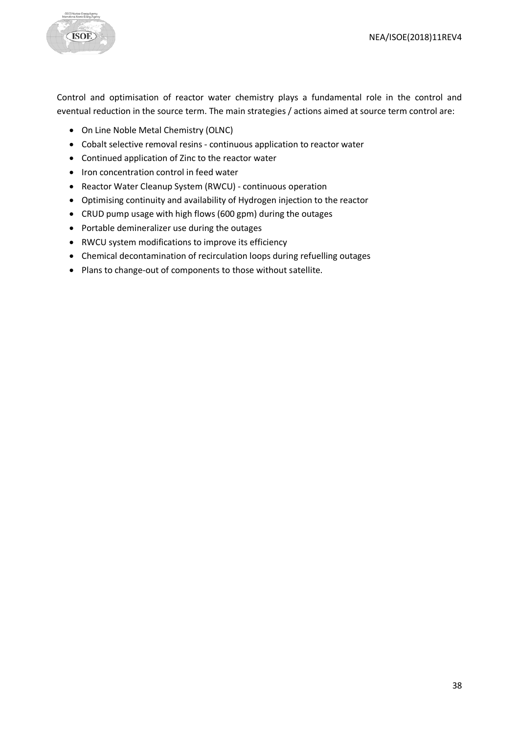Control and optimisation of reactor water chemistry plays a fundamental role in the control and eventual reduction in the source term. The main strategies / actions aimed at source term control are:

- On Line Noble Metal Chemistry (OLNC)
- Cobalt selective removal resins - continuous application to reactor water
- Continued application of Zinc to the reactor water
- Iron concentration control in feed water
- Reactor Water Cleanup System (RWCU) - continuous operation
- Optimising continuity and availability of Hydrogen injection to the reactor
- CRUD pump usage with high flows (600 gpm) during the outages
- Portable demineralizer use during the outages
- RWCU system modifications to improve its efficiency
- Chemical decontamination of recirculation loops during refuelling outages
- Plans to change-out of components to those without satellite.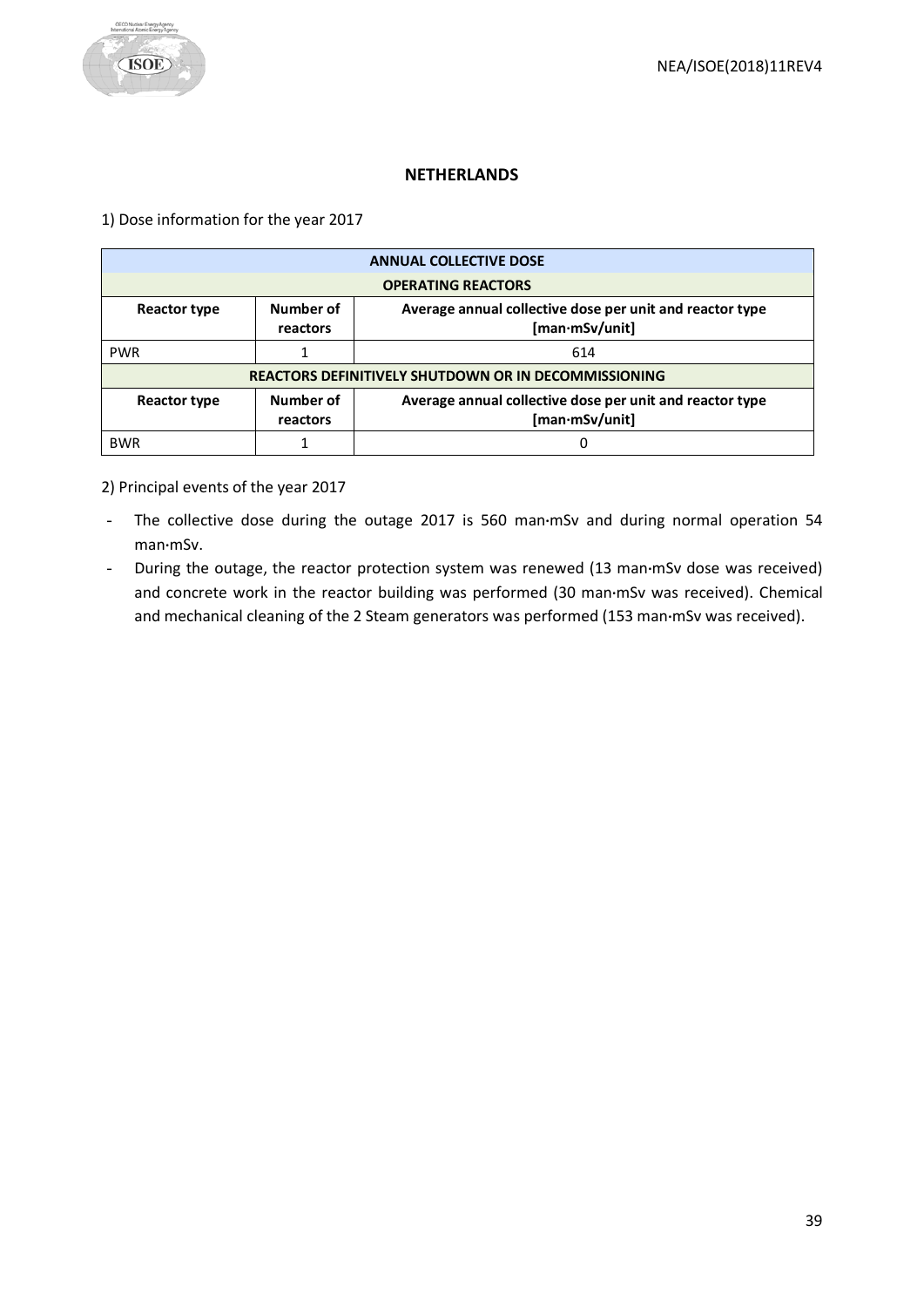## NETHERLANDS

1) Dose information for the year 2017

| ANNUAL COLLECTIVE DOSE | | |
|---|---|---|
| **OPERATING REACTORS** | | |
| **Reactor type** | **Number of reactors** | **Average annual collective dose per unit and reactor type [man·mSv/unit]** |
| PWR | 1 | 614 |
| **REACTORS DEFINITIVELY SHUTDOWN OR IN DECOMMISSIONING** | | |
| **Reactor type** | **Number of reactors** | **Average annual collective dose per unit and reactor type [man·mSv/unit]** |
| BWR | 1 | 0 |

2) Principal events of the year 2017

- The collective dose during the outage 2017 is 560 man·mSv and during normal operation 54 man·mSv.
- During the outage, the reactor protection system was renewed (13 man·mSv dose was received) and concrete work in the reactor building was performed (30 man·mSv was received). Chemical and mechanical cleaning of the 2 Steam generators was performed (153 man·mSv was received).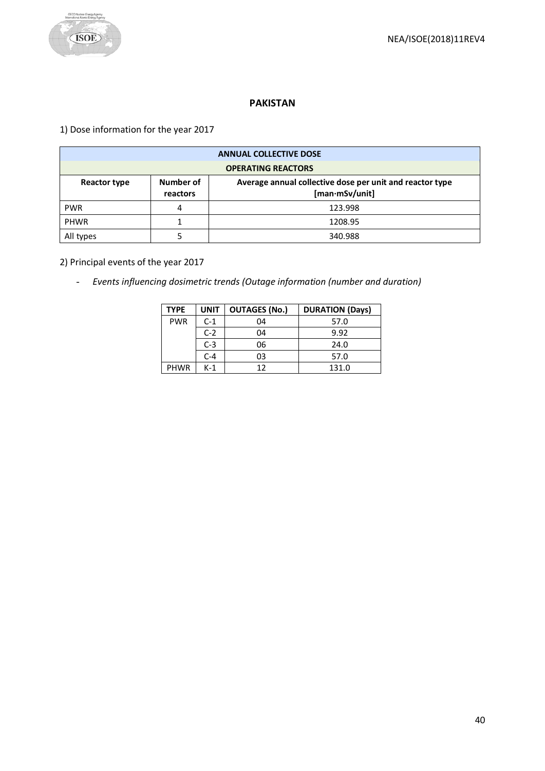## PAKISTAN

1) Dose information for the year 2017

| ANNUAL COLLECTIVE DOSE | | |
|---|---|---|
| OPERATING REACTORS | | |
| Reactor type | Number of reactors | Average annual collective dose per unit and reactor type [man·mSv/unit] |
| PWR | 4 | 123.998 |
| PHWR | 1 | 1208.95 |
| All types | 5 | 340.988 |

2) Principal events of the year 2017

- *Events influencing dosimetric trends (Outage information (number and duration)*

| TYPE | UNIT | OUTAGES (No.) | DURATION (Days) |
|---|---|---|---|
| PWR | C-1 | 04 | 57.0 |
| | C-2 | 04 | 9.92 |
| | C-3 | 06 | 24.0 |
| | C-4 | 03 | 57.0 |
| PHWR | K-1 | 12 | 131.0 |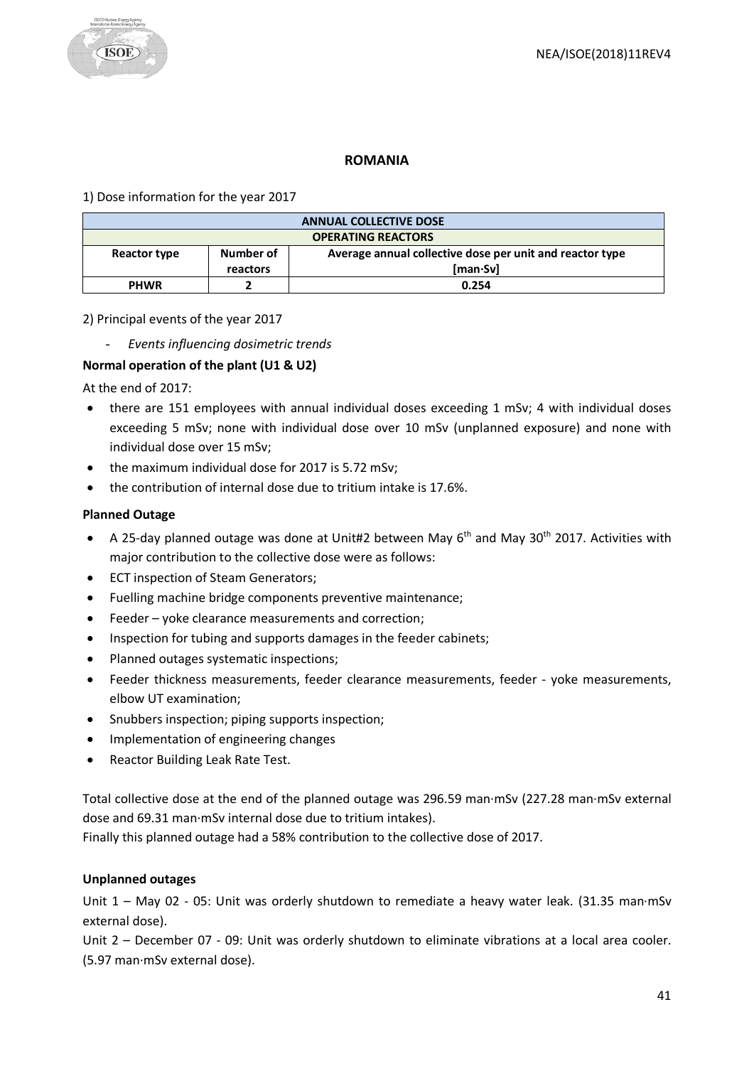# ROMANIA

1) Dose information for the year 2017

| ANNUAL COLLECTIVE DOSE | | |
|---|---|---|
| **OPERATING REACTORS** | | |
| **Reactor type** | **Number of reactors** | **Average annual collective dose per unit and reactor type [man·Sv]** |
| **PHWR** | **2** | **0.254** |

2) Principal events of the year 2017

- *Events influencing dosimetric trends*

**Normal operation of the plant (U1 & U2)**

At the end of 2017:

- there are 151 employees with annual individual doses exceeding 1 mSv; 4 with individual doses exceeding 5 mSv; none with individual dose over 10 mSv (unplanned exposure) and none with individual dose over 15 mSv;
- the maximum individual dose for 2017 is 5.72 mSv;
- the contribution of internal dose due to tritium intake is 17.6%.

**Planned Outage**

- A 25-day planned outage was done at Unit#2 between May 6th and May 30th 2017. Activities with major contribution to the collective dose were as follows:
- ECT inspection of Steam Generators;
- Fuelling machine bridge components preventive maintenance;
- Feeder – yoke clearance measurements and correction;
- Inspection for tubing and supports damages in the feeder cabinets;
- Planned outages systematic inspections;
- Feeder thickness measurements, feeder clearance measurements, feeder - yoke measurements, elbow UT examination;
- Snubbers inspection; piping supports inspection;
- Implementation of engineering changes
- Reactor Building Leak Rate Test.

Total collective dose at the end of the planned outage was 296.59 man·mSv (227.28 man·mSv external dose and 69.31 man·mSv internal dose due to tritium intakes).
Finally this planned outage had a 58% contribution to the collective dose of 2017.

**Unplanned outages**

Unit 1 – May 02 - 05: Unit was orderly shutdown to remediate a heavy water leak. (31.35 man·mSv external dose).

Unit 2 – December 07 - 09: Unit was orderly shutdown to eliminate vibrations at a local area cooler. (5.97 man·mSv external dose).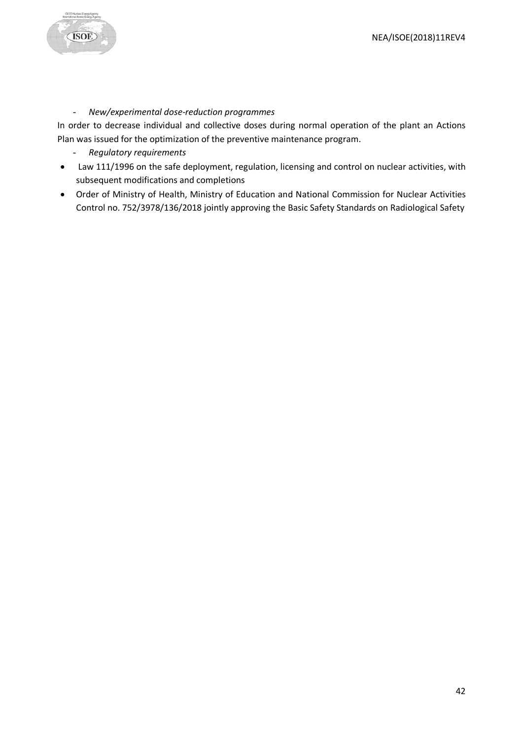- *New/experimental dose-reduction programmes*

In order to decrease individual and collective doses during normal operation of the plant an Actions Plan was issued for the optimization of the preventive maintenance program.

- *Regulatory requirements*

- Law 111/1996 on the safe deployment, regulation, licensing and control on nuclear activities, with subsequent modifications and completions
- Order of Ministry of Health, Ministry of Education and National Commission for Nuclear Activities Control no. 752/3978/136/2018 jointly approving the Basic Safety Standards on Radiological Safety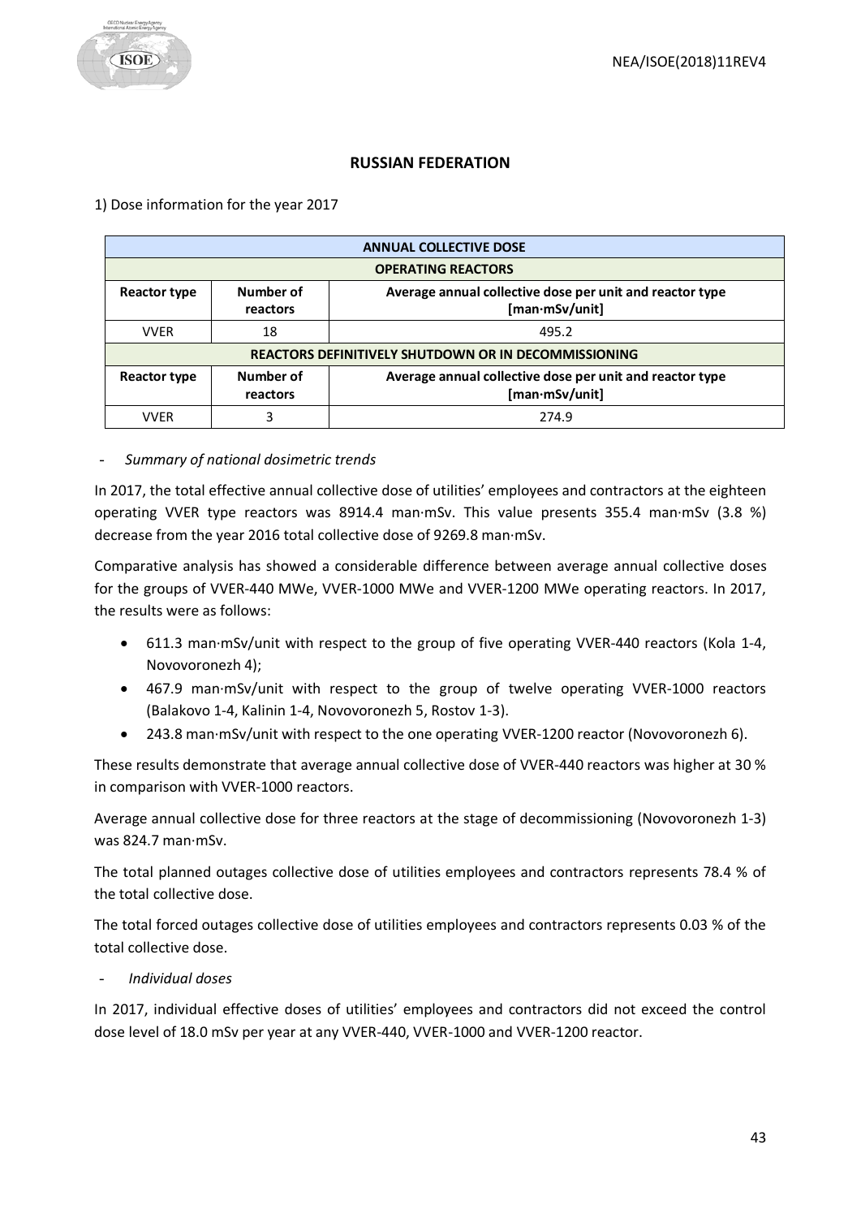## RUSSIAN FEDERATION

1) Dose information for the year 2017

| ANNUAL COLLECTIVE DOSE | | |
|---|---|---|
| **OPERATING REACTORS** | | |
| **Reactor type** | **Number of reactors** | **Average annual collective dose per unit and reactor type [man·mSv/unit]** |
| VVER | 18 | 495.2 |
| **REACTORS DEFINITIVELY SHUTDOWN OR IN DECOMMISSIONING** | | |
| **Reactor type** | **Number of reactors** | **Average annual collective dose per unit and reactor type [man·mSv/unit]** |
| VVER | 3 | 274.9 |

- *Summary of national dosimetric trends*

In 2017, the total effective annual collective dose of utilities' employees and contractors at the eighteen operating VVER type reactors was 8914.4 man·mSv. This value presents 355.4 man·mSv (3.8 %) decrease from the year 2016 total collective dose of 9269.8 man·mSv.

Comparative analysis has showed a considerable difference between average annual collective doses for the groups of VVER-440 MWe, VVER-1000 MWe and VVER-1200 MWe operating reactors. In 2017, the results were as follows:

- 611.3 man·mSv/unit with respect to the group of five operating VVER-440 reactors (Kola 1-4, Novovoronezh 4);
- 467.9 man·mSv/unit with respect to the group of twelve operating VVER-1000 reactors (Balakovo 1-4, Kalinin 1-4, Novovoronezh 5, Rostov 1-3).
- 243.8 man·mSv/unit with respect to the one operating VVER-1200 reactor (Novovoronezh 6).

These results demonstrate that average annual collective dose of VVER-440 reactors was higher at 30 % in comparison with VVER-1000 reactors.

Average annual collective dose for three reactors at the stage of decommissioning (Novovoronezh 1-3) was 824.7 man·mSv.

The total planned outages collective dose of utilities employees and contractors represents 78.4 % of the total collective dose.

The total forced outages collective dose of utilities employees and contractors represents 0.03 % of the total collective dose.

- *Individual doses*

In 2017, individual effective doses of utilities' employees and contractors did not exceed the control dose level of 18.0 mSv per year at any VVER-440, VVER-1000 and VVER-1200 reactor.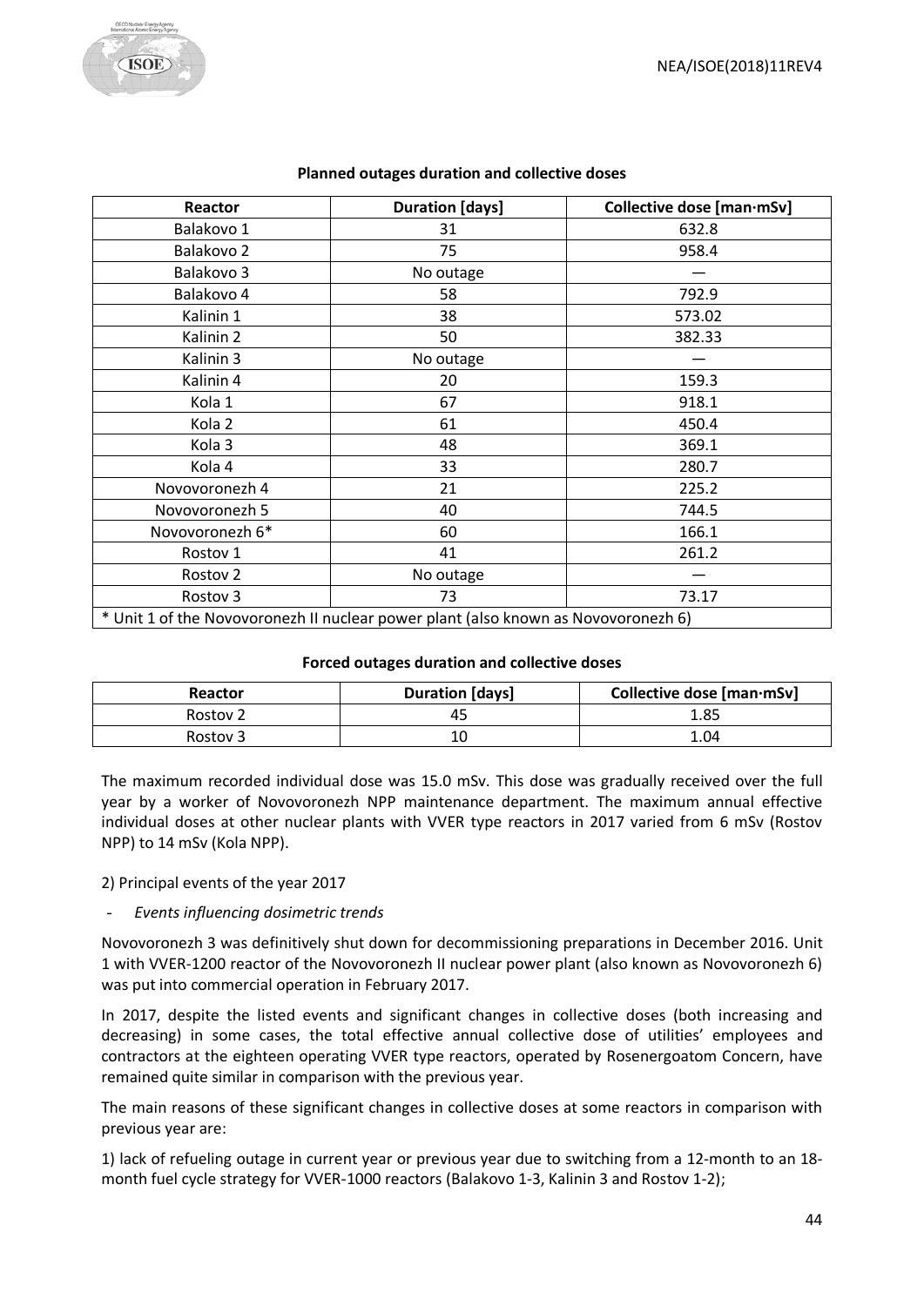**Planned outages duration and collective doses**

| Reactor | Duration [days] | Collective dose [man·mSv] |
|---|---|---|
| Balakovo 1 | 31 | 632.8 |
| Balakovo 2 | 75 | 958.4 |
| Balakovo 3 | No outage | — |
| Balakovo 4 | 58 | 792.9 |
| Kalinin 1 | 38 | 573.02 |
| Kalinin 2 | 50 | 382.33 |
| Kalinin 3 | No outage | — |
| Kalinin 4 | 20 | 159.3 |
| Kola 1 | 67 | 918.1 |
| Kola 2 | 61 | 450.4 |
| Kola 3 | 48 | 369.1 |
| Kola 4 | 33 | 280.7 |
| Novovoronezh 4 | 21 | 225.2 |
| Novovoronezh 5 | 40 | 744.5 |
| Novovoronezh 6* | 60 | 166.1 |
| Rostov 1 | 41 | 261.2 |
| Rostov 2 | No outage | — |
| Rostov 3 | 73 | 73.17 |

\* Unit 1 of the Novovoronezh II nuclear power plant (also known as Novovoronezh 6)

**Forced outages duration and collective doses**

| Reactor | Duration [days] | Collective dose [man·mSv] |
|---|---|---|
| Rostov 2 | 45 | 1.85 |
| Rostov 3 | 10 | 1.04 |

The maximum recorded individual dose was 15.0 mSv. This dose was gradually received over the full year by a worker of Novovoronezh NPP maintenance department. The maximum annual effective individual doses at other nuclear plants with VVER type reactors in 2017 varied from 6 mSv (Rostov NPP) to 14 mSv (Kola NPP).

2) Principal events of the year 2017

- *Events influencing dosimetric trends*

Novovoronezh 3 was definitively shut down for decommissioning preparations in December 2016. Unit 1 with VVER-1200 reactor of the Novovoronezh II nuclear power plant (also known as Novovoronezh 6) was put into commercial operation in February 2017.

In 2017, despite the listed events and significant changes in collective doses (both increasing and decreasing) in some cases, the total effective annual collective dose of utilities' employees and contractors at the eighteen operating VVER type reactors, operated by Rosenergoatom Concern, have remained quite similar in comparison with the previous year.

The main reasons of these significant changes in collective doses at some reactors in comparison with previous year are:

1) lack of refueling outage in current year or previous year due to switching from a 12-month to an 18-month fuel cycle strategy for VVER-1000 reactors (Balakovo 1-3, Kalinin 3 and Rostov 1-2);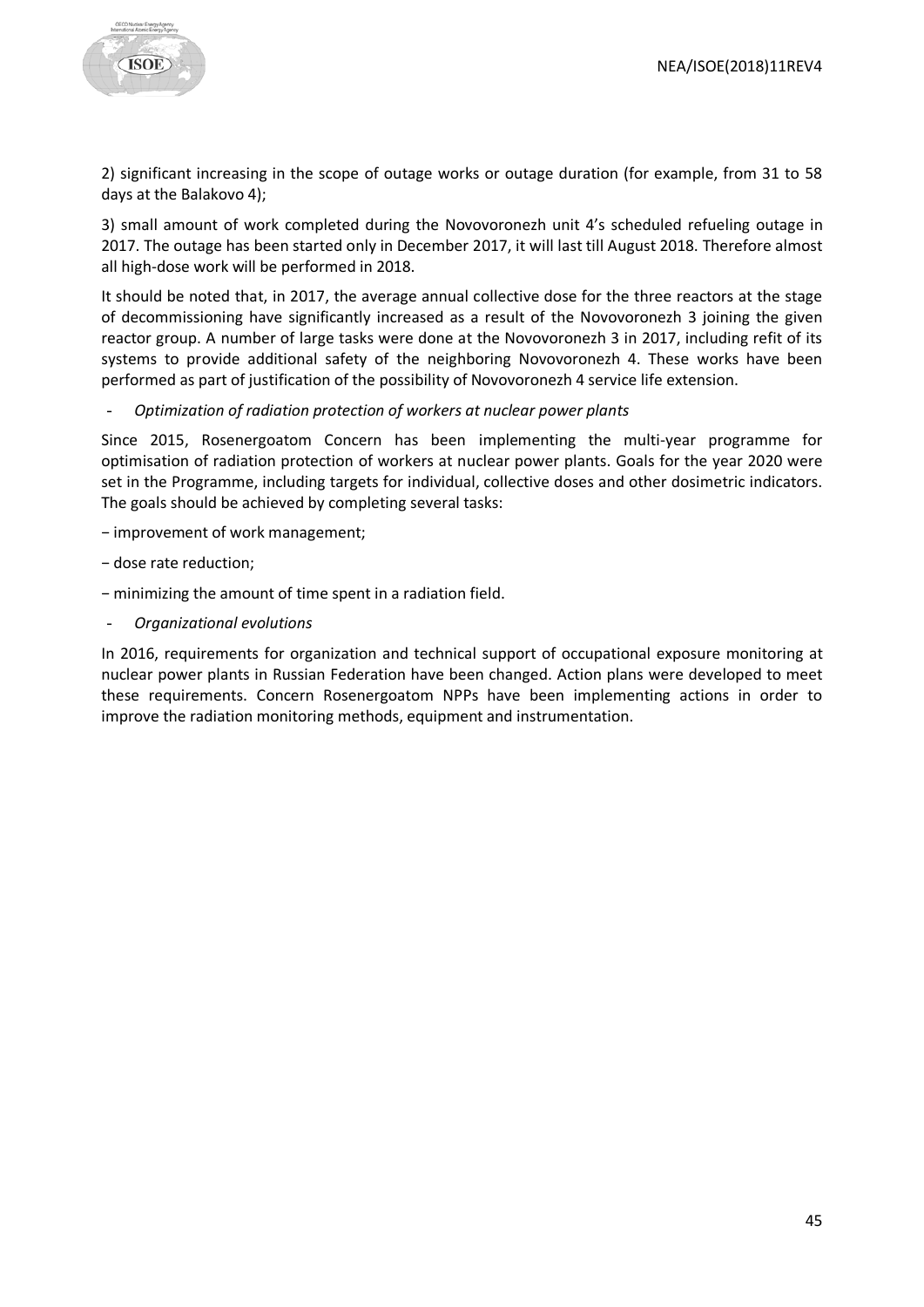2) significant increasing in the scope of outage works or outage duration (for example, from 31 to 58 days at the Balakovo 4);

3) small amount of work completed during the Novovoronezh unit 4's scheduled refueling outage in 2017. The outage has been started only in December 2017, it will last till August 2018. Therefore almost all high-dose work will be performed in 2018.

It should be noted that, in 2017, the average annual collective dose for the three reactors at the stage of decommissioning have significantly increased as a result of the Novovoronezh 3 joining the given reactor group. A number of large tasks were done at the Novovoronezh 3 in 2017, including refit of its systems to provide additional safety of the neighboring Novovoronezh 4. These works have been performed as part of justification of the possibility of Novovoronezh 4 service life extension.

- *Optimization of radiation protection of workers at nuclear power plants*

Since 2015, Rosenergoatom Concern has been implementing the multi-year programme for optimisation of radiation protection of workers at nuclear power plants. Goals for the year 2020 were set in the Programme, including targets for individual, collective doses and other dosimetric indicators. The goals should be achieved by completing several tasks:

− improvement of work management;

− dose rate reduction;

− minimizing the amount of time spent in a radiation field.

- *Organizational evolutions*

In 2016, requirements for organization and technical support of occupational exposure monitoring at nuclear power plants in Russian Federation have been changed. Action plans were developed to meet these requirements. Concern Rosenergoatom NPPs have been implementing actions in order to improve the radiation monitoring methods, equipment and instrumentation.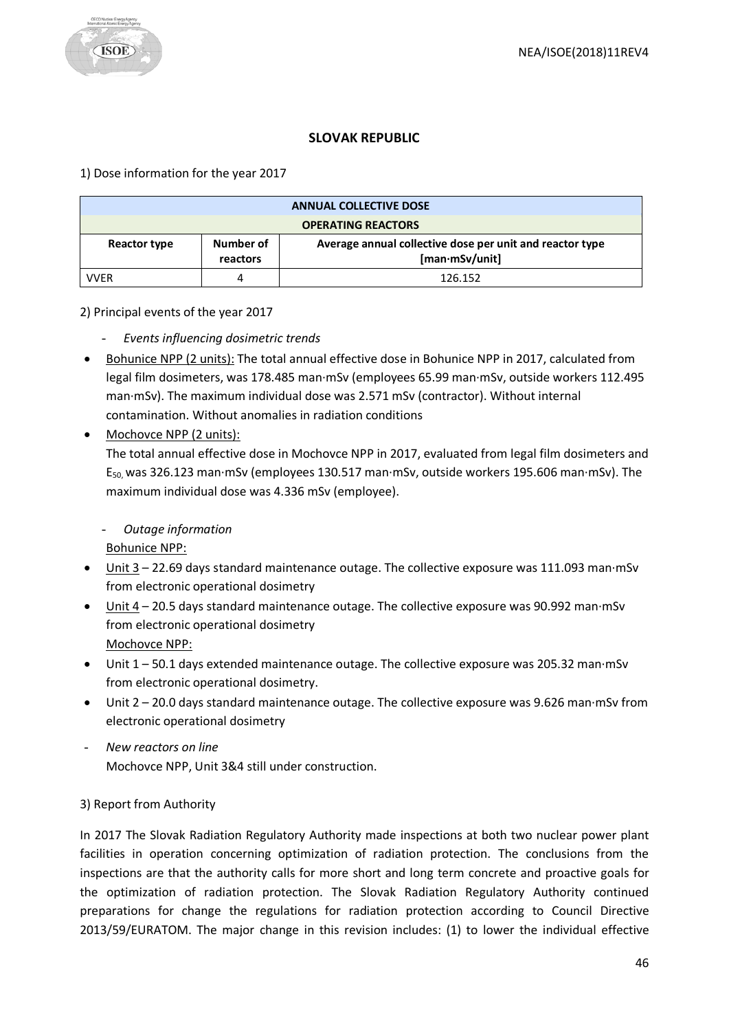## SLOVAK REPUBLIC

1) Dose information for the year 2017

| ANNUAL COLLECTIVE DOSE | | |
|---|---|---|
| **OPERATING REACTORS** | | |
| **Reactor type** | **Number of reactors** | **Average annual collective dose per unit and reactor type [man·mSv/unit]** |
| VVER | 4 | 126.152 |

2) Principal events of the year 2017

- *Events influencing dosimetric trends*

- Bohunice NPP (2 units): The total annual effective dose in Bohunice NPP in 2017, calculated from legal film dosimeters, was 178.485 man·mSv (employees 65.99 man·mSv, outside workers 112.495 man·mSv). The maximum individual dose was 2.571 mSv (contractor). Without internal contamination. Without anomalies in radiation conditions
- Mochovce NPP (2 units):
  The total annual effective dose in Mochovce NPP in 2017, evaluated from legal film dosimeters and $E_{50,}$ was 326.123 man·mSv (employees 130.517 man·mSv, outside workers 195.606 man·mSv). The maximum individual dose was 4.336 mSv (employee).

- *Outage information*

Bohunice NPP:

- Unit 3 – 22.69 days standard maintenance outage. The collective exposure was 111.093 man·mSv from electronic operational dosimetry
- Unit 4 – 20.5 days standard maintenance outage. The collective exposure was 90.992 man·mSv from electronic operational dosimetry

Mochovce NPP:

- Unit 1 – 50.1 days extended maintenance outage. The collective exposure was 205.32 man·mSv from electronic operational dosimetry.
- Unit 2 – 20.0 days standard maintenance outage. The collective exposure was 9.626 man·mSv from electronic operational dosimetry

- *New reactors on line*
  Mochovce NPP, Unit 3&4 still under construction.

3) Report from Authority

In 2017 The Slovak Radiation Regulatory Authority made inspections at both two nuclear power plant facilities in operation concerning optimization of radiation protection. The conclusions from the inspections are that the authority calls for more short and long term concrete and proactive goals for the optimization of radiation protection. The Slovak Radiation Regulatory Authority continued preparations for change the regulations for radiation protection according to Council Directive 2013/59/EURATOM. The major change in this revision includes: (1) to lower the individual effective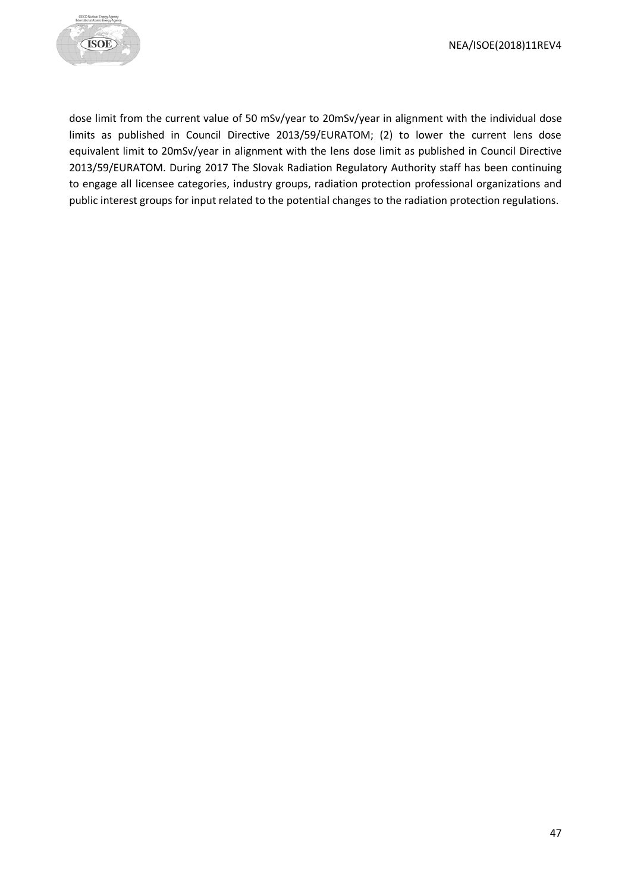dose limit from the current value of 50 mSv/year to 20mSv/year in alignment with the individual dose limits as published in Council Directive 2013/59/EURATOM; (2) to lower the current lens dose equivalent limit to 20mSv/year in alignment with the lens dose limit as published in Council Directive 2013/59/EURATOM. During 2017 The Slovak Radiation Regulatory Authority staff has been continuing to engage all licensee categories, industry groups, radiation protection professional organizations and public interest groups for input related to the potential changes to the radiation protection regulations.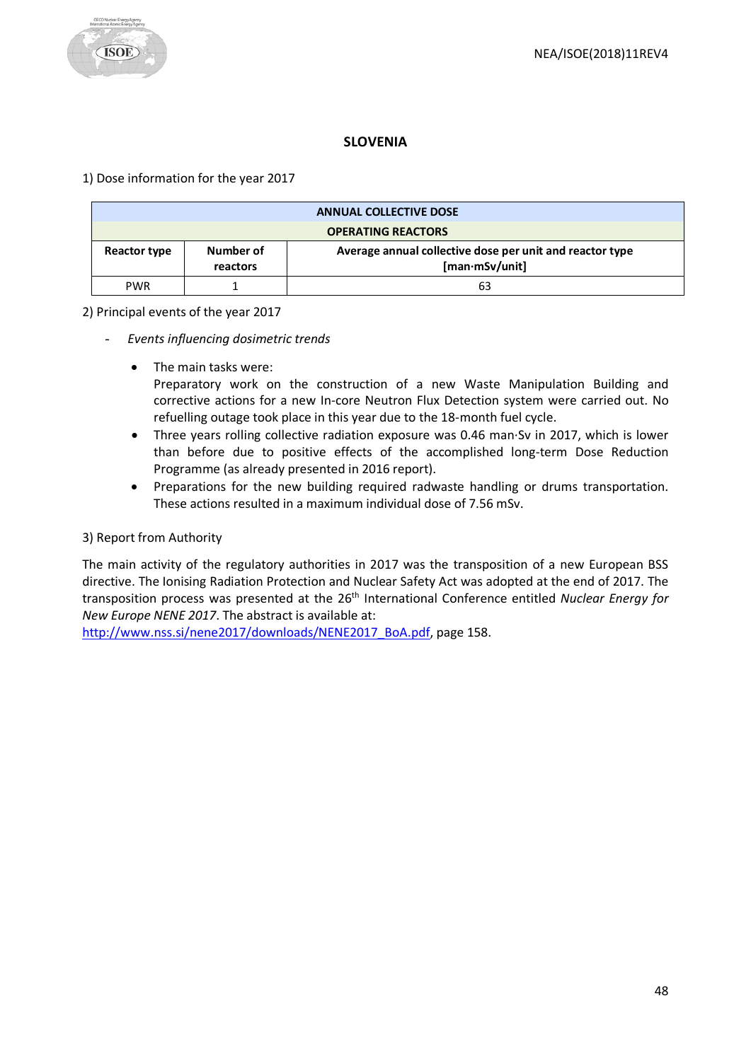## SLOVENIA

1) Dose information for the year 2017

| ANNUAL COLLECTIVE DOSE | | |
|---|---|---|
| OPERATING REACTORS | | |
| Reactor type | Number of reactors | Average annual collective dose per unit and reactor type [man·mSv/unit] |
| PWR | 1 | 63 |

2) Principal events of the year 2017

- *Events influencing dosimetric trends*
  - The main tasks were:
    Preparatory work on the construction of a new Waste Manipulation Building and corrective actions for a new In-core Neutron Flux Detection system were carried out. No refuelling outage took place in this year due to the 18-month fuel cycle.
  - Three years rolling collective radiation exposure was 0.46 man·Sv in 2017, which is lower than before due to positive effects of the accomplished long-term Dose Reduction Programme (as already presented in 2016 report).
  - Preparations for the new building required radwaste handling or drums transportation. These actions resulted in a maximum individual dose of 7.56 mSv.

3) Report from Authority

The main activity of the regulatory authorities in 2017 was the transposition of a new European BSS directive. The Ionising Radiation Protection and Nuclear Safety Act was adopted at the end of 2017. The transposition process was presented at the 26th International Conference entitled *Nuclear Energy for New Europe NENE 2017*. The abstract is available at:
http://www.nss.si/nene2017/downloads/NENE2017_BoA.pdf, page 158.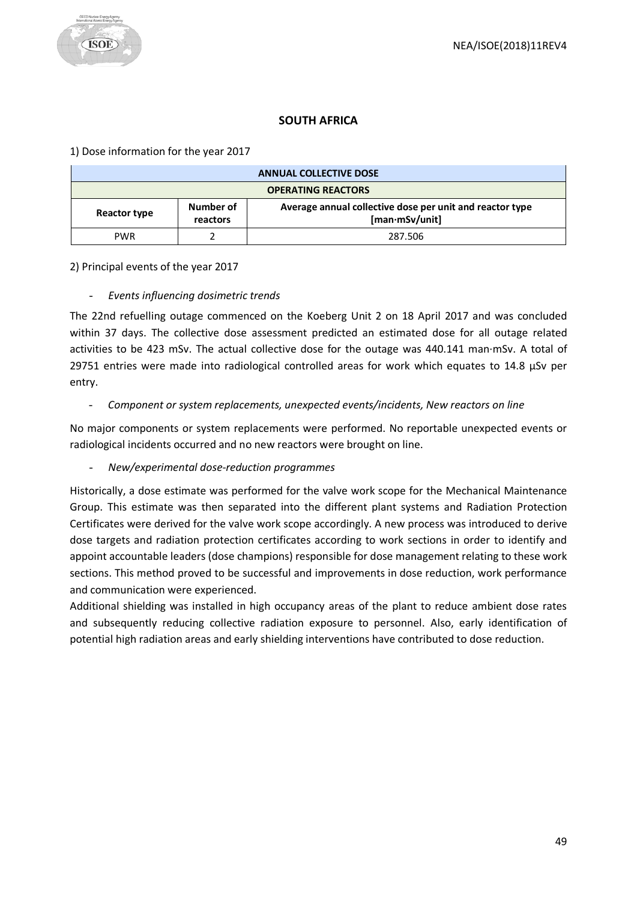## SOUTH AFRICA

1) Dose information for the year 2017

| ANNUAL COLLECTIVE DOSE | | |
|---|---|---|
| **OPERATING REACTORS** | | |
| **Reactor type** | **Number of reactors** | **Average annual collective dose per unit and reactor type [man·mSv/unit]** |
| PWR | 2 | 287.506 |

2) Principal events of the year 2017

- *Events influencing dosimetric trends*

The 22nd refuelling outage commenced on the Koeberg Unit 2 on 18 April 2017 and was concluded within 37 days. The collective dose assessment predicted an estimated dose for all outage related activities to be 423 mSv. The actual collective dose for the outage was 440.141 man·mSv. A total of 29751 entries were made into radiological controlled areas for work which equates to 14.8 µSv per entry.

- *Component or system replacements, unexpected events/incidents, New reactors on line*

No major components or system replacements were performed. No reportable unexpected events or radiological incidents occurred and no new reactors were brought on line.

- *New/experimental dose-reduction programmes*

Historically, a dose estimate was performed for the valve work scope for the Mechanical Maintenance Group. This estimate was then separated into the different plant systems and Radiation Protection Certificates were derived for the valve work scope accordingly. A new process was introduced to derive dose targets and radiation protection certificates according to work sections in order to identify and appoint accountable leaders (dose champions) responsible for dose management relating to these work sections. This method proved to be successful and improvements in dose reduction, work performance and communication were experienced.

Additional shielding was installed in high occupancy areas of the plant to reduce ambient dose rates and subsequently reducing collective radiation exposure to personnel. Also, early identification of potential high radiation areas and early shielding interventions have contributed to dose reduction.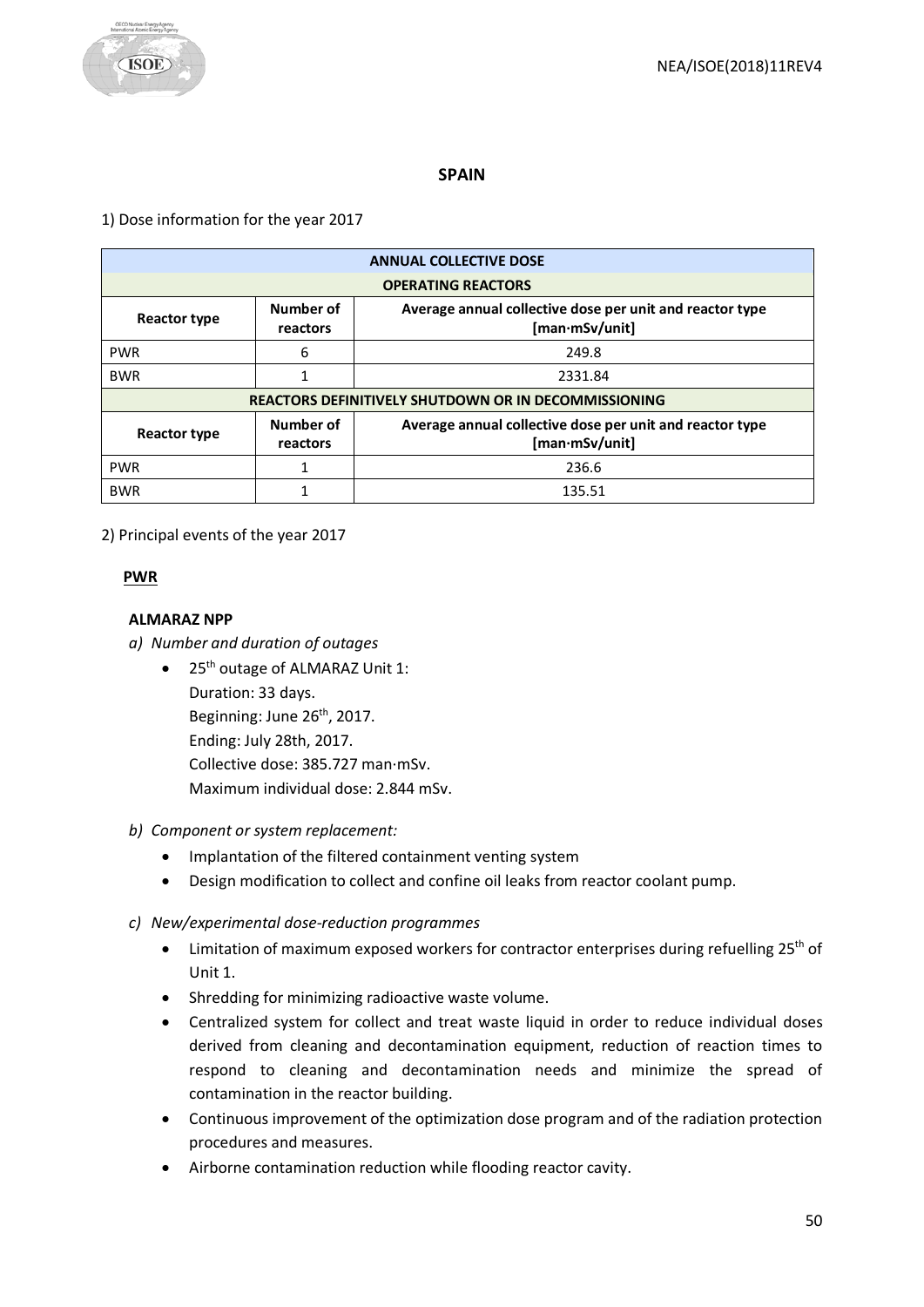## SPAIN

1) Dose information for the year 2017

| ANNUAL COLLECTIVE DOSE | | |
|---|---|---|
| **OPERATING REACTORS** | | |
| **Reactor type** | **Number of reactors** | **Average annual collective dose per unit and reactor type [man·mSv/unit]** |
| PWR | 6 | 249.8 |
| BWR | 1 | 2331.84 |
| **REACTORS DEFINITIVELY SHUTDOWN OR IN DECOMMISSIONING** | | |
| **Reactor type** | **Number of reactors** | **Average annual collective dose per unit and reactor type [man·mSv/unit]** |
| PWR | 1 | 236.6 |
| BWR | 1 | 135.51 |

2) Principal events of the year 2017

**PWR**

**ALMARAZ NPP**

*a) Number and duration of outages*

- 25th outage of ALMARAZ Unit 1:
  Duration: 33 days.
  Beginning: June 26th, 2017.
  Ending: July 28th, 2017.
  Collective dose: 385.727 man·mSv.
  Maximum individual dose: 2.844 mSv.

*b) Component or system replacement:*

- Implantation of the filtered containment venting system
- Design modification to collect and confine oil leaks from reactor coolant pump.

*c) New/experimental dose-reduction programmes*

- Limitation of maximum exposed workers for contractor enterprises during refuelling 25th of Unit 1.
- Shredding for minimizing radioactive waste volume.
- Centralized system for collect and treat waste liquid in order to reduce individual doses derived from cleaning and decontamination equipment, reduction of reaction times to respond to cleaning and decontamination needs and minimize the spread of contamination in the reactor building.
- Continuous improvement of the optimization dose program and of the radiation protection procedures and measures.
- Airborne contamination reduction while flooding reactor cavity.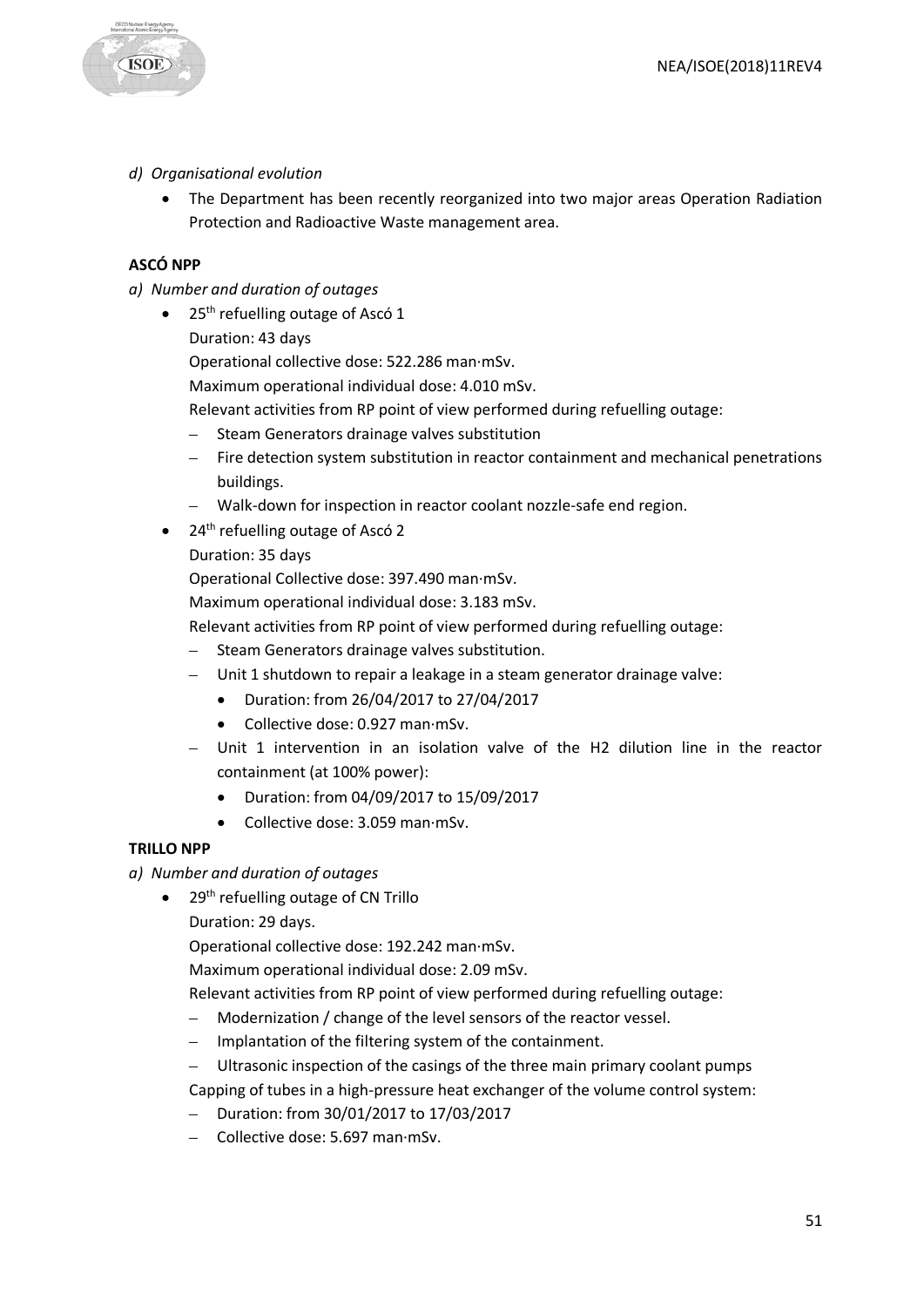*d) Organisational evolution*

- The Department has been recently reorganized into two major areas Operation Radiation Protection and Radioactive Waste management area.

**ASCÓ NPP**

*a) Number and duration of outages*

- 25th refuelling outage of Ascó 1

  Duration: 43 days

  Operational collective dose: 522.286 man·mSv.

  Maximum operational individual dose: 4.010 mSv.

  Relevant activities from RP point of view performed during refuelling outage:

  - Steam Generators drainage valves substitution
  - Fire detection system substitution in reactor containment and mechanical penetrations buildings.
  - Walk-down for inspection in reactor coolant nozzle-safe end region.

- 24th refuelling outage of Ascó 2

  Duration: 35 days

  Operational Collective dose: 397.490 man·mSv.

  Maximum operational individual dose: 3.183 mSv.

  Relevant activities from RP point of view performed during refuelling outage:

  - Steam Generators drainage valves substitution.
  - Unit 1 shutdown to repair a leakage in a steam generator drainage valve:
    - Duration: from 26/04/2017 to 27/04/2017
    - Collective dose: 0.927 man·mSv.
  - Unit 1 intervention in an isolation valve of the H2 dilution line in the reactor containment (at 100% power):
    - Duration: from 04/09/2017 to 15/09/2017
    - Collective dose: 3.059 man·mSv.

**TRILLO NPP**

*a) Number and duration of outages*

- 29th refuelling outage of CN Trillo

  Duration: 29 days.

  Operational collective dose: 192.242 man·mSv.

  Maximum operational individual dose: 2.09 mSv.

  Relevant activities from RP point of view performed during refuelling outage:

  - Modernization / change of the level sensors of the reactor vessel.
  - Implantation of the filtering system of the containment.
  - Ultrasonic inspection of the casings of the three main primary coolant pumps

  Capping of tubes in a high-pressure heat exchanger of the volume control system:

  - Duration: from 30/01/2017 to 17/03/2017
  - Collective dose: 5.697 man·mSv.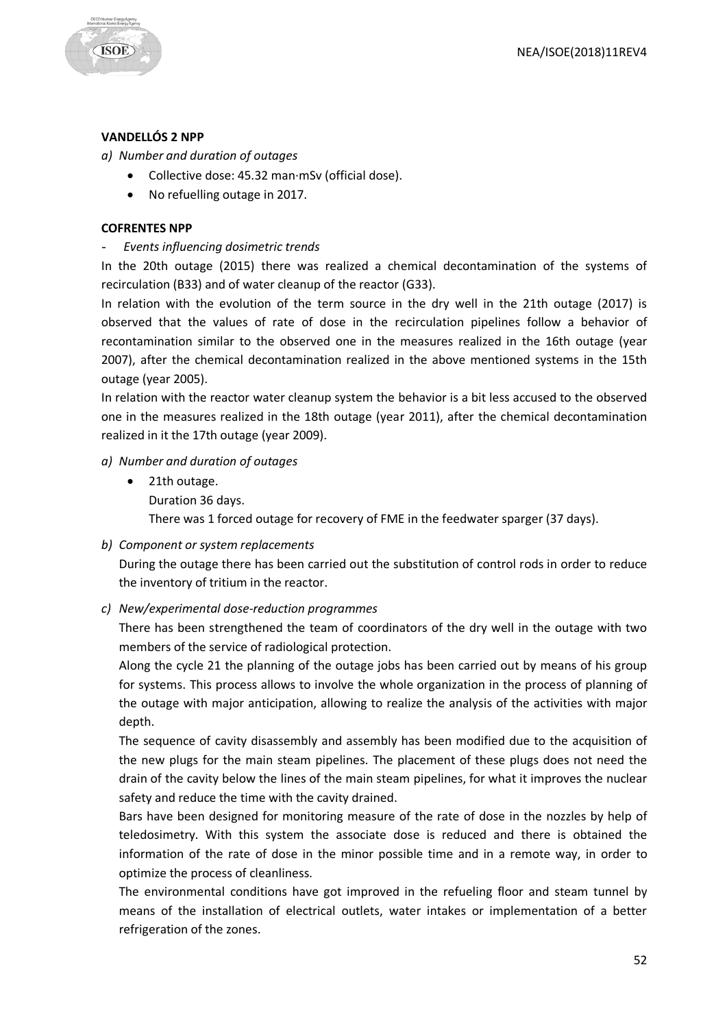**VANDELLÓS 2 NPP**

*a) Number and duration of outages*

- Collective dose: 45.32 man·mSv (official dose).
- No refuelling outage in 2017.

**COFRENTES NPP**

- *Events influencing dosimetric trends*

In the 20th outage (2015) there was realized a chemical decontamination of the systems of recirculation (B33) and of water cleanup of the reactor (G33).

In relation with the evolution of the term source in the dry well in the 21th outage (2017) is observed that the values of rate of dose in the recirculation pipelines follow a behavior of recontamination similar to the observed one in the measures realized in the 16th outage (year 2007), after the chemical decontamination realized in the above mentioned systems in the 15th outage (year 2005).

In relation with the reactor water cleanup system the behavior is a bit less accused to the observed one in the measures realized in the 18th outage (year 2011), after the chemical decontamination realized in it the 17th outage (year 2009).

*a) Number and duration of outages*

- 21th outage.
  Duration 36 days.
  There was 1 forced outage for recovery of FME in the feedwater sparger (37 days).

*b) Component or system replacements*

During the outage there has been carried out the substitution of control rods in order to reduce the inventory of tritium in the reactor.

*c) New/experimental dose-reduction programmes*

There has been strengthened the team of coordinators of the dry well in the outage with two members of the service of radiological protection.

Along the cycle 21 the planning of the outage jobs has been carried out by means of his group for systems. This process allows to involve the whole organization in the process of planning of the outage with major anticipation, allowing to realize the analysis of the activities with major depth.

The sequence of cavity disassembly and assembly has been modified due to the acquisition of the new plugs for the main steam pipelines. The placement of these plugs does not need the drain of the cavity below the lines of the main steam pipelines, for what it improves the nuclear safety and reduce the time with the cavity drained.

Bars have been designed for monitoring measure of the rate of dose in the nozzles by help of teledosimetry. With this system the associate dose is reduced and there is obtained the information of the rate of dose in the minor possible time and in a remote way, in order to optimize the process of cleanliness.

The environmental conditions have got improved in the refueling floor and steam tunnel by means of the installation of electrical outlets, water intakes or implementation of a better refrigeration of the zones.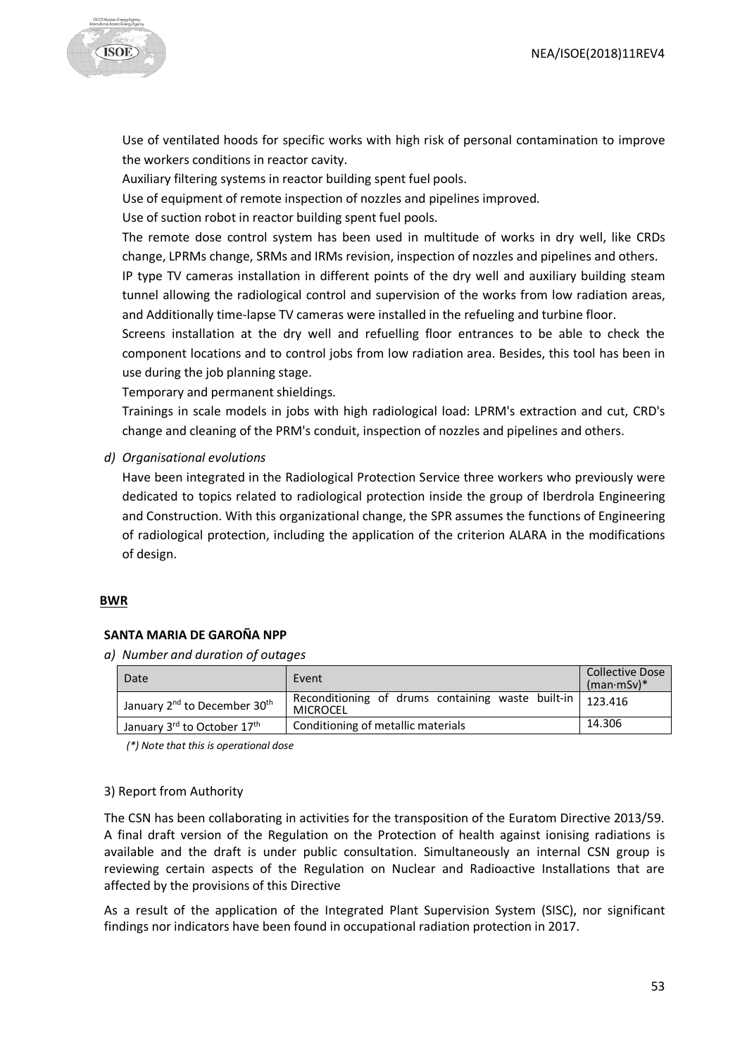Use of ventilated hoods for specific works with high risk of personal contamination to improve the workers conditions in reactor cavity.

Auxiliary filtering systems in reactor building spent fuel pools.

Use of equipment of remote inspection of nozzles and pipelines improved.

Use of suction robot in reactor building spent fuel pools.

The remote dose control system has been used in multitude of works in dry well, like CRDs change, LPRMs change, SRMs and IRMs revision, inspection of nozzles and pipelines and others.

IP type TV cameras installation in different points of the dry well and auxiliary building steam tunnel allowing the radiological control and supervision of the works from low radiation areas, and Additionally time-lapse TV cameras were installed in the refueling and turbine floor.

Screens installation at the dry well and refuelling floor entrances to be able to check the component locations and to control jobs from low radiation area. Besides, this tool has been in use during the job planning stage.

Temporary and permanent shieldings.

Trainings in scale models in jobs with high radiological load: LPRM's extraction and cut, CRD's change and cleaning of the PRM's conduit, inspection of nozzles and pipelines and others.

*d) Organisational evolutions*

Have been integrated in the Radiological Protection Service three workers who previously were dedicated to topics related to radiological protection inside the group of Iberdrola Engineering and Construction. With this organizational change, the SPR assumes the functions of Engineering of radiological protection, including the application of the criterion ALARA in the modifications of design.

**BWR**

**SANTA MARIA DE GAROÑA NPP**

*a) Number and duration of outages*

| Date | Event | Collective Dose (man·mSv)* |
|---|---|---|
| January 2nd to December 30th | Reconditioning of drums containing waste built-in MICROCEL | 123.416 |
| January 3rd to October 17th | Conditioning of metallic materials | 14.306 |

*(\*) Note that this is operational dose*

3) Report from Authority

The CSN has been collaborating in activities for the transposition of the Euratom Directive 2013/59. A final draft version of the Regulation on the Protection of health against ionising radiations is available and the draft is under public consultation. Simultaneously an internal CSN group is reviewing certain aspects of the Regulation on Nuclear and Radioactive Installations that are affected by the provisions of this Directive

As a result of the application of the Integrated Plant Supervision System (SISC), nor significant findings nor indicators have been found in occupational radiation protection in 2017.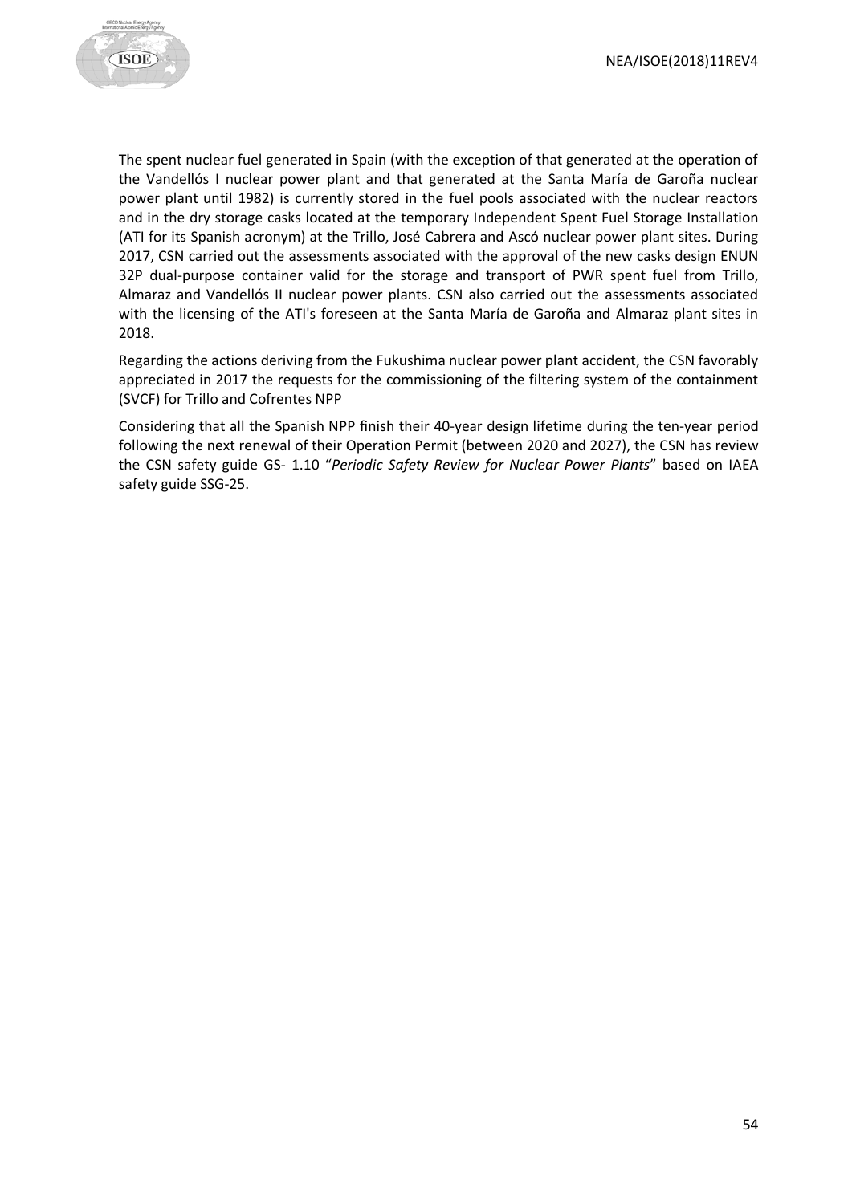The spent nuclear fuel generated in Spain (with the exception of that generated at the operation of the Vandellós I nuclear power plant and that generated at the Santa María de Garoña nuclear power plant until 1982) is currently stored in the fuel pools associated with the nuclear reactors and in the dry storage casks located at the temporary Independent Spent Fuel Storage Installation (ATI for its Spanish acronym) at the Trillo, José Cabrera and Ascó nuclear power plant sites. During 2017, CSN carried out the assessments associated with the approval of the new casks design ENUN 32P dual-purpose container valid for the storage and transport of PWR spent fuel from Trillo, Almaraz and Vandellós II nuclear power plants. CSN also carried out the assessments associated with the licensing of the ATI's foreseen at the Santa María de Garoña and Almaraz plant sites in 2018.

Regarding the actions deriving from the Fukushima nuclear power plant accident, the CSN favorably appreciated in 2017 the requests for the commissioning of the filtering system of the containment (SVCF) for Trillo and Cofrentes NPP

Considering that all the Spanish NPP finish their 40-year design lifetime during the ten-year period following the next renewal of their Operation Permit (between 2020 and 2027), the CSN has review the CSN safety guide GS- 1.10 "*Periodic Safety Review for Nuclear Power Plants*" based on IAEA safety guide SSG-25.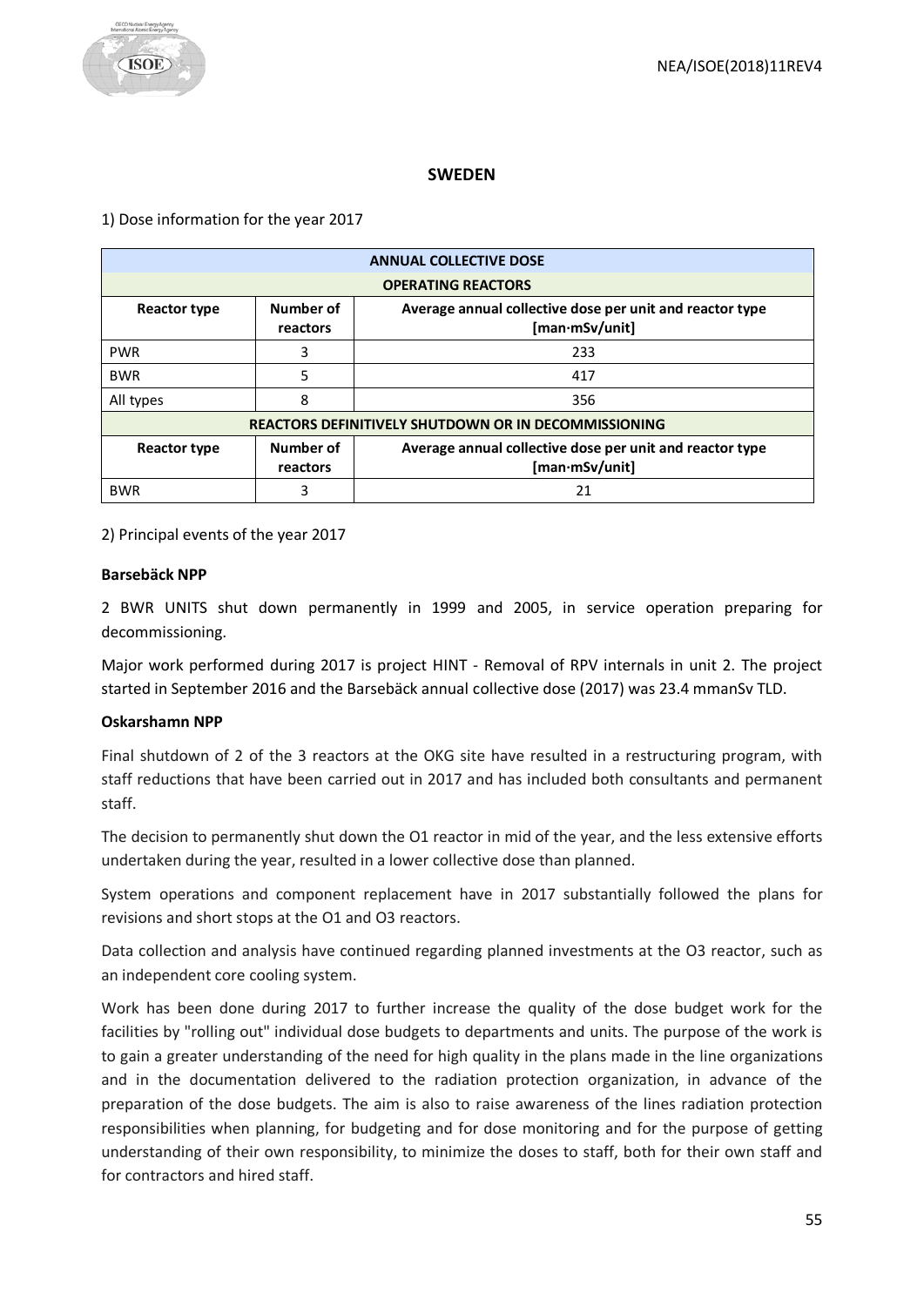## SWEDEN

1) Dose information for the year 2017

| ANNUAL COLLECTIVE DOSE | | |
|---|---|---|
| **OPERATING REACTORS** | | |
| **Reactor type** | **Number of reactors** | **Average annual collective dose per unit and reactor type [man·mSv/unit]** |
| PWR | 3 | 233 |
| BWR | 5 | 417 |
| All types | 8 | 356 |
| **REACTORS DEFINITIVELY SHUTDOWN OR IN DECOMMISSIONING** | | |
| **Reactor type** | **Number of reactors** | **Average annual collective dose per unit and reactor type [man·mSv/unit]** |
| BWR | 3 | 21 |

2) Principal events of the year 2017

**Barsebäck NPP**

2 BWR UNITS shut down permanently in 1999 and 2005, in service operation preparing for decommissioning.

Major work performed during 2017 is project HINT - Removal of RPV internals in unit 2. The project started in September 2016 and the Barsebäck annual collective dose (2017) was 23.4 mmanSv TLD.

**Oskarshamn NPP**

Final shutdown of 2 of the 3 reactors at the OKG site have resulted in a restructuring program, with staff reductions that have been carried out in 2017 and has included both consultants and permanent staff.

The decision to permanently shut down the O1 reactor in mid of the year, and the less extensive efforts undertaken during the year, resulted in a lower collective dose than planned.

System operations and component replacement have in 2017 substantially followed the plans for revisions and short stops at the O1 and O3 reactors.

Data collection and analysis have continued regarding planned investments at the O3 reactor, such as an independent core cooling system.

Work has been done during 2017 to further increase the quality of the dose budget work for the facilities by "rolling out" individual dose budgets to departments and units. The purpose of the work is to gain a greater understanding of the need for high quality in the plans made in the line organizations and in the documentation delivered to the radiation protection organization, in advance of the preparation of the dose budgets. The aim is also to raise awareness of the lines radiation protection responsibilities when planning, for budgeting and for dose monitoring and for the purpose of getting understanding of their own responsibility, to minimize the doses to staff, both for their own staff and for contractors and hired staff.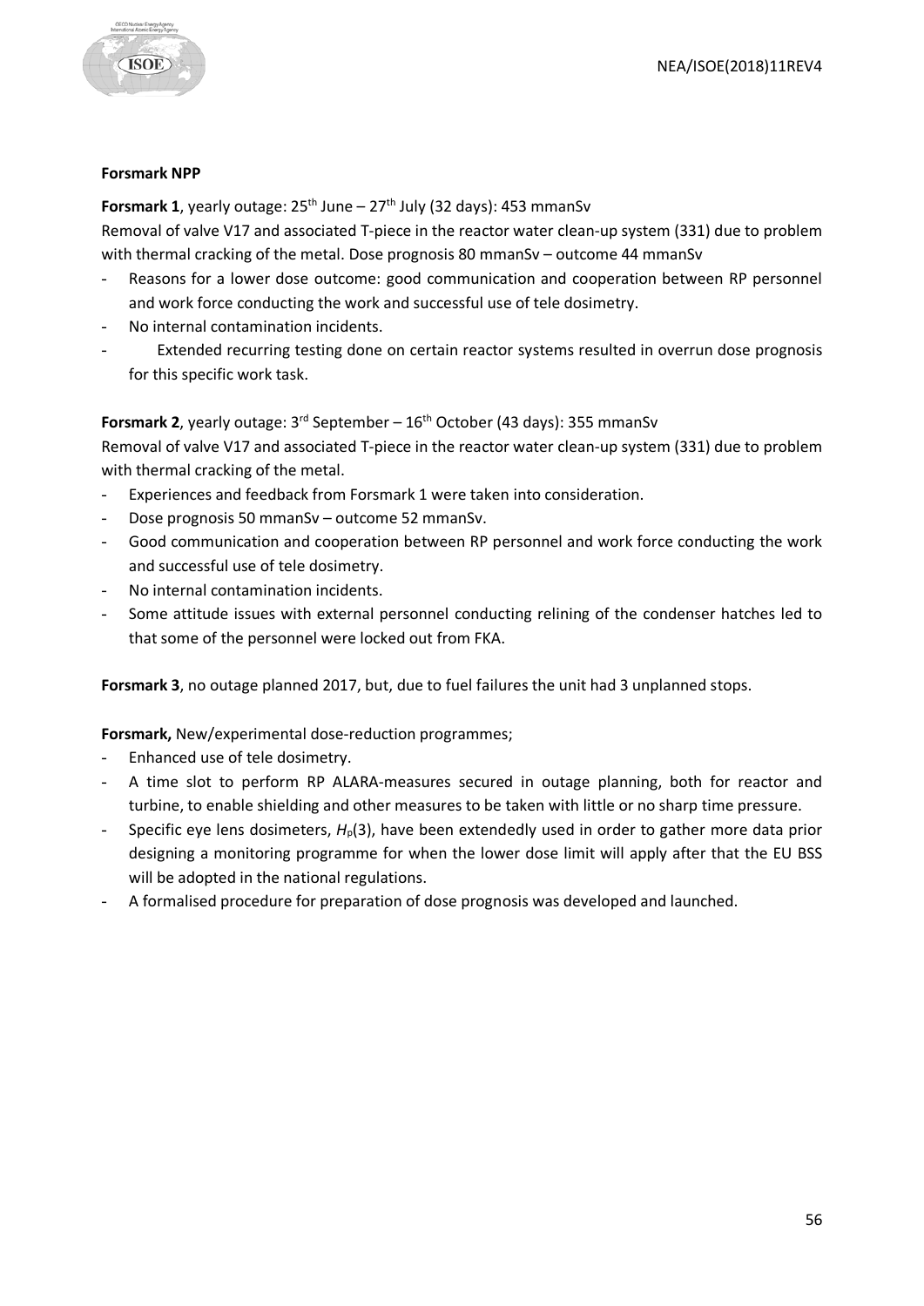**Forsmark NPP**

**Forsmark 1**, yearly outage: 25th June – 27th July (32 days): 453 mmanSv

Removal of valve V17 and associated T-piece in the reactor water clean-up system (331) due to problem with thermal cracking of the metal. Dose prognosis 80 mmanSv – outcome 44 mmanSv

- Reasons for a lower dose outcome: good communication and cooperation between RP personnel and work force conducting the work and successful use of tele dosimetry.
- No internal contamination incidents.
- Extended recurring testing done on certain reactor systems resulted in overrun dose prognosis for this specific work task.

**Forsmark 2**, yearly outage: 3rd September – 16th October (43 days): 355 mmanSv

Removal of valve V17 and associated T-piece in the reactor water clean-up system (331) due to problem with thermal cracking of the metal.

- Experiences and feedback from Forsmark 1 were taken into consideration.
- Dose prognosis 50 mmanSv – outcome 52 mmanSv.
- Good communication and cooperation between RP personnel and work force conducting the work and successful use of tele dosimetry.
- No internal contamination incidents.
- Some attitude issues with external personnel conducting relining of the condenser hatches led to that some of the personnel were locked out from FKA.

**Forsmark 3**, no outage planned 2017, but, due to fuel failures the unit had 3 unplanned stops.

**Forsmark,** New/experimental dose-reduction programmes;

- Enhanced use of tele dosimetry.
- A time slot to perform RP ALARA-measures secured in outage planning, both for reactor and turbine, to enable shielding and other measures to be taken with little or no sharp time pressure.
- Specific eye lens dosimeters, $H_p(3)$, have been extendedly used in order to gather more data prior designing a monitoring programme for when the lower dose limit will apply after that the EU BSS will be adopted in the national regulations.
- A formalised procedure for preparation of dose prognosis was developed and launched.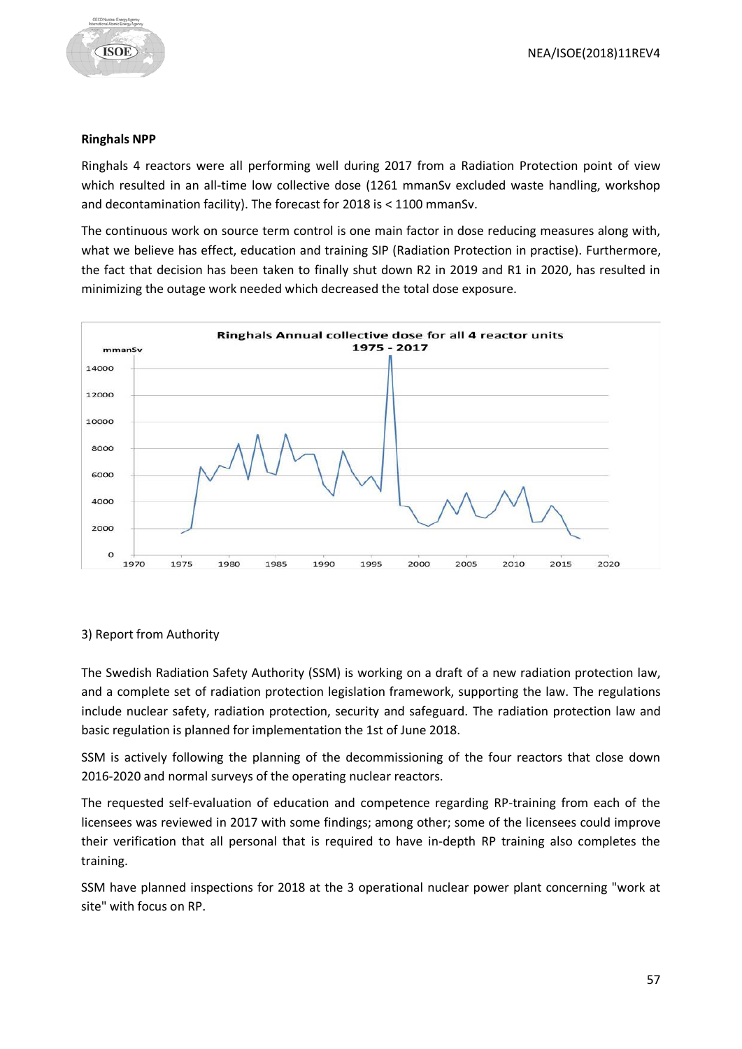**Ringhals NPP**

Ringhals 4 reactors were all performing well during 2017 from a Radiation Protection point of view which resulted in an all-time low collective dose (1261 mmanSv excluded waste handling, workshop and decontamination facility). The forecast for 2018 is < 1100 mmanSv.

The continuous work on source term control is one main factor in dose reducing measures along with, what we believe has effect, education and training SIP (Radiation Protection in practise). Furthermore, the fact that decision has been taken to finally shut down R2 in 2019 and R1 in 2020, has resulted in minimizing the outage work needed which decreased the total dose exposure.

3) Report from Authority

The Swedish Radiation Safety Authority (SSM) is working on a draft of a new radiation protection law, and a complete set of radiation protection legislation framework, supporting the law. The regulations include nuclear safety, radiation protection, security and safeguard. The radiation protection law and basic regulation is planned for implementation the 1st of June 2018.

SSM is actively following the planning of the decommissioning of the four reactors that close down 2016-2020 and normal surveys of the operating nuclear reactors.

The requested self-evaluation of education and competence regarding RP-training from each of the licensees was reviewed in 2017 with some findings; among other; some of the licensees could improve their verification that all personal that is required to have in-depth RP training also completes the training.

SSM have planned inspections for 2018 at the 3 operational nuclear power plant concerning "work at site" with focus on RP.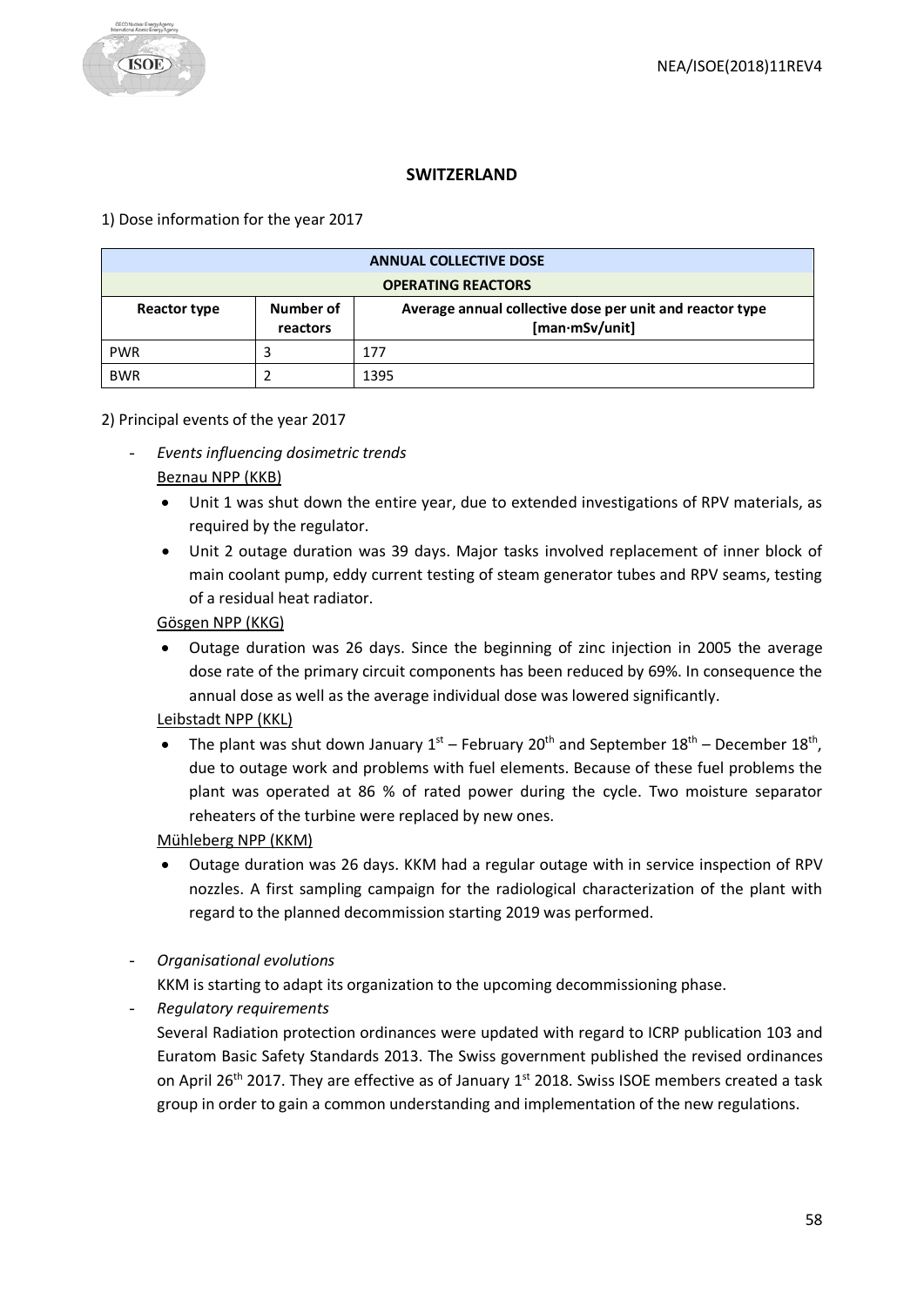## SWITZERLAND

1) Dose information for the year 2017

| ANNUAL COLLECTIVE DOSE | | |
|---|---|---|
| **OPERATING REACTORS** | | |
| **Reactor type** | **Number of reactors** | **Average annual collective dose per unit and reactor type [man·mSv/unit]** |
| PWR | 3 | 177 |
| BWR | 2 | 1395 |

2) Principal events of the year 2017

- *Events influencing dosimetric trends*

  Beznau NPP (KKB)

  - Unit 1 was shut down the entire year, due to extended investigations of RPV materials, as required by the regulator.
  - Unit 2 outage duration was 39 days. Major tasks involved replacement of inner block of main coolant pump, eddy current testing of steam generator tubes and RPV seams, testing of a residual heat radiator.

  Gösgen NPP (KKG)

  - Outage duration was 26 days. Since the beginning of zinc injection in 2005 the average dose rate of the primary circuit components has been reduced by 69%. In consequence the annual dose as well as the average individual dose was lowered significantly.

  Leibstadt NPP (KKL)

  - The plant was shut down January 1st – February 20th and September 18th – December 18th, due to outage work and problems with fuel elements. Because of these fuel problems the plant was operated at 86 % of rated power during the cycle. Two moisture separator reheaters of the turbine were replaced by new ones.

  Mühleberg NPP (KKM)

  - Outage duration was 26 days. KKM had a regular outage with in service inspection of RPV nozzles. A first sampling campaign for the radiological characterization of the plant with regard to the planned decommission starting 2019 was performed.

- *Organisational evolutions*

  KKM is starting to adapt its organization to the upcoming decommissioning phase.

- *Regulatory requirements*

  Several Radiation protection ordinances were updated with regard to ICRP publication 103 and Euratom Basic Safety Standards 2013. The Swiss government published the revised ordinances on April 26th 2017. They are effective as of January 1st 2018. Swiss ISOE members created a task group in order to gain a common understanding and implementation of the new regulations.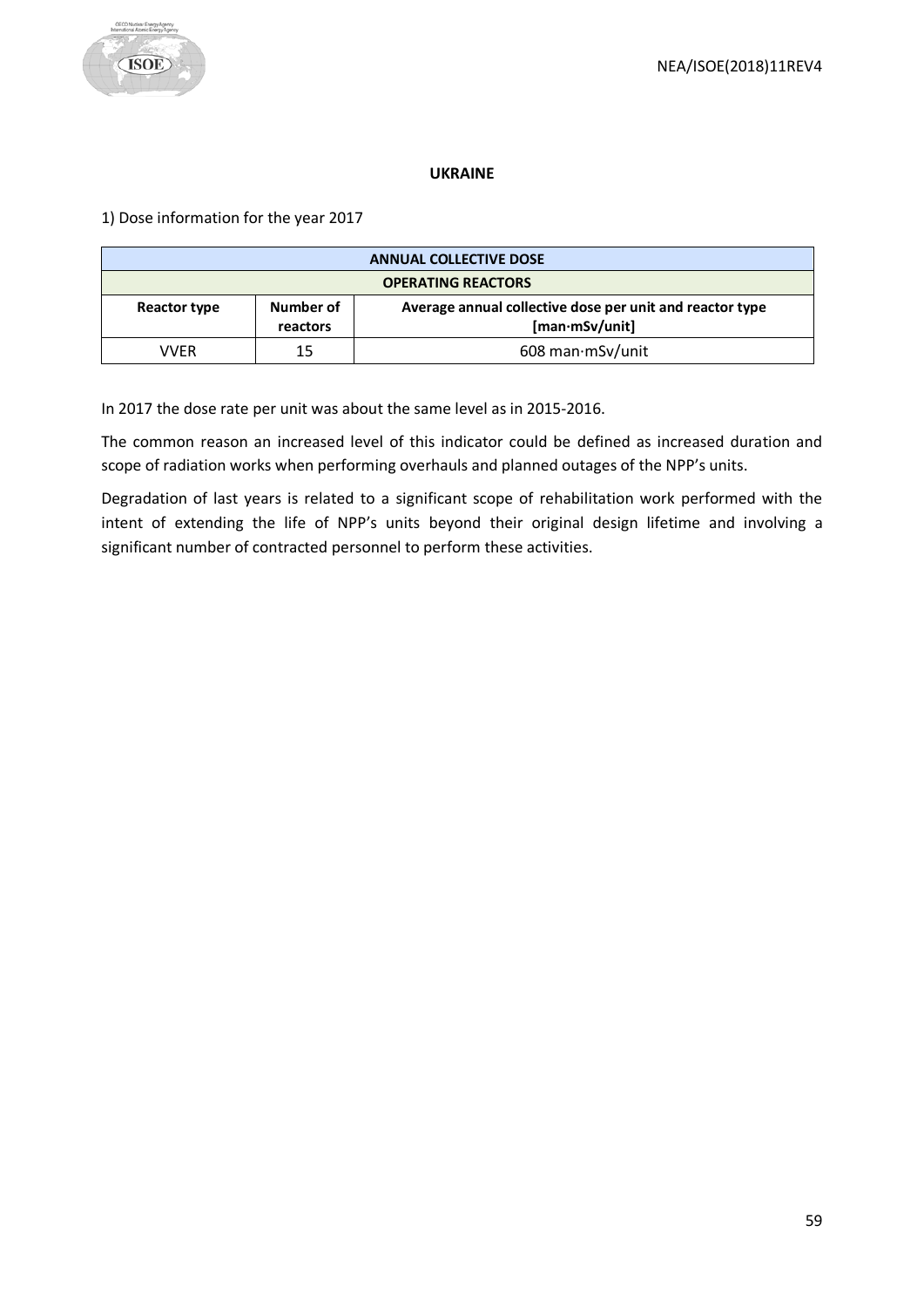## UKRAINE

1) Dose information for the year 2017

| ANNUAL COLLECTIVE DOSE | | |
|---|---|---|
| **OPERATING REACTORS** | | |
| **Reactor type** | **Number of reactors** | **Average annual collective dose per unit and reactor type [man·mSv/unit]** |
| VVER | 15 | 608 man·mSv/unit |

In 2017 the dose rate per unit was about the same level as in 2015-2016.

The common reason an increased level of this indicator could be defined as increased duration and scope of radiation works when performing overhauls and planned outages of the NPP's units.

Degradation of last years is related to a significant scope of rehabilitation work performed with the intent of extending the life of NPP's units beyond their original design lifetime and involving a significant number of contracted personnel to perform these activities.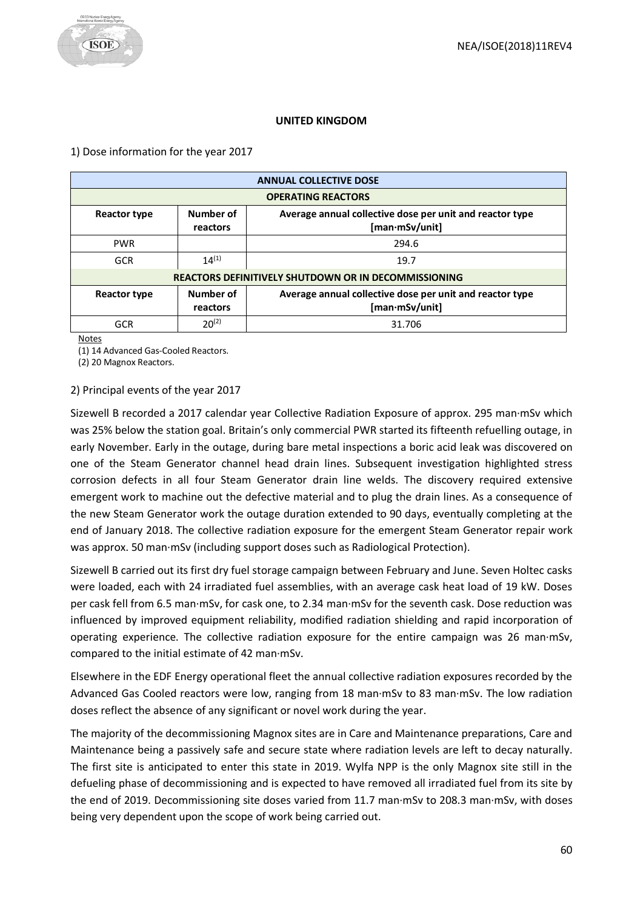**UNITED KINGDOM**

1) Dose information for the year 2017

| ANNUAL COLLECTIVE DOSE | | |
|---|---|---|
| **OPERATING REACTORS** | | |
| **Reactor type** | **Number of reactors** | **Average annual collective dose per unit and reactor type [man·mSv/unit]** |
| PWR | | 294.6 |
| GCR | 14(1) | 19.7 |
| **REACTORS DEFINITIVELY SHUTDOWN OR IN DECOMMISSIONING** | | |
| **Reactor type** | **Number of reactors** | **Average annual collective dose per unit and reactor type [man·mSv/unit]** |
| GCR | 20(2) | 31.706 |

Notes

(1) 14 Advanced Gas-Cooled Reactors.

(2) 20 Magnox Reactors.

2) Principal events of the year 2017

Sizewell B recorded a 2017 calendar year Collective Radiation Exposure of approx. 295 man·mSv which was 25% below the station goal. Britain's only commercial PWR started its fifteenth refuelling outage, in early November. Early in the outage, during bare metal inspections a boric acid leak was discovered on one of the Steam Generator channel head drain lines. Subsequent investigation highlighted stress corrosion defects in all four Steam Generator drain line welds. The discovery required extensive emergent work to machine out the defective material and to plug the drain lines. As a consequence of the new Steam Generator work the outage duration extended to 90 days, eventually completing at the end of January 2018. The collective radiation exposure for the emergent Steam Generator repair work was approx. 50 man·mSv (including support doses such as Radiological Protection).

Sizewell B carried out its first dry fuel storage campaign between February and June. Seven Holtec casks were loaded, each with 24 irradiated fuel assemblies, with an average cask heat load of 19 kW. Doses per cask fell from 6.5 man·mSv, for cask one, to 2.34 man·mSv for the seventh cask. Dose reduction was influenced by improved equipment reliability, modified radiation shielding and rapid incorporation of operating experience. The collective radiation exposure for the entire campaign was 26 man·mSv, compared to the initial estimate of 42 man·mSv.

Elsewhere in the EDF Energy operational fleet the annual collective radiation exposures recorded by the Advanced Gas Cooled reactors were low, ranging from 18 man·mSv to 83 man·mSv. The low radiation doses reflect the absence of any significant or novel work during the year.

The majority of the decommissioning Magnox sites are in Care and Maintenance preparations, Care and Maintenance being a passively safe and secure state where radiation levels are left to decay naturally. The first site is anticipated to enter this state in 2019. Wylfa NPP is the only Magnox site still in the defueling phase of decommissioning and is expected to have removed all irradiated fuel from its site by the end of 2019. Decommissioning site doses varied from 11.7 man·mSv to 208.3 man·mSv, with doses being very dependent upon the scope of work being carried out.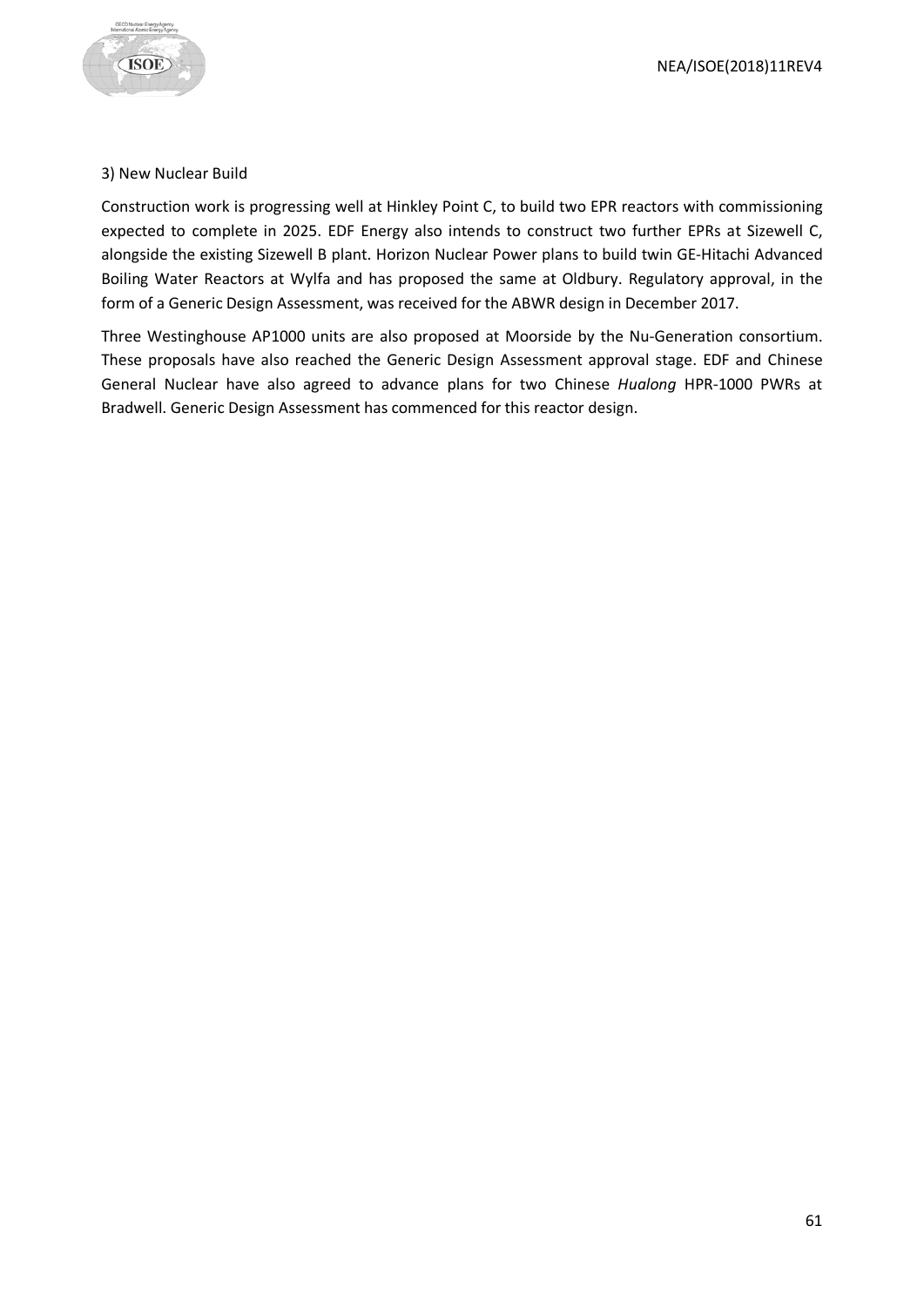3) New Nuclear Build

Construction work is progressing well at Hinkley Point C, to build two EPR reactors with commissioning expected to complete in 2025. EDF Energy also intends to construct two further EPRs at Sizewell C, alongside the existing Sizewell B plant. Horizon Nuclear Power plans to build twin GE-Hitachi Advanced Boiling Water Reactors at Wylfa and has proposed the same at Oldbury. Regulatory approval, in the form of a Generic Design Assessment, was received for the ABWR design in December 2017.

Three Westinghouse AP1000 units are also proposed at Moorside by the Nu-Generation consortium. These proposals have also reached the Generic Design Assessment approval stage. EDF and Chinese General Nuclear have also agreed to advance plans for two Chinese *Hualong* HPR-1000 PWRs at Bradwell. Generic Design Assessment has commenced for this reactor design.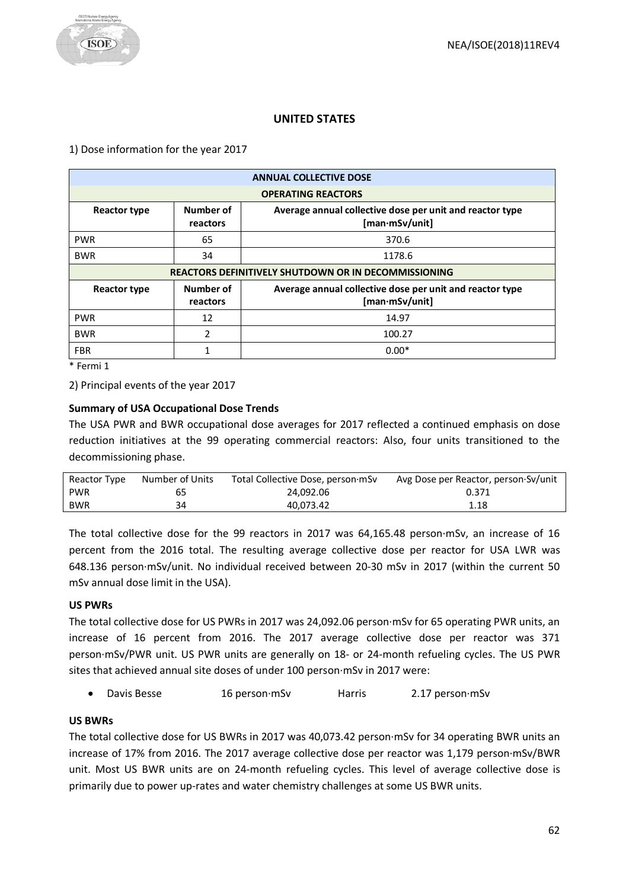## UNITED STATES

1) Dose information for the year 2017

| ANNUAL COLLECTIVE DOSE | | |
|---|---|---|
| **OPERATING REACTORS** | | |
| **Reactor type** | **Number of reactors** | **Average annual collective dose per unit and reactor type [man·mSv/unit]** |
| PWR | 65 | 370.6 |
| BWR | 34 | 1178.6 |
| **REACTORS DEFINITIVELY SHUTDOWN OR IN DECOMMISSIONING** | | |
| **Reactor type** | **Number of reactors** | **Average annual collective dose per unit and reactor type [man·mSv/unit]** |
| PWR | 12 | 14.97 |
| BWR | 2 | 100.27 |
| FBR | 1 | 0.00* |

\* Fermi 1

2) Principal events of the year 2017

**Summary of USA Occupational Dose Trends**

The USA PWR and BWR occupational dose averages for 2017 reflected a continued emphasis on dose reduction initiatives at the 99 operating commercial reactors: Also, four units transitioned to the decommissioning phase.

| Reactor Type | Number of Units | Total Collective Dose, person·mSv | Avg Dose per Reactor, person·Sv/unit |
|---|---|---|---|
| PWR | 65 | 24,092.06 | 0.371 |
| BWR | 34 | 40,073.42 | 1.18 |

The total collective dose for the 99 reactors in 2017 was 64,165.48 person·mSv, an increase of 16 percent from the 2016 total. The resulting average collective dose per reactor for USA LWR was 648.136 person·mSv/unit. No individual received between 20-30 mSv in 2017 (within the current 50 mSv annual dose limit in the USA).

**US PWRs**

The total collective dose for US PWRs in 2017 was 24,092.06 person·mSv for 65 operating PWR units, an increase of 16 percent from 2016. The 2017 average collective dose per reactor was 371 person·mSv/PWR unit. US PWR units are generally on 18- or 24-month refueling cycles. The US PWR sites that achieved annual site doses of under 100 person·mSv in 2017 were:

- Davis Besse 16 person·mSv Harris 2.17 person·mSv

**US BWRs**

The total collective dose for US BWRs in 2017 was 40,073.42 person·mSv for 34 operating BWR units an increase of 17% from 2016. The 2017 average collective dose per reactor was 1,179 person·mSv/BWR unit. Most US BWR units are on 24-month refueling cycles. This level of average collective dose is primarily due to power up-rates and water chemistry challenges at some US BWR units.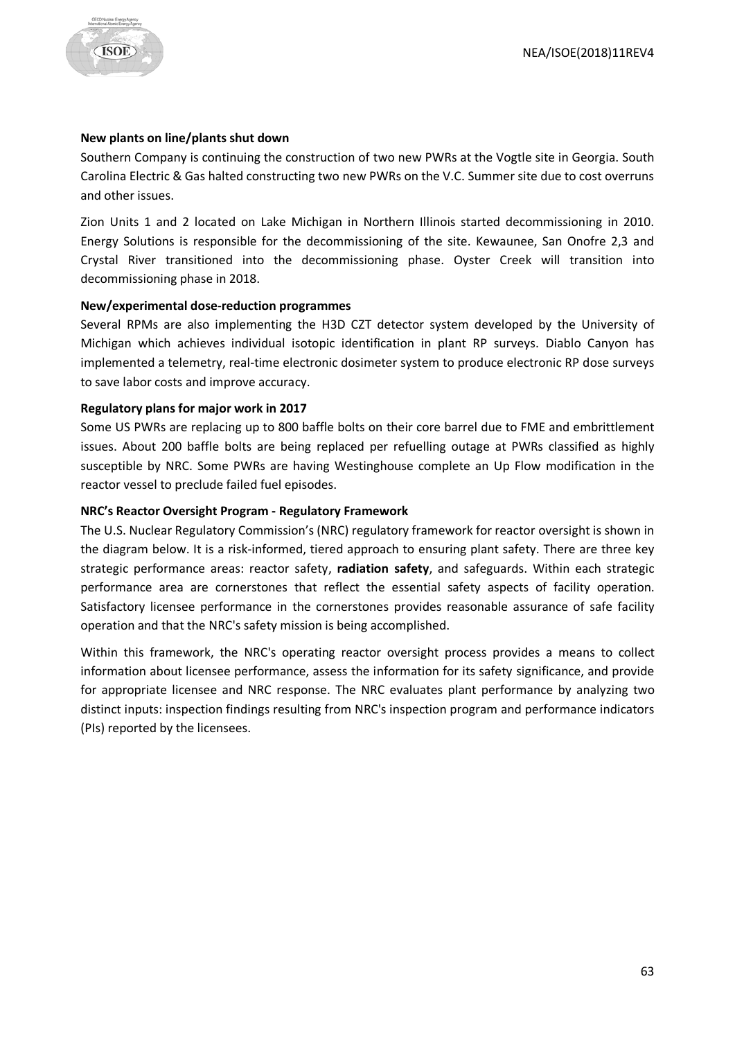**New plants on line/plants shut down**

Southern Company is continuing the construction of two new PWRs at the Vogtle site in Georgia. South Carolina Electric & Gas halted constructing two new PWRs on the V.C. Summer site due to cost overruns and other issues.

Zion Units 1 and 2 located on Lake Michigan in Northern Illinois started decommissioning in 2010. Energy Solutions is responsible for the decommissioning of the site. Kewaunee, San Onofre 2,3 and Crystal River transitioned into the decommissioning phase. Oyster Creek will transition into decommissioning phase in 2018.

**New/experimental dose-reduction programmes**

Several RPMs are also implementing the H3D CZT detector system developed by the University of Michigan which achieves individual isotopic identification in plant RP surveys. Diablo Canyon has implemented a telemetry, real-time electronic dosimeter system to produce electronic RP dose surveys to save labor costs and improve accuracy.

**Regulatory plans for major work in 2017**

Some US PWRs are replacing up to 800 baffle bolts on their core barrel due to FME and embrittlement issues. About 200 baffle bolts are being replaced per refuelling outage at PWRs classified as highly susceptible by NRC. Some PWRs are having Westinghouse complete an Up Flow modification in the reactor vessel to preclude failed fuel episodes.

**NRC's Reactor Oversight Program - Regulatory Framework**

The U.S. Nuclear Regulatory Commission's (NRC) regulatory framework for reactor oversight is shown in the diagram below. It is a risk-informed, tiered approach to ensuring plant safety. There are three key strategic performance areas: reactor safety, **radiation safety**, and safeguards. Within each strategic performance area are cornerstones that reflect the essential safety aspects of facility operation. Satisfactory licensee performance in the cornerstones provides reasonable assurance of safe facility operation and that the NRC's safety mission is being accomplished.

Within this framework, the NRC's operating reactor oversight process provides a means to collect information about licensee performance, assess the information for its safety significance, and provide for appropriate licensee and NRC response. The NRC evaluates plant performance by analyzing two distinct inputs: inspection findings resulting from NRC's inspection program and performance indicators (PIs) reported by the licensees.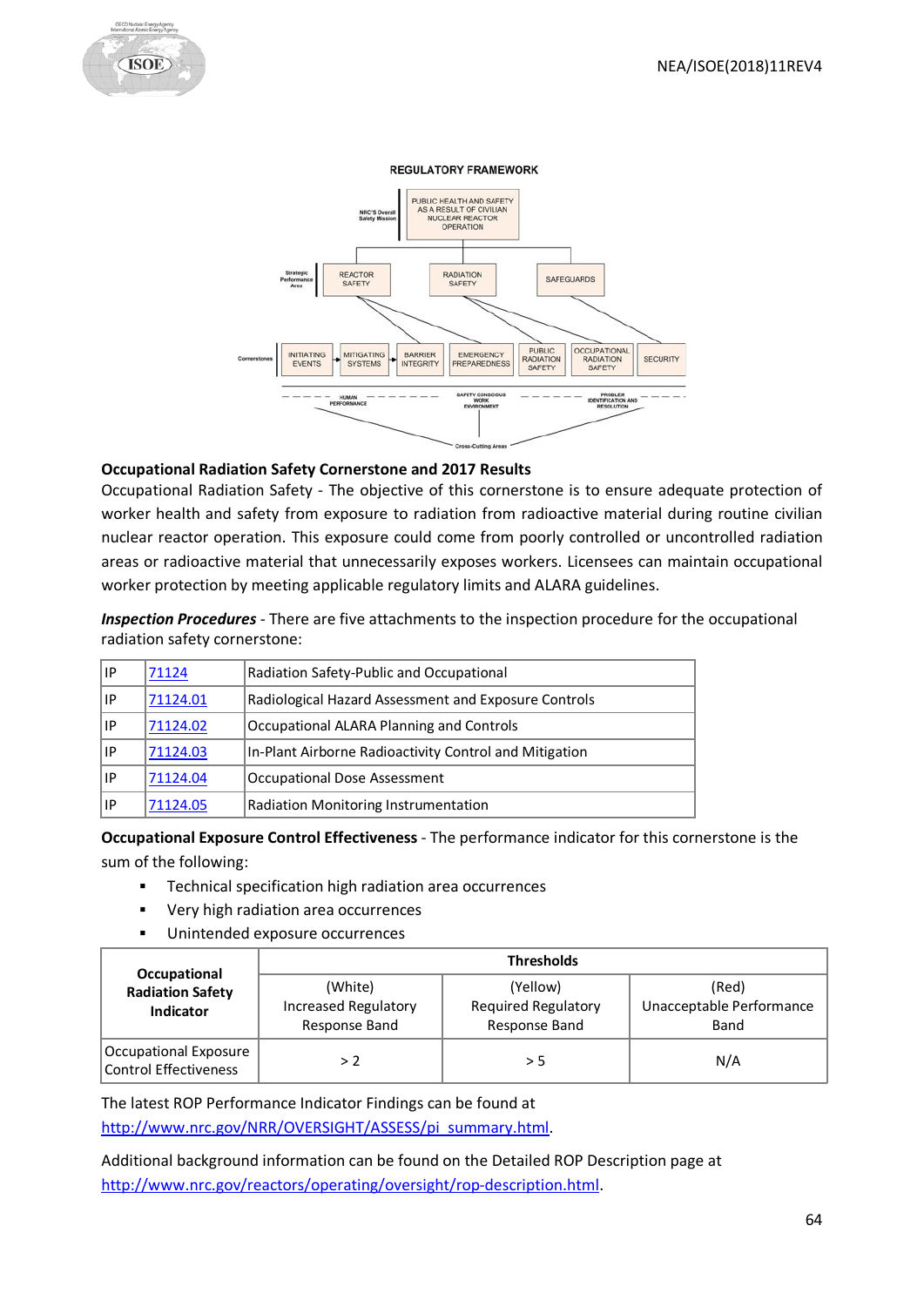REGULATORY FRAMEWORK

NRC'S Overall Safety Mission

PUBLIC HEALTH AND SAFETY AS A RESULT OF CIVILIAN NUCLEAR REACTOR OPERATION

Strategic Performance Area

REACTOR SAFETY

RADIATION SAFETY

SAFEGUARDS

Cornerstones

INITIATING EVENTS

MITIGATING SYSTEMS

BARRIER INTEGRITY

EMERGENCY PREPAREDNESS

PUBLIC RADIATION SAFETY

OCCUPATIONAL RADIATION SAFETY

SECURITY

HUMAN PERFORMANCE

SAFETY CONSCIOUS WORK ENVIRONMENT

PROBLEM IDENTIFICATION AND RESOLUTION

Cross-Cutting Areas

**Occupational Radiation Safety Cornerstone and 2017 Results**

Occupational Radiation Safety - The objective of this cornerstone is to ensure adequate protection of worker health and safety from exposure to radiation from radioactive material during routine civilian nuclear reactor operation. This exposure could come from poorly controlled or uncontrolled radiation areas or radioactive material that unnecessarily exposes workers. Licensees can maintain occupational worker protection by meeting applicable regulatory limits and ALARA guidelines.

***Inspection Procedures*** - There are five attachments to the inspection procedure for the occupational radiation safety cornerstone:

| | | |
|---|---|---|
| IP | 71124 | Radiation Safety-Public and Occupational |
| IP | 71124.01 | Radiological Hazard Assessment and Exposure Controls |
| IP | 71124.02 | Occupational ALARA Planning and Controls |
| IP | 71124.03 | In-Plant Airborne Radioactivity Control and Mitigation |
| IP | 71124.04 | Occupational Dose Assessment |
| IP | 71124.05 | Radiation Monitoring Instrumentation |

**Occupational Exposure Control Effectiveness** - The performance indicator for this cornerstone is the sum of the following:

- Technical specification high radiation area occurrences
- Very high radiation area occurrences
- Unintended exposure occurrences

| **Occupational Radiation Safety Indicator** | **Thresholds** | | |
|---|---|---|---|
| | (White) Increased Regulatory Response Band | (Yellow) Required Regulatory Response Band | (Red) Unacceptable Performance Band |
| Occupational Exposure Control Effectiveness | > 2 | > 5 | N/A |

The latest ROP Performance Indicator Findings can be found at http://www.nrc.gov/NRR/OVERSIGHT/ASSESS/pi_summary.html.

Additional background information can be found on the Detailed ROP Description page at http://www.nrc.gov/reactors/operating/oversight/rop-description.html.